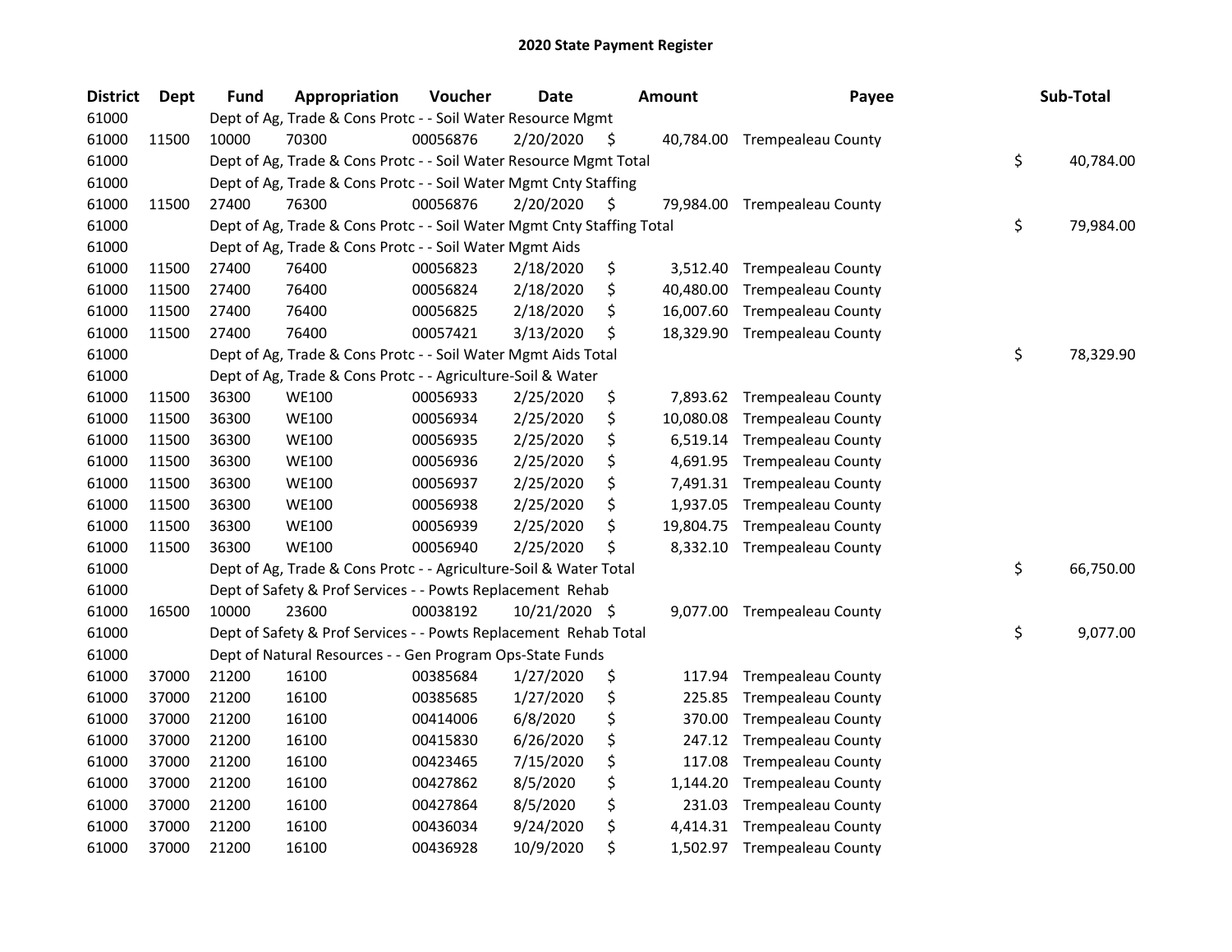# 2020 State Payment Register

| District | Dept | Fund | Appropriation | Voucher | Date | Amount | Payee | Sub-Total |
|---|---|---|---|---|---|---|---|---|
| 61000 | | Dept of Ag, Trade & Cons Protc - - Soil Water Resource Mgmt | | | | | | |
| 61000 | 11500 | 10000 | 70300 | 00056876 | 2/20/2020 | $ 40,784.00 | Trempealeau County | |
| 61000 | | Dept of Ag, Trade & Cons Protc - - Soil Water Resource Mgmt Total | | | | | | $ 40,784.00 |
| 61000 | | Dept of Ag, Trade & Cons Protc - - Soil Water Mgmt Cnty Staffing | | | | | | |
| 61000 | 11500 | 27400 | 76300 | 00056876 | 2/20/2020 | $ 79,984.00 | Trempealeau County | |
| 61000 | | Dept of Ag, Trade & Cons Protc - - Soil Water Mgmt Cnty Staffing Total | | | | | | $ 79,984.00 |
| 61000 | | Dept of Ag, Trade & Cons Protc - - Soil Water Mgmt Aids | | | | | | |
| 61000 | 11500 | 27400 | 76400 | 00056823 | 2/18/2020 | $ 3,512.40 | Trempealeau County | |
| 61000 | 11500 | 27400 | 76400 | 00056824 | 2/18/2020 | $ 40,480.00 | Trempealeau County | |
| 61000 | 11500 | 27400 | 76400 | 00056825 | 2/18/2020 | $ 16,007.60 | Trempealeau County | |
| 61000 | 11500 | 27400 | 76400 | 00057421 | 3/13/2020 | $ 18,329.90 | Trempealeau County | |
| 61000 | | Dept of Ag, Trade & Cons Protc - - Soil Water Mgmt Aids Total | | | | | | $ 78,329.90 |
| 61000 | | Dept of Ag, Trade & Cons Protc - - Agriculture-Soil & Water | | | | | | |
| 61000 | 11500 | 36300 | WE100 | 00056933 | 2/25/2020 | $ 7,893.62 | Trempealeau County | |
| 61000 | 11500 | 36300 | WE100 | 00056934 | 2/25/2020 | $ 10,080.08 | Trempealeau County | |
| 61000 | 11500 | 36300 | WE100 | 00056935 | 2/25/2020 | $ 6,519.14 | Trempealeau County | |
| 61000 | 11500 | 36300 | WE100 | 00056936 | 2/25/2020 | $ 4,691.95 | Trempealeau County | |
| 61000 | 11500 | 36300 | WE100 | 00056937 | 2/25/2020 | $ 7,491.31 | Trempealeau County | |
| 61000 | 11500 | 36300 | WE100 | 00056938 | 2/25/2020 | $ 1,937.05 | Trempealeau County | |
| 61000 | 11500 | 36300 | WE100 | 00056939 | 2/25/2020 | $ 19,804.75 | Trempealeau County | |
| 61000 | 11500 | 36300 | WE100 | 00056940 | 2/25/2020 | $ 8,332.10 | Trempealeau County | |
| 61000 | | Dept of Ag, Trade & Cons Protc - - Agriculture-Soil & Water Total | | | | | | $ 66,750.00 |
| 61000 | | Dept of Safety & Prof Services - - Powts Replacement Rehab | | | | | | |
| 61000 | 16500 | 10000 | 23600 | 00038192 | 10/21/2020 | $ 9,077.00 | Trempealeau County | |
| 61000 | | Dept of Safety & Prof Services - - Powts Replacement Rehab Total | | | | | | $ 9,077.00 |
| 61000 | | Dept of Natural Resources - - Gen Program Ops-State Funds | | | | | | |
| 61000 | 37000 | 21200 | 16100 | 00385684 | 1/27/2020 | $ 117.94 | Trempealeau County | |
| 61000 | 37000 | 21200 | 16100 | 00385685 | 1/27/2020 | $ 225.85 | Trempealeau County | |
| 61000 | 37000 | 21200 | 16100 | 00414006 | 6/8/2020 | $ 370.00 | Trempealeau County | |
| 61000 | 37000 | 21200 | 16100 | 00415830 | 6/26/2020 | $ 247.12 | Trempealeau County | |
| 61000 | 37000 | 21200 | 16100 | 00423465 | 7/15/2020 | $ 117.08 | Trempealeau County | |
| 61000 | 37000 | 21200 | 16100 | 00427862 | 8/5/2020 | $ 1,144.20 | Trempealeau County | |
| 61000 | 37000 | 21200 | 16100 | 00427864 | 8/5/2020 | $ 231.03 | Trempealeau County | |
| 61000 | 37000 | 21200 | 16100 | 00436034 | 9/24/2020 | $ 4,414.31 | Trempealeau County | |
| 61000 | 37000 | 21200 | 16100 | 00436928 | 10/9/2020 | $ 1,502.97 | Trempealeau County | |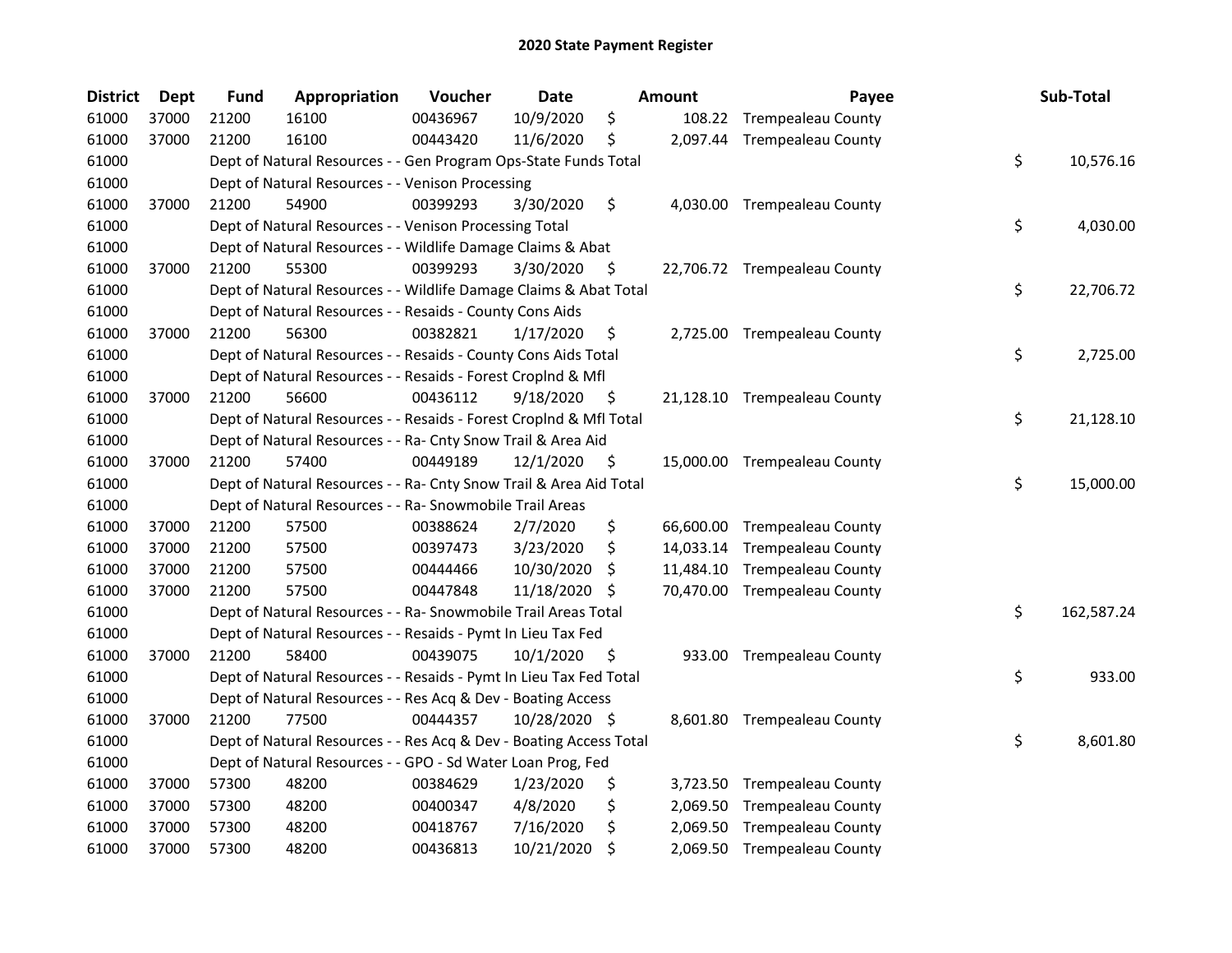# 2020 State Payment Register

| District | Dept | Fund | Appropriation | Voucher | Date | Amount | Payee | Sub-Total |
|---|---|---|---|---|---|---|---|---|
| 61000 | 37000 | 21200 | 16100 | 00436967 | 10/9/2020 | $ 108.22 | Trempealeau County | |
| 61000 | 37000 | 21200 | 16100 | 00443420 | 11/6/2020 | $ 2,097.44 | Trempealeau County | |
| 61000 | | Dept of Natural Resources - - Gen Program Ops-State Funds Total | | | | | | $ 10,576.16 |
| 61000 | | Dept of Natural Resources - - Venison Processing | | | | | | |
| 61000 | 37000 | 21200 | 54900 | 00399293 | 3/30/2020 | $ 4,030.00 | Trempealeau County | |
| 61000 | | Dept of Natural Resources - - Venison Processing Total | | | | | | $ 4,030.00 |
| 61000 | | Dept of Natural Resources - - Wildlife Damage Claims & Abat | | | | | | |
| 61000 | 37000 | 21200 | 55300 | 00399293 | 3/30/2020 | $ 22,706.72 | Trempealeau County | |
| 61000 | | Dept of Natural Resources - - Wildlife Damage Claims & Abat Total | | | | | | $ 22,706.72 |
| 61000 | | Dept of Natural Resources - - Resaids - County Cons Aids | | | | | | |
| 61000 | 37000 | 21200 | 56300 | 00382821 | 1/17/2020 | $ 2,725.00 | Trempealeau County | |
| 61000 | | Dept of Natural Resources - - Resaids - County Cons Aids Total | | | | | | $ 2,725.00 |
| 61000 | | Dept of Natural Resources - - Resaids - Forest Croplnd & Mfl | | | | | | |
| 61000 | 37000 | 21200 | 56600 | 00436112 | 9/18/2020 | $ 21,128.10 | Trempealeau County | |
| 61000 | | Dept of Natural Resources - - Resaids - Forest Croplnd & Mfl Total | | | | | | $ 21,128.10 |
| 61000 | | Dept of Natural Resources - - Ra- Cnty Snow Trail & Area Aid | | | | | | |
| 61000 | 37000 | 21200 | 57400 | 00449189 | 12/1/2020 | $ 15,000.00 | Trempealeau County | |
| 61000 | | Dept of Natural Resources - - Ra- Cnty Snow Trail & Area Aid Total | | | | | | $ 15,000.00 |
| 61000 | | Dept of Natural Resources - - Ra- Snowmobile Trail Areas | | | | | | |
| 61000 | 37000 | 21200 | 57500 | 00388624 | 2/7/2020 | $ 66,600.00 | Trempealeau County | |
| 61000 | 37000 | 21200 | 57500 | 00397473 | 3/23/2020 | $ 14,033.14 | Trempealeau County | |
| 61000 | 37000 | 21200 | 57500 | 00444466 | 10/30/2020 | $ 11,484.10 | Trempealeau County | |
| 61000 | 37000 | 21200 | 57500 | 00447848 | 11/18/2020 | $ 70,470.00 | Trempealeau County | |
| 61000 | | Dept of Natural Resources - - Ra- Snowmobile Trail Areas Total | | | | | | $ 162,587.24 |
| 61000 | | Dept of Natural Resources - - Resaids - Pymt In Lieu Tax Fed | | | | | | |
| 61000 | 37000 | 21200 | 58400 | 00439075 | 10/1/2020 | $ 933.00 | Trempealeau County | |
| 61000 | | Dept of Natural Resources - - Resaids - Pymt In Lieu Tax Fed Total | | | | | | $ 933.00 |
| 61000 | | Dept of Natural Resources - - Res Acq & Dev - Boating Access | | | | | | |
| 61000 | 37000 | 21200 | 77500 | 00444357 | 10/28/2020 | $ 8,601.80 | Trempealeau County | |
| 61000 | | Dept of Natural Resources - - Res Acq & Dev - Boating Access Total | | | | | | $ 8,601.80 |
| 61000 | | Dept of Natural Resources - - GPO - Sd Water Loan Prog, Fed | | | | | | |
| 61000 | 37000 | 57300 | 48200 | 00384629 | 1/23/2020 | $ 3,723.50 | Trempealeau County | |
| 61000 | 37000 | 57300 | 48200 | 00400347 | 4/8/2020 | $ 2,069.50 | Trempealeau County | |
| 61000 | 37000 | 57300 | 48200 | 00418767 | 7/16/2020 | $ 2,069.50 | Trempealeau County | |
| 61000 | 37000 | 57300 | 48200 | 00436813 | 10/21/2020 | $ 2,069.50 | Trempealeau County | |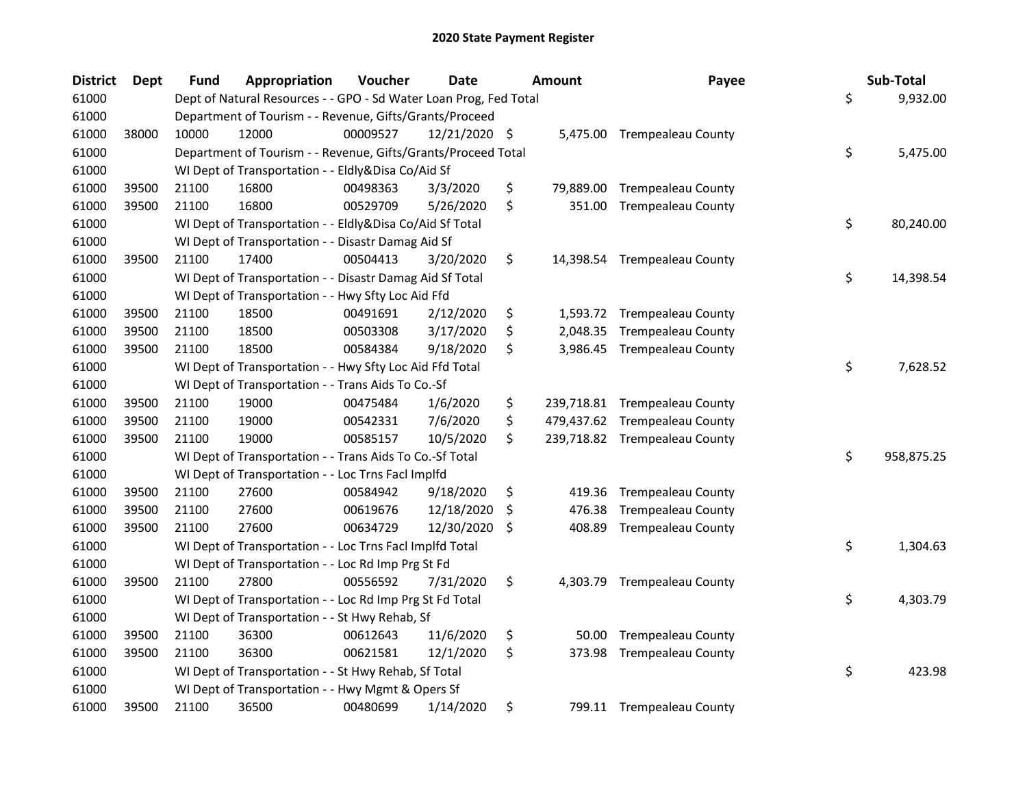# 2020 State Payment Register

| District | Dept | Fund | Appropriation | Voucher | Date | Amount | Payee | Sub-Total |
|---|---|---|---|---|---|---|---|---|
| 61000 | | Dept of Natural Resources - - GPO - Sd Water Loan Prog, Fed Total | | | | | | $ 9,932.00 |
| 61000 | | Department of Tourism - - Revenue, Gifts/Grants/Proceed | | | | | | |
| 61000 | 38000 | 10000 | 12000 | 00009527 | 12/21/2020 | $ 5,475.00 | Trempealeau County | |
| 61000 | | Department of Tourism - - Revenue, Gifts/Grants/Proceed Total | | | | | | $ 5,475.00 |
| 61000 | | WI Dept of Transportation - - Eldly&Disa Co/Aid Sf | | | | | | |
| 61000 | 39500 | 21100 | 16800 | 00498363 | 3/3/2020 | $ 79,889.00 | Trempealeau County | |
| 61000 | 39500 | 21100 | 16800 | 00529709 | 5/26/2020 | $ 351.00 | Trempealeau County | |
| 61000 | | WI Dept of Transportation - - Eldly&Disa Co/Aid Sf Total | | | | | | $ 80,240.00 |
| 61000 | | WI Dept of Transportation - - Disastr Damag Aid Sf | | | | | | |
| 61000 | 39500 | 21100 | 17400 | 00504413 | 3/20/2020 | $ 14,398.54 | Trempealeau County | |
| 61000 | | WI Dept of Transportation - - Disastr Damag Aid Sf Total | | | | | | $ 14,398.54 |
| 61000 | | WI Dept of Transportation - - Hwy Sfty Loc Aid Ffd | | | | | | |
| 61000 | 39500 | 21100 | 18500 | 00491691 | 2/12/2020 | $ 1,593.72 | Trempealeau County | |
| 61000 | 39500 | 21100 | 18500 | 00503308 | 3/17/2020 | $ 2,048.35 | Trempealeau County | |
| 61000 | 39500 | 21100 | 18500 | 00584384 | 9/18/2020 | $ 3,986.45 | Trempealeau County | |
| 61000 | | WI Dept of Transportation - - Hwy Sfty Loc Aid Ffd Total | | | | | | $ 7,628.52 |
| 61000 | | WI Dept of Transportation - - Trans Aids To Co.-Sf | | | | | | |
| 61000 | 39500 | 21100 | 19000 | 00475484 | 1/6/2020 | $ 239,718.81 | Trempealeau County | |
| 61000 | 39500 | 21100 | 19000 | 00542331 | 7/6/2020 | $ 479,437.62 | Trempealeau County | |
| 61000 | 39500 | 21100 | 19000 | 00585157 | 10/5/2020 | $ 239,718.82 | Trempealeau County | |
| 61000 | | WI Dept of Transportation - - Trans Aids To Co.-Sf Total | | | | | | $ 958,875.25 |
| 61000 | | WI Dept of Transportation - - Loc Trns Facl Implfd | | | | | | |
| 61000 | 39500 | 21100 | 27600 | 00584942 | 9/18/2020 | $ 419.36 | Trempealeau County | |
| 61000 | 39500 | 21100 | 27600 | 00619676 | 12/18/2020 | $ 476.38 | Trempealeau County | |
| 61000 | 39500 | 21100 | 27600 | 00634729 | 12/30/2020 | $ 408.89 | Trempealeau County | |
| 61000 | | WI Dept of Transportation - - Loc Trns Facl Implfd Total | | | | | | $ 1,304.63 |
| 61000 | | WI Dept of Transportation - - Loc Rd Imp Prg St Fd | | | | | | |
| 61000 | 39500 | 21100 | 27800 | 00556592 | 7/31/2020 | $ 4,303.79 | Trempealeau County | |
| 61000 | | WI Dept of Transportation - - Loc Rd Imp Prg St Fd Total | | | | | | $ 4,303.79 |
| 61000 | | WI Dept of Transportation - - St Hwy Rehab, Sf | | | | | | |
| 61000 | 39500 | 21100 | 36300 | 00612643 | 11/6/2020 | $ 50.00 | Trempealeau County | |
| 61000 | 39500 | 21100 | 36300 | 00621581 | 12/1/2020 | $ 373.98 | Trempealeau County | |
| 61000 | | WI Dept of Transportation - - St Hwy Rehab, Sf Total | | | | | | $ 423.98 |
| 61000 | | WI Dept of Transportation - - Hwy Mgmt & Opers Sf | | | | | | |
| 61000 | 39500 | 21100 | 36500 | 00480699 | 1/14/2020 | $ 799.11 | Trempealeau County | |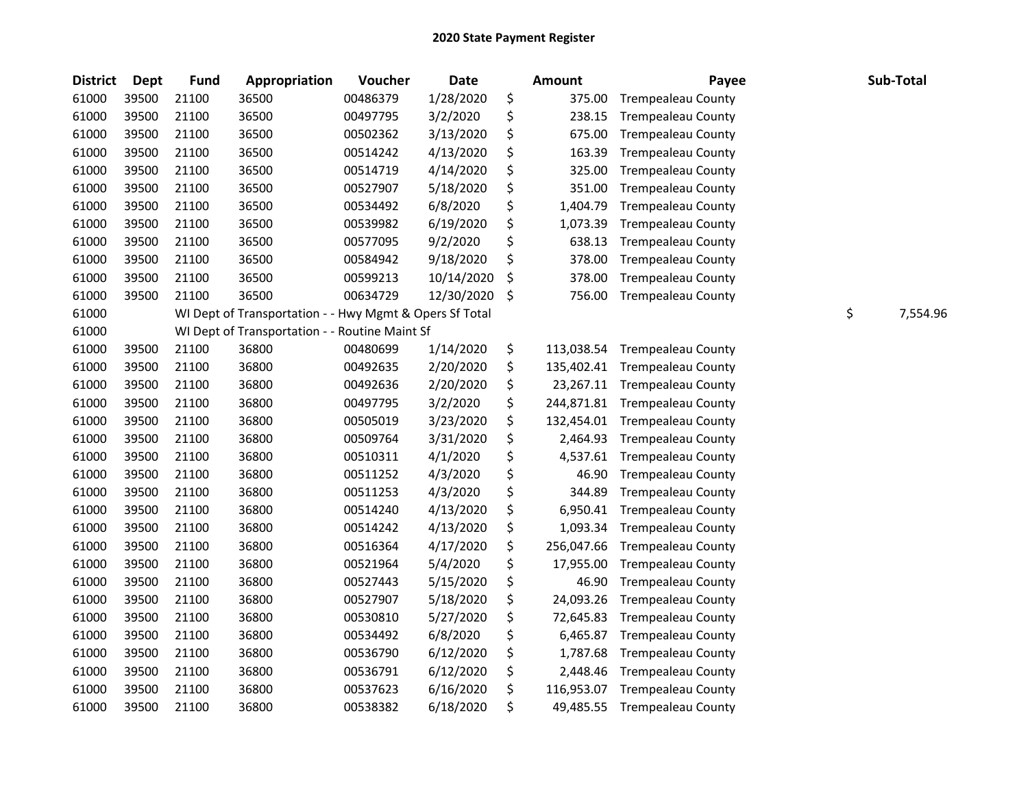# 2020 State Payment Register

| District | Dept | Fund | Appropriation | Voucher | Date | Amount | Payee | Sub-Total |
|---|---|---|---|---|---|---|---|---|
| 61000 | 39500 | 21100 | 36500 | 00486379 | 1/28/2020 | $ 375.00 | Trempealeau County | |
| 61000 | 39500 | 21100 | 36500 | 00497795 | 3/2/2020 | $ 238.15 | Trempealeau County | |
| 61000 | 39500 | 21100 | 36500 | 00502362 | 3/13/2020 | $ 675.00 | Trempealeau County | |
| 61000 | 39500 | 21100 | 36500 | 00514242 | 4/13/2020 | $ 163.39 | Trempealeau County | |
| 61000 | 39500 | 21100 | 36500 | 00514719 | 4/14/2020 | $ 325.00 | Trempealeau County | |
| 61000 | 39500 | 21100 | 36500 | 00527907 | 5/18/2020 | $ 351.00 | Trempealeau County | |
| 61000 | 39500 | 21100 | 36500 | 00534492 | 6/8/2020 | $ 1,404.79 | Trempealeau County | |
| 61000 | 39500 | 21100 | 36500 | 00539982 | 6/19/2020 | $ 1,073.39 | Trempealeau County | |
| 61000 | 39500 | 21100 | 36500 | 00577095 | 9/2/2020 | $ 638.13 | Trempealeau County | |
| 61000 | 39500 | 21100 | 36500 | 00584942 | 9/18/2020 | $ 378.00 | Trempealeau County | |
| 61000 | 39500 | 21100 | 36500 | 00599213 | 10/14/2020 | $ 378.00 | Trempealeau County | |
| 61000 | 39500 | 21100 | 36500 | 00634729 | 12/30/2020 | $ 756.00 | Trempealeau County | |
| 61000 | | WI Dept of Transportation - - Hwy Mgmt & Opers Sf Total | | | | | | $ 7,554.96 |
| 61000 | | WI Dept of Transportation - - Routine Maint Sf | | | | | | |
| 61000 | 39500 | 21100 | 36800 | 00480699 | 1/14/2020 | $ 113,038.54 | Trempealeau County | |
| 61000 | 39500 | 21100 | 36800 | 00492635 | 2/20/2020 | $ 135,402.41 | Trempealeau County | |
| 61000 | 39500 | 21100 | 36800 | 00492636 | 2/20/2020 | $ 23,267.11 | Trempealeau County | |
| 61000 | 39500 | 21100 | 36800 | 00497795 | 3/2/2020 | $ 244,871.81 | Trempealeau County | |
| 61000 | 39500 | 21100 | 36800 | 00505019 | 3/23/2020 | $ 132,454.01 | Trempealeau County | |
| 61000 | 39500 | 21100 | 36800 | 00509764 | 3/31/2020 | $ 2,464.93 | Trempealeau County | |
| 61000 | 39500 | 21100 | 36800 | 00510311 | 4/1/2020 | $ 4,537.61 | Trempealeau County | |
| 61000 | 39500 | 21100 | 36800 | 00511252 | 4/3/2020 | $ 46.90 | Trempealeau County | |
| 61000 | 39500 | 21100 | 36800 | 00511253 | 4/3/2020 | $ 344.89 | Trempealeau County | |
| 61000 | 39500 | 21100 | 36800 | 00514240 | 4/13/2020 | $ 6,950.41 | Trempealeau County | |
| 61000 | 39500 | 21100 | 36800 | 00514242 | 4/13/2020 | $ 1,093.34 | Trempealeau County | |
| 61000 | 39500 | 21100 | 36800 | 00516364 | 4/17/2020 | $ 256,047.66 | Trempealeau County | |
| 61000 | 39500 | 21100 | 36800 | 00521964 | 5/4/2020 | $ 17,955.00 | Trempealeau County | |
| 61000 | 39500 | 21100 | 36800 | 00527443 | 5/15/2020 | $ 46.90 | Trempealeau County | |
| 61000 | 39500 | 21100 | 36800 | 00527907 | 5/18/2020 | $ 24,093.26 | Trempealeau County | |
| 61000 | 39500 | 21100 | 36800 | 00530810 | 5/27/2020 | $ 72,645.83 | Trempealeau County | |
| 61000 | 39500 | 21100 | 36800 | 00534492 | 6/8/2020 | $ 6,465.87 | Trempealeau County | |
| 61000 | 39500 | 21100 | 36800 | 00536790 | 6/12/2020 | $ 1,787.68 | Trempealeau County | |
| 61000 | 39500 | 21100 | 36800 | 00536791 | 6/12/2020 | $ 2,448.46 | Trempealeau County | |
| 61000 | 39500 | 21100 | 36800 | 00537623 | 6/16/2020 | $ 116,953.07 | Trempealeau County | |
| 61000 | 39500 | 21100 | 36800 | 00538382 | 6/18/2020 | $ 49,485.55 | Trempealeau County | |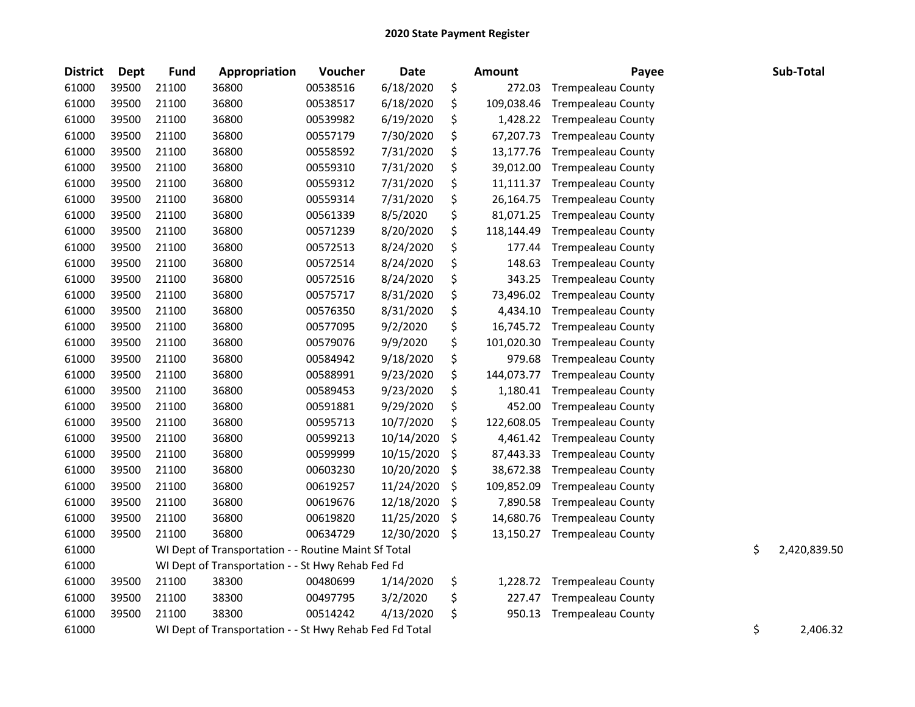# 2020 State Payment Register

| District | Dept | Fund | Appropriation | Voucher | Date | Amount | Payee | Sub-Total |
|---|---|---|---|---|---|---|---|---|
| 61000 | 39500 | 21100 | 36800 | 00538516 | 6/18/2020 | $ 272.03 | Trempealeau County | |
| 61000 | 39500 | 21100 | 36800 | 00538517 | 6/18/2020 | $ 109,038.46 | Trempealeau County | |
| 61000 | 39500 | 21100 | 36800 | 00539982 | 6/19/2020 | $ 1,428.22 | Trempealeau County | |
| 61000 | 39500 | 21100 | 36800 | 00557179 | 7/30/2020 | $ 67,207.73 | Trempealeau County | |
| 61000 | 39500 | 21100 | 36800 | 00558592 | 7/31/2020 | $ 13,177.76 | Trempealeau County | |
| 61000 | 39500 | 21100 | 36800 | 00559310 | 7/31/2020 | $ 39,012.00 | Trempealeau County | |
| 61000 | 39500 | 21100 | 36800 | 00559312 | 7/31/2020 | $ 11,111.37 | Trempealeau County | |
| 61000 | 39500 | 21100 | 36800 | 00559314 | 7/31/2020 | $ 26,164.75 | Trempealeau County | |
| 61000 | 39500 | 21100 | 36800 | 00561339 | 8/5/2020 | $ 81,071.25 | Trempealeau County | |
| 61000 | 39500 | 21100 | 36800 | 00571239 | 8/20/2020 | $ 118,144.49 | Trempealeau County | |
| 61000 | 39500 | 21100 | 36800 | 00572513 | 8/24/2020 | $ 177.44 | Trempealeau County | |
| 61000 | 39500 | 21100 | 36800 | 00572514 | 8/24/2020 | $ 148.63 | Trempealeau County | |
| 61000 | 39500 | 21100 | 36800 | 00572516 | 8/24/2020 | $ 343.25 | Trempealeau County | |
| 61000 | 39500 | 21100 | 36800 | 00575717 | 8/31/2020 | $ 73,496.02 | Trempealeau County | |
| 61000 | 39500 | 21100 | 36800 | 00576350 | 8/31/2020 | $ 4,434.10 | Trempealeau County | |
| 61000 | 39500 | 21100 | 36800 | 00577095 | 9/2/2020 | $ 16,745.72 | Trempealeau County | |
| 61000 | 39500 | 21100 | 36800 | 00579076 | 9/9/2020 | $ 101,020.30 | Trempealeau County | |
| 61000 | 39500 | 21100 | 36800 | 00584942 | 9/18/2020 | $ 979.68 | Trempealeau County | |
| 61000 | 39500 | 21100 | 36800 | 00588991 | 9/23/2020 | $ 144,073.77 | Trempealeau County | |
| 61000 | 39500 | 21100 | 36800 | 00589453 | 9/23/2020 | $ 1,180.41 | Trempealeau County | |
| 61000 | 39500 | 21100 | 36800 | 00591881 | 9/29/2020 | $ 452.00 | Trempealeau County | |
| 61000 | 39500 | 21100 | 36800 | 00595713 | 10/7/2020 | $ 122,608.05 | Trempealeau County | |
| 61000 | 39500 | 21100 | 36800 | 00599213 | 10/14/2020 | $ 4,461.42 | Trempealeau County | |
| 61000 | 39500 | 21100 | 36800 | 00599999 | 10/15/2020 | $ 87,443.33 | Trempealeau County | |
| 61000 | 39500 | 21100 | 36800 | 00603230 | 10/20/2020 | $ 38,672.38 | Trempealeau County | |
| 61000 | 39500 | 21100 | 36800 | 00619257 | 11/24/2020 | $ 109,852.09 | Trempealeau County | |
| 61000 | 39500 | 21100 | 36800 | 00619676 | 12/18/2020 | $ 7,890.58 | Trempealeau County | |
| 61000 | 39500 | 21100 | 36800 | 00619820 | 11/25/2020 | $ 14,680.76 | Trempealeau County | |
| 61000 | 39500 | 21100 | 36800 | 00634729 | 12/30/2020 | $ 13,150.27 | Trempealeau County | |
| 61000 | | WI Dept of Transportation - - Routine Maint Sf Total | | | | | | $ 2,420,839.50 |
| 61000 | | WI Dept of Transportation - - St Hwy Rehab Fed Fd | | | | | | |
| 61000 | 39500 | 21100 | 38300 | 00480699 | 1/14/2020 | $ 1,228.72 | Trempealeau County | |
| 61000 | 39500 | 21100 | 38300 | 00497795 | 3/2/2020 | $ 227.47 | Trempealeau County | |
| 61000 | 39500 | 21100 | 38300 | 00514242 | 4/13/2020 | $ 950.13 | Trempealeau County | |
| 61000 | | WI Dept of Transportation - - St Hwy Rehab Fed Fd Total | | | | | | $ 2,406.32 |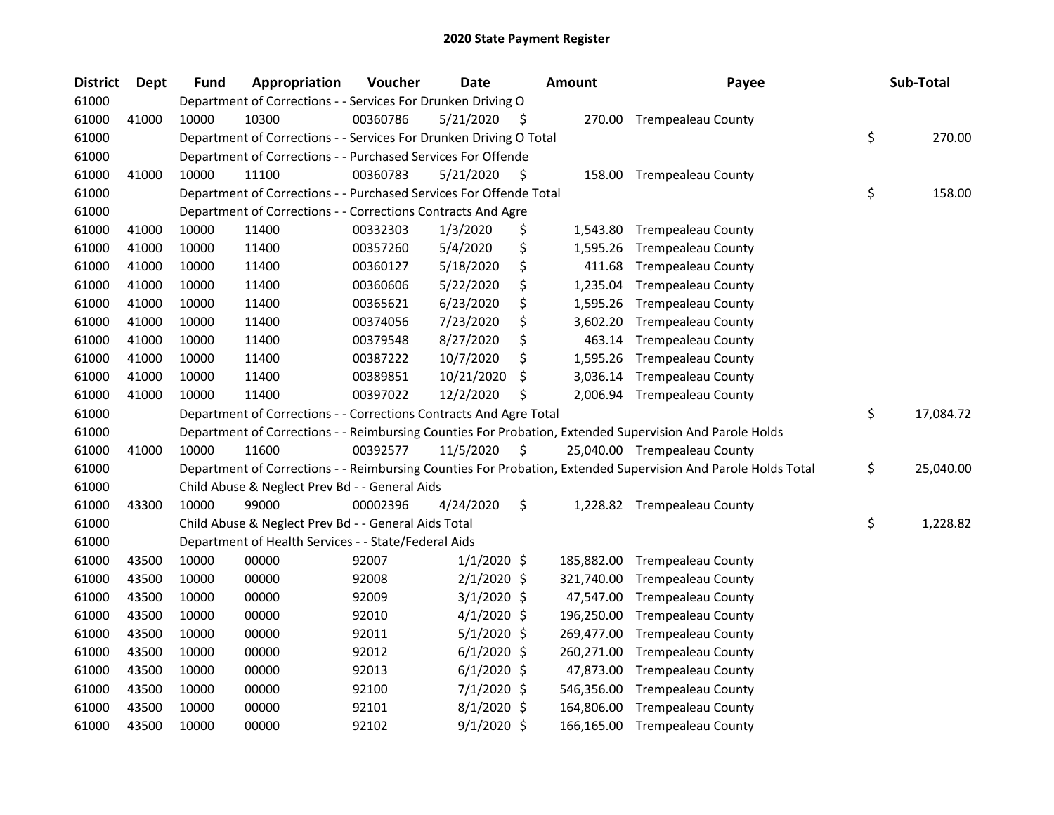# 2020 State Payment Register

| District | Dept | Fund | Appropriation | Voucher | Date | Amount | Payee | Sub-Total |
|---|---|---|---|---|---|---|---|---|
| 61000 | | Department of Corrections - - Services For Drunken Driving O | | | | | | |
| 61000 | 41000 | 10000 | 10300 | 00360786 | 5/21/2020 | $ 270.00 | Trempealeau County | |
| 61000 | | Department of Corrections - - Services For Drunken Driving O Total | | | | | | $ 270.00 |
| 61000 | | Department of Corrections - - Purchased Services For Offende | | | | | | |
| 61000 | 41000 | 10000 | 11100 | 00360783 | 5/21/2020 | $ 158.00 | Trempealeau County | |
| 61000 | | Department of Corrections - - Purchased Services For Offende Total | | | | | | $ 158.00 |
| 61000 | | Department of Corrections - - Corrections Contracts And Agre | | | | | | |
| 61000 | 41000 | 10000 | 11400 | 00332303 | 1/3/2020 | $ 1,543.80 | Trempealeau County | |
| 61000 | 41000 | 10000 | 11400 | 00357260 | 5/4/2020 | $ 1,595.26 | Trempealeau County | |
| 61000 | 41000 | 10000 | 11400 | 00360127 | 5/18/2020 | $ 411.68 | Trempealeau County | |
| 61000 | 41000 | 10000 | 11400 | 00360606 | 5/22/2020 | $ 1,235.04 | Trempealeau County | |
| 61000 | 41000 | 10000 | 11400 | 00365621 | 6/23/2020 | $ 1,595.26 | Trempealeau County | |
| 61000 | 41000 | 10000 | 11400 | 00374056 | 7/23/2020 | $ 3,602.20 | Trempealeau County | |
| 61000 | 41000 | 10000 | 11400 | 00379548 | 8/27/2020 | $ 463.14 | Trempealeau County | |
| 61000 | 41000 | 10000 | 11400 | 00387222 | 10/7/2020 | $ 1,595.26 | Trempealeau County | |
| 61000 | 41000 | 10000 | 11400 | 00389851 | 10/21/2020 | $ 3,036.14 | Trempealeau County | |
| 61000 | 41000 | 10000 | 11400 | 00397022 | 12/2/2020 | $ 2,006.94 | Trempealeau County | |
| 61000 | | Department of Corrections - - Corrections Contracts And Agre Total | | | | | | $ 17,084.72 |
| 61000 | | Department of Corrections - - Reimbursing Counties For Probation, Extended Supervision And Parole Holds | | | | | | |
| 61000 | 41000 | 10000 | 11600 | 00392577 | 11/5/2020 | $ 25,040.00 | Trempealeau County | |
| 61000 | | Department of Corrections - - Reimbursing Counties For Probation, Extended Supervision And Parole Holds Total | | | | | | $ 25,040.00 |
| 61000 | | Child Abuse & Neglect Prev Bd - - General Aids | | | | | | |
| 61000 | 43300 | 10000 | 99000 | 00002396 | 4/24/2020 | $ 1,228.82 | Trempealeau County | |
| 61000 | | Child Abuse & Neglect Prev Bd - - General Aids Total | | | | | | $ 1,228.82 |
| 61000 | | Department of Health Services - - State/Federal Aids | | | | | | |
| 61000 | 43500 | 10000 | 00000 | 92007 | 1/1/2020 | $ 185,882.00 | Trempealeau County | |
| 61000 | 43500 | 10000 | 00000 | 92008 | 2/1/2020 | $ 321,740.00 | Trempealeau County | |
| 61000 | 43500 | 10000 | 00000 | 92009 | 3/1/2020 | $ 47,547.00 | Trempealeau County | |
| 61000 | 43500 | 10000 | 00000 | 92010 | 4/1/2020 | $ 196,250.00 | Trempealeau County | |
| 61000 | 43500 | 10000 | 00000 | 92011 | 5/1/2020 | $ 269,477.00 | Trempealeau County | |
| 61000 | 43500 | 10000 | 00000 | 92012 | 6/1/2020 | $ 260,271.00 | Trempealeau County | |
| 61000 | 43500 | 10000 | 00000 | 92013 | 6/1/2020 | $ 47,873.00 | Trempealeau County | |
| 61000 | 43500 | 10000 | 00000 | 92100 | 7/1/2020 | $ 546,356.00 | Trempealeau County | |
| 61000 | 43500 | 10000 | 00000 | 92101 | 8/1/2020 | $ 164,806.00 | Trempealeau County | |
| 61000 | 43500 | 10000 | 00000 | 92102 | 9/1/2020 | $ 166,165.00 | Trempealeau County | |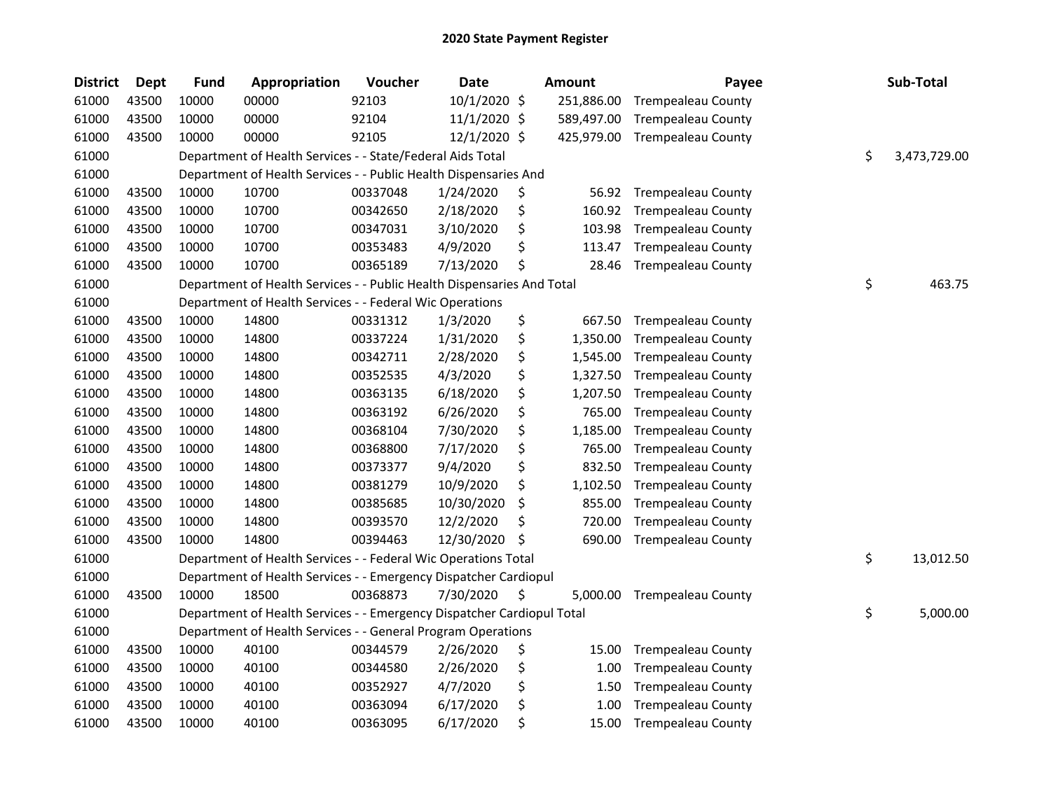# 2020 State Payment Register

| District | Dept | Fund | Appropriation | Voucher | Date | Amount | Payee | Sub-Total |
|---|---|---|---|---|---|---|---|---|
| 61000 | 43500 | 10000 | 00000 | 92103 | 10/1/2020 | $ 251,886.00 | Trempealeau County | |
| 61000 | 43500 | 10000 | 00000 | 92104 | 11/1/2020 | $ 589,497.00 | Trempealeau County | |
| 61000 | 43500 | 10000 | 00000 | 92105 | 12/1/2020 | $ 425,979.00 | Trempealeau County | |
| 61000 | | | Department of Health Services - - State/Federal Aids Total | | | | | $ 3,473,729.00 |
| 61000 | | | Department of Health Services - - Public Health Dispensaries And | | | | | |
| 61000 | 43500 | 10000 | 10700 | 00337048 | 1/24/2020 | $ 56.92 | Trempealeau County | |
| 61000 | 43500 | 10000 | 10700 | 00342650 | 2/18/2020 | $ 160.92 | Trempealeau County | |
| 61000 | 43500 | 10000 | 10700 | 00347031 | 3/10/2020 | $ 103.98 | Trempealeau County | |
| 61000 | 43500 | 10000 | 10700 | 00353483 | 4/9/2020 | $ 113.47 | Trempealeau County | |
| 61000 | 43500 | 10000 | 10700 | 00365189 | 7/13/2020 | $ 28.46 | Trempealeau County | |
| 61000 | | | Department of Health Services - - Public Health Dispensaries And Total | | | | | $ 463.75 |
| 61000 | | | Department of Health Services - - Federal Wic Operations | | | | | |
| 61000 | 43500 | 10000 | 14800 | 00331312 | 1/3/2020 | $ 667.50 | Trempealeau County | |
| 61000 | 43500 | 10000 | 14800 | 00337224 | 1/31/2020 | $ 1,350.00 | Trempealeau County | |
| 61000 | 43500 | 10000 | 14800 | 00342711 | 2/28/2020 | $ 1,545.00 | Trempealeau County | |
| 61000 | 43500 | 10000 | 14800 | 00352535 | 4/3/2020 | $ 1,327.50 | Trempealeau County | |
| 61000 | 43500 | 10000 | 14800 | 00363135 | 6/18/2020 | $ 1,207.50 | Trempealeau County | |
| 61000 | 43500 | 10000 | 14800 | 00363192 | 6/26/2020 | $ 765.00 | Trempealeau County | |
| 61000 | 43500 | 10000 | 14800 | 00368104 | 7/30/2020 | $ 1,185.00 | Trempealeau County | |
| 61000 | 43500 | 10000 | 14800 | 00368800 | 7/17/2020 | $ 765.00 | Trempealeau County | |
| 61000 | 43500 | 10000 | 14800 | 00373377 | 9/4/2020 | $ 832.50 | Trempealeau County | |
| 61000 | 43500 | 10000 | 14800 | 00381279 | 10/9/2020 | $ 1,102.50 | Trempealeau County | |
| 61000 | 43500 | 10000 | 14800 | 00385685 | 10/30/2020 | $ 855.00 | Trempealeau County | |
| 61000 | 43500 | 10000 | 14800 | 00393570 | 12/2/2020 | $ 720.00 | Trempealeau County | |
| 61000 | 43500 | 10000 | 14800 | 00394463 | 12/30/2020 | $ 690.00 | Trempealeau County | |
| 61000 | | | Department of Health Services - - Federal Wic Operations Total | | | | | $ 13,012.50 |
| 61000 | | | Department of Health Services - - Emergency Dispatcher Cardiopul | | | | | |
| 61000 | 43500 | 10000 | 18500 | 00368873 | 7/30/2020 | $ 5,000.00 | Trempealeau County | |
| 61000 | | | Department of Health Services - - Emergency Dispatcher Cardiopul Total | | | | | $ 5,000.00 |
| 61000 | | | Department of Health Services - - General Program Operations | | | | | |
| 61000 | 43500 | 10000 | 40100 | 00344579 | 2/26/2020 | $ 15.00 | Trempealeau County | |
| 61000 | 43500 | 10000 | 40100 | 00344580 | 2/26/2020 | $ 1.00 | Trempealeau County | |
| 61000 | 43500 | 10000 | 40100 | 00352927 | 4/7/2020 | $ 1.50 | Trempealeau County | |
| 61000 | 43500 | 10000 | 40100 | 00363094 | 6/17/2020 | $ 1.00 | Trempealeau County | |
| 61000 | 43500 | 10000 | 40100 | 00363095 | 6/17/2020 | $ 15.00 | Trempealeau County | |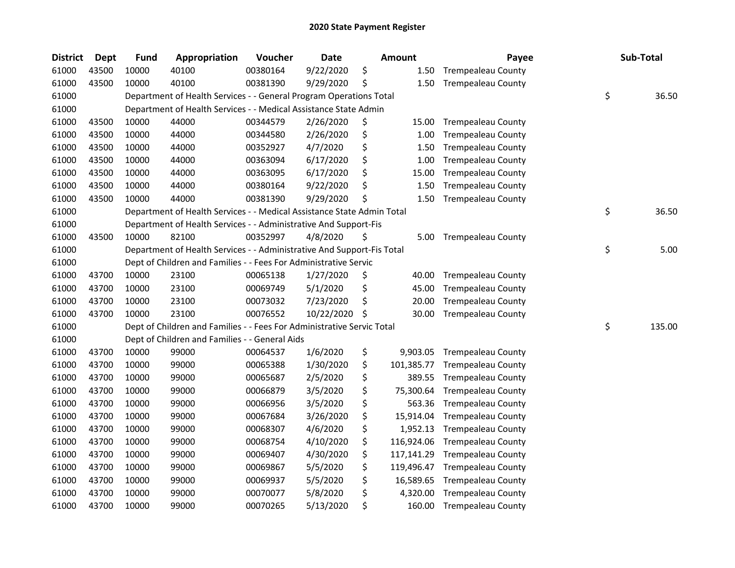# 2020 State Payment Register

| District | Dept | Fund | Appropriation | Voucher | Date | Amount | Payee | Sub-Total |
|---|---|---|---|---|---|---|---|---|
| 61000 | 43500 | 10000 | 40100 | 00380164 | 9/22/2020 | $ 1.50 | Trempealeau County | |
| 61000 | 43500 | 10000 | 40100 | 00381390 | 9/29/2020 | $ 1.50 | Trempealeau County | |
| 61000 | | Department of Health Services - - General Program Operations Total | | | | | | $ 36.50 |
| 61000 | | Department of Health Services - - Medical Assistance State Admin | | | | | | |
| 61000 | 43500 | 10000 | 44000 | 00344579 | 2/26/2020 | $ 15.00 | Trempealeau County | |
| 61000 | 43500 | 10000 | 44000 | 00344580 | 2/26/2020 | $ 1.00 | Trempealeau County | |
| 61000 | 43500 | 10000 | 44000 | 00352927 | 4/7/2020 | $ 1.50 | Trempealeau County | |
| 61000 | 43500 | 10000 | 44000 | 00363094 | 6/17/2020 | $ 1.00 | Trempealeau County | |
| 61000 | 43500 | 10000 | 44000 | 00363095 | 6/17/2020 | $ 15.00 | Trempealeau County | |
| 61000 | 43500 | 10000 | 44000 | 00380164 | 9/22/2020 | $ 1.50 | Trempealeau County | |
| 61000 | 43500 | 10000 | 44000 | 00381390 | 9/29/2020 | $ 1.50 | Trempealeau County | |
| 61000 | | Department of Health Services - - Medical Assistance State Admin Total | | | | | | $ 36.50 |
| 61000 | | Department of Health Services - - Administrative And Support-Fis | | | | | | |
| 61000 | 43500 | 10000 | 82100 | 00352997 | 4/8/2020 | $ 5.00 | Trempealeau County | |
| 61000 | | Department of Health Services - - Administrative And Support-Fis Total | | | | | | $ 5.00 |
| 61000 | | Dept of Children and Families - - Fees For Administrative Servic | | | | | | |
| 61000 | 43700 | 10000 | 23100 | 00065138 | 1/27/2020 | $ 40.00 | Trempealeau County | |
| 61000 | 43700 | 10000 | 23100 | 00069749 | 5/1/2020 | $ 45.00 | Trempealeau County | |
| 61000 | 43700 | 10000 | 23100 | 00073032 | 7/23/2020 | $ 20.00 | Trempealeau County | |
| 61000 | 43700 | 10000 | 23100 | 00076552 | 10/22/2020 | $ 30.00 | Trempealeau County | |
| 61000 | | Dept of Children and Families - - Fees For Administrative Servic Total | | | | | | $ 135.00 |
| 61000 | | Dept of Children and Families - - General Aids | | | | | | |
| 61000 | 43700 | 10000 | 99000 | 00064537 | 1/6/2020 | $ 9,903.05 | Trempealeau County | |
| 61000 | 43700 | 10000 | 99000 | 00065388 | 1/30/2020 | $ 101,385.77 | Trempealeau County | |
| 61000 | 43700 | 10000 | 99000 | 00065687 | 2/5/2020 | $ 389.55 | Trempealeau County | |
| 61000 | 43700 | 10000 | 99000 | 00066879 | 3/5/2020 | $ 75,300.64 | Trempealeau County | |
| 61000 | 43700 | 10000 | 99000 | 00066956 | 3/5/2020 | $ 563.36 | Trempealeau County | |
| 61000 | 43700 | 10000 | 99000 | 00067684 | 3/26/2020 | $ 15,914.04 | Trempealeau County | |
| 61000 | 43700 | 10000 | 99000 | 00068307 | 4/6/2020 | $ 1,952.13 | Trempealeau County | |
| 61000 | 43700 | 10000 | 99000 | 00068754 | 4/10/2020 | $ 116,924.06 | Trempealeau County | |
| 61000 | 43700 | 10000 | 99000 | 00069407 | 4/30/2020 | $ 117,141.29 | Trempealeau County | |
| 61000 | 43700 | 10000 | 99000 | 00069867 | 5/5/2020 | $ 119,496.47 | Trempealeau County | |
| 61000 | 43700 | 10000 | 99000 | 00069937 | 5/5/2020 | $ 16,589.65 | Trempealeau County | |
| 61000 | 43700 | 10000 | 99000 | 00070077 | 5/8/2020 | $ 4,320.00 | Trempealeau County | |
| 61000 | 43700 | 10000 | 99000 | 00070265 | 5/13/2020 | $ 160.00 | Trempealeau County | |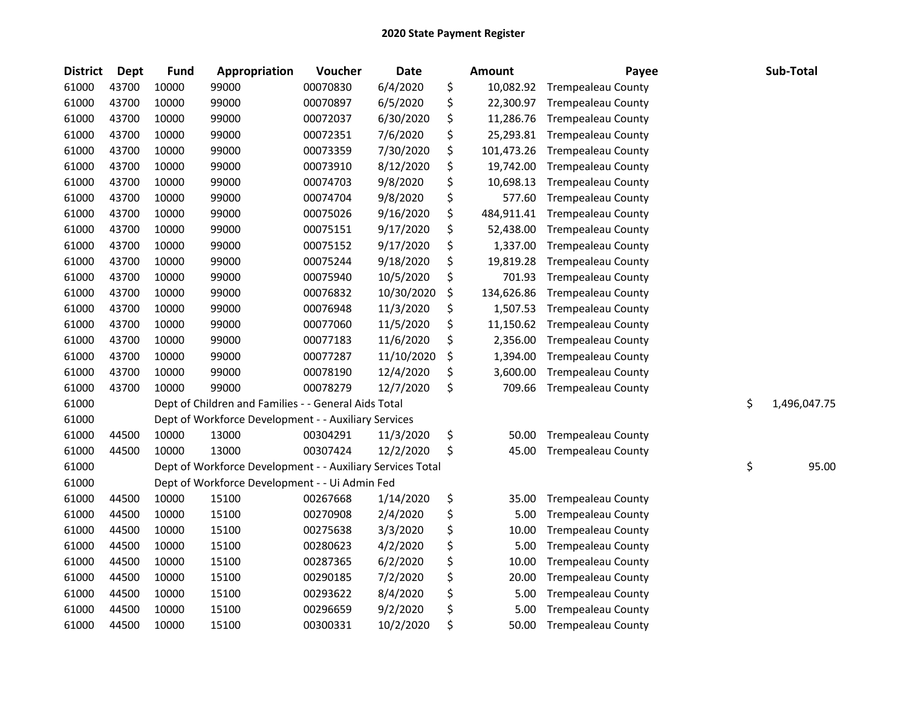# 2020 State Payment Register

| District | Dept | Fund | Appropriation | Voucher | Date | Amount | Payee | Sub-Total |
|---|---|---|---|---|---|---|---|---|
| 61000 | 43700 | 10000 | 99000 | 00070830 | 6/4/2020 | $ 10,082.92 | Trempealeau County | |
| 61000 | 43700 | 10000 | 99000 | 00070897 | 6/5/2020 | $ 22,300.97 | Trempealeau County | |
| 61000 | 43700 | 10000 | 99000 | 00072037 | 6/30/2020 | $ 11,286.76 | Trempealeau County | |
| 61000 | 43700 | 10000 | 99000 | 00072351 | 7/6/2020 | $ 25,293.81 | Trempealeau County | |
| 61000 | 43700 | 10000 | 99000 | 00073359 | 7/30/2020 | $ 101,473.26 | Trempealeau County | |
| 61000 | 43700 | 10000 | 99000 | 00073910 | 8/12/2020 | $ 19,742.00 | Trempealeau County | |
| 61000 | 43700 | 10000 | 99000 | 00074703 | 9/8/2020 | $ 10,698.13 | Trempealeau County | |
| 61000 | 43700 | 10000 | 99000 | 00074704 | 9/8/2020 | $ 577.60 | Trempealeau County | |
| 61000 | 43700 | 10000 | 99000 | 00075026 | 9/16/2020 | $ 484,911.41 | Trempealeau County | |
| 61000 | 43700 | 10000 | 99000 | 00075151 | 9/17/2020 | $ 52,438.00 | Trempealeau County | |
| 61000 | 43700 | 10000 | 99000 | 00075152 | 9/17/2020 | $ 1,337.00 | Trempealeau County | |
| 61000 | 43700 | 10000 | 99000 | 00075244 | 9/18/2020 | $ 19,819.28 | Trempealeau County | |
| 61000 | 43700 | 10000 | 99000 | 00075940 | 10/5/2020 | $ 701.93 | Trempealeau County | |
| 61000 | 43700 | 10000 | 99000 | 00076832 | 10/30/2020 | $ 134,626.86 | Trempealeau County | |
| 61000 | 43700 | 10000 | 99000 | 00076948 | 11/3/2020 | $ 1,507.53 | Trempealeau County | |
| 61000 | 43700 | 10000 | 99000 | 00077060 | 11/5/2020 | $ 11,150.62 | Trempealeau County | |
| 61000 | 43700 | 10000 | 99000 | 00077183 | 11/6/2020 | $ 2,356.00 | Trempealeau County | |
| 61000 | 43700 | 10000 | 99000 | 00077287 | 11/10/2020 | $ 1,394.00 | Trempealeau County | |
| 61000 | 43700 | 10000 | 99000 | 00078190 | 12/4/2020 | $ 3,600.00 | Trempealeau County | |
| 61000 | 43700 | 10000 | 99000 | 00078279 | 12/7/2020 | $ 709.66 | Trempealeau County | |
| 61000 | | Dept of Children and Families - - General Aids Total | | | | | | $ 1,496,047.75 |
| 61000 | | Dept of Workforce Development - - Auxiliary Services | | | | | | |
| 61000 | 44500 | 10000 | 13000 | 00304291 | 11/3/2020 | $ 50.00 | Trempealeau County | |
| 61000 | 44500 | 10000 | 13000 | 00307424 | 12/2/2020 | $ 45.00 | Trempealeau County | |
| 61000 | | Dept of Workforce Development - - Auxiliary Services Total | | | | | | $ 95.00 |
| 61000 | | Dept of Workforce Development - - Ui Admin Fed | | | | | | |
| 61000 | 44500 | 10000 | 15100 | 00267668 | 1/14/2020 | $ 35.00 | Trempealeau County | |
| 61000 | 44500 | 10000 | 15100 | 00270908 | 2/4/2020 | $ 5.00 | Trempealeau County | |
| 61000 | 44500 | 10000 | 15100 | 00275638 | 3/3/2020 | $ 10.00 | Trempealeau County | |
| 61000 | 44500 | 10000 | 15100 | 00280623 | 4/2/2020 | $ 5.00 | Trempealeau County | |
| 61000 | 44500 | 10000 | 15100 | 00287365 | 6/2/2020 | $ 10.00 | Trempealeau County | |
| 61000 | 44500 | 10000 | 15100 | 00290185 | 7/2/2020 | $ 20.00 | Trempealeau County | |
| 61000 | 44500 | 10000 | 15100 | 00293622 | 8/4/2020 | $ 5.00 | Trempealeau County | |
| 61000 | 44500 | 10000 | 15100 | 00296659 | 9/2/2020 | $ 5.00 | Trempealeau County | |
| 61000 | 44500 | 10000 | 15100 | 00300331 | 10/2/2020 | $ 50.00 | Trempealeau County | |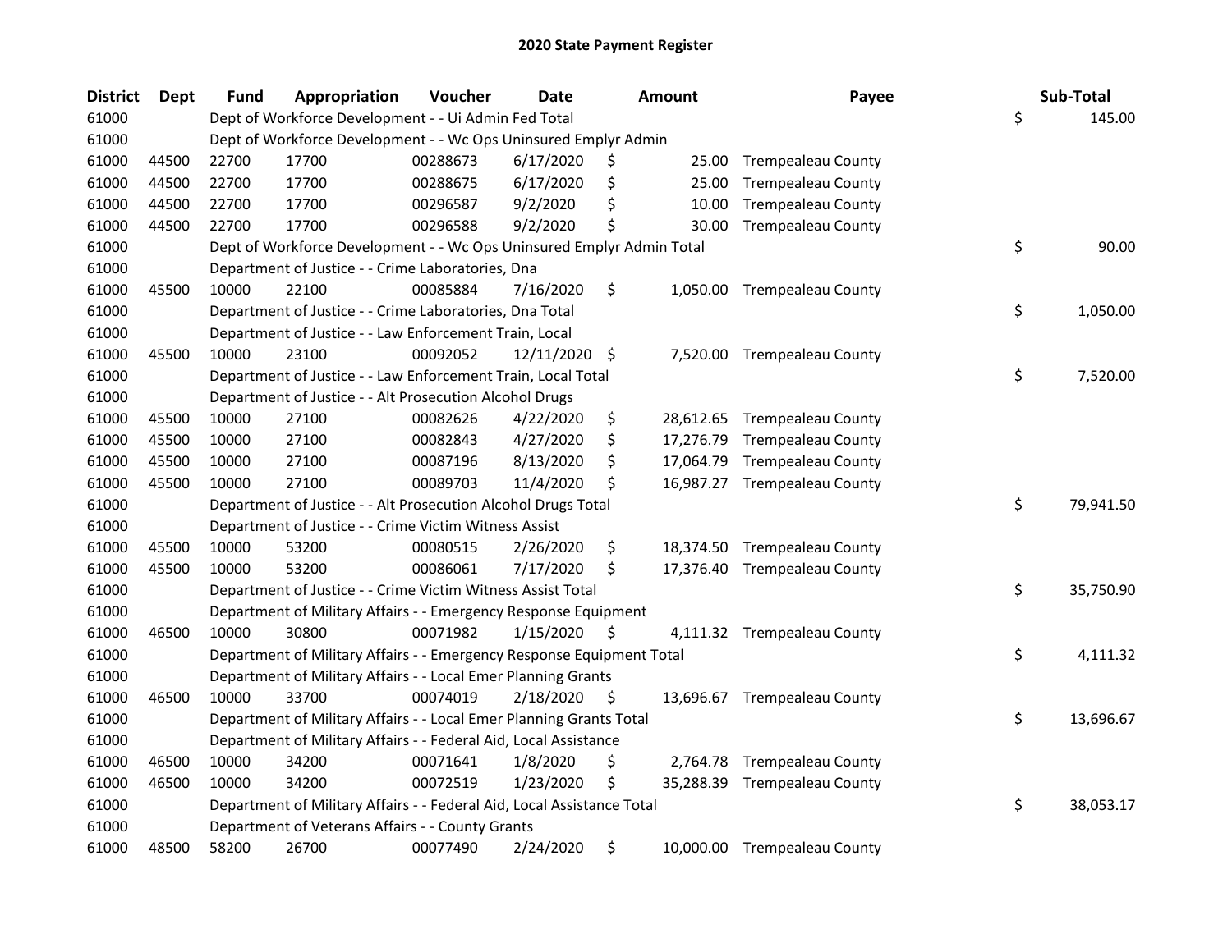# 2020 State Payment Register

| District | Dept | Fund | Appropriation | Voucher | Date | Amount | Payee | Sub-Total |
|---|---|---|---|---|---|---|---|---|
| 61000 | | Dept of Workforce Development - - Ui Admin Fed Total | | | | | | $ 145.00 |
| 61000 | | Dept of Workforce Development - - Wc Ops Uninsured Emplyr Admin | | | | | | |
| 61000 | 44500 | 22700 | 17700 | 00288673 | 6/17/2020 | $ 25.00 | Trempealeau County | |
| 61000 | 44500 | 22700 | 17700 | 00288675 | 6/17/2020 | $ 25.00 | Trempealeau County | |
| 61000 | 44500 | 22700 | 17700 | 00296587 | 9/2/2020 | $ 10.00 | Trempealeau County | |
| 61000 | 44500 | 22700 | 17700 | 00296588 | 9/2/2020 | $ 30.00 | Trempealeau County | |
| 61000 | | Dept of Workforce Development - - Wc Ops Uninsured Emplyr Admin Total | | | | | | $ 90.00 |
| 61000 | | Department of Justice - - Crime Laboratories, Dna | | | | | | |
| 61000 | 45500 | 10000 | 22100 | 00085884 | 7/16/2020 | $ 1,050.00 | Trempealeau County | |
| 61000 | | Department of Justice - - Crime Laboratories, Dna Total | | | | | | $ 1,050.00 |
| 61000 | | Department of Justice - - Law Enforcement Train, Local | | | | | | |
| 61000 | 45500 | 10000 | 23100 | 00092052 | 12/11/2020 | $ 7,520.00 | Trempealeau County | |
| 61000 | | Department of Justice - - Law Enforcement Train, Local Total | | | | | | $ 7,520.00 |
| 61000 | | Department of Justice - - Alt Prosecution Alcohol Drugs | | | | | | |
| 61000 | 45500 | 10000 | 27100 | 00082626 | 4/22/2020 | $ 28,612.65 | Trempealeau County | |
| 61000 | 45500 | 10000 | 27100 | 00082843 | 4/27/2020 | $ 17,276.79 | Trempealeau County | |
| 61000 | 45500 | 10000 | 27100 | 00087196 | 8/13/2020 | $ 17,064.79 | Trempealeau County | |
| 61000 | 45500 | 10000 | 27100 | 00089703 | 11/4/2020 | $ 16,987.27 | Trempealeau County | |
| 61000 | | Department of Justice - - Alt Prosecution Alcohol Drugs Total | | | | | | $ 79,941.50 |
| 61000 | | Department of Justice - - Crime Victim Witness Assist | | | | | | |
| 61000 | 45500 | 10000 | 53200 | 00080515 | 2/26/2020 | $ 18,374.50 | Trempealeau County | |
| 61000 | 45500 | 10000 | 53200 | 00086061 | 7/17/2020 | $ 17,376.40 | Trempealeau County | |
| 61000 | | Department of Justice - - Crime Victim Witness Assist Total | | | | | | $ 35,750.90 |
| 61000 | | Department of Military Affairs - - Emergency Response Equipment | | | | | | |
| 61000 | 46500 | 10000 | 30800 | 00071982 | 1/15/2020 | $ 4,111.32 | Trempealeau County | |
| 61000 | | Department of Military Affairs - - Emergency Response Equipment Total | | | | | | $ 4,111.32 |
| 61000 | | Department of Military Affairs - - Local Emer Planning Grants | | | | | | |
| 61000 | 46500 | 10000 | 33700 | 00074019 | 2/18/2020 | $ 13,696.67 | Trempealeau County | |
| 61000 | | Department of Military Affairs - - Local Emer Planning Grants Total | | | | | | $ 13,696.67 |
| 61000 | | Department of Military Affairs - - Federal Aid, Local Assistance | | | | | | |
| 61000 | 46500 | 10000 | 34200 | 00071641 | 1/8/2020 | $ 2,764.78 | Trempealeau County | |
| 61000 | 46500 | 10000 | 34200 | 00072519 | 1/23/2020 | $ 35,288.39 | Trempealeau County | |
| 61000 | | Department of Military Affairs - - Federal Aid, Local Assistance Total | | | | | | $ 38,053.17 |
| 61000 | | Department of Veterans Affairs - - County Grants | | | | | | |
| 61000 | 48500 | 58200 | 26700 | 00077490 | 2/24/2020 | $ 10,000.00 | Trempealeau County | |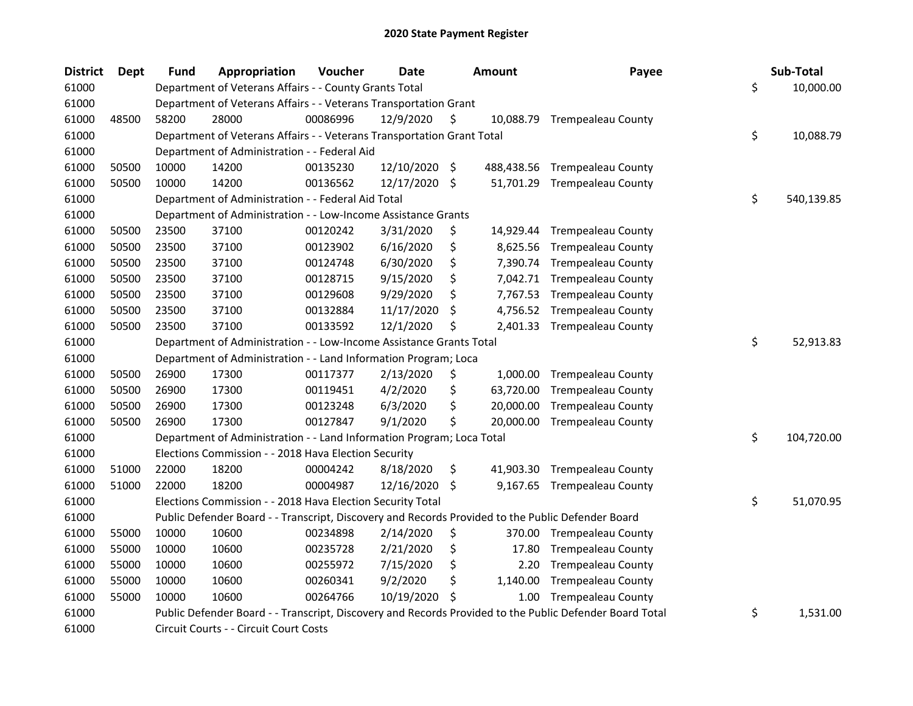# 2020 State Payment Register

| District | Dept | Fund | Appropriation | Voucher | Date | Amount | Payee | Sub-Total |
|---|---|---|---|---|---|---|---|---|
| 61000 | | Department of Veterans Affairs - - County Grants Total | | | | | | $ 10,000.00 |
| 61000 | | Department of Veterans Affairs - - Veterans Transportation Grant | | | | | | |
| 61000 | 48500 | 58200 | 28000 | 00086996 | 12/9/2020 | $ 10,088.79 | Trempealeau County | |
| 61000 | | Department of Veterans Affairs - - Veterans Transportation Grant Total | | | | | | $ 10,088.79 |
| 61000 | | Department of Administration - - Federal Aid | | | | | | |
| 61000 | 50500 | 10000 | 14200 | 00135230 | 12/10/2020 | $ 488,438.56 | Trempealeau County | |
| 61000 | 50500 | 10000 | 14200 | 00136562 | 12/17/2020 | $ 51,701.29 | Trempealeau County | |
| 61000 | | Department of Administration - - Federal Aid Total | | | | | | $ 540,139.85 |
| 61000 | | Department of Administration - - Low-Income Assistance Grants | | | | | | |
| 61000 | 50500 | 23500 | 37100 | 00120242 | 3/31/2020 | $ 14,929.44 | Trempealeau County | |
| 61000 | 50500 | 23500 | 37100 | 00123902 | 6/16/2020 | $ 8,625.56 | Trempealeau County | |
| 61000 | 50500 | 23500 | 37100 | 00124748 | 6/30/2020 | $ 7,390.74 | Trempealeau County | |
| 61000 | 50500 | 23500 | 37100 | 00128715 | 9/15/2020 | $ 7,042.71 | Trempealeau County | |
| 61000 | 50500 | 23500 | 37100 | 00129608 | 9/29/2020 | $ 7,767.53 | Trempealeau County | |
| 61000 | 50500 | 23500 | 37100 | 00132884 | 11/17/2020 | $ 4,756.52 | Trempealeau County | |
| 61000 | 50500 | 23500 | 37100 | 00133592 | 12/1/2020 | $ 2,401.33 | Trempealeau County | |
| 61000 | | Department of Administration - - Low-Income Assistance Grants Total | | | | | | $ 52,913.83 |
| 61000 | | Department of Administration - - Land Information Program; Loca | | | | | | |
| 61000 | 50500 | 26900 | 17300 | 00117377 | 2/13/2020 | $ 1,000.00 | Trempealeau County | |
| 61000 | 50500 | 26900 | 17300 | 00119451 | 4/2/2020 | $ 63,720.00 | Trempealeau County | |
| 61000 | 50500 | 26900 | 17300 | 00123248 | 6/3/2020 | $ 20,000.00 | Trempealeau County | |
| 61000 | 50500 | 26900 | 17300 | 00127847 | 9/1/2020 | $ 20,000.00 | Trempealeau County | |
| 61000 | | Department of Administration - - Land Information Program; Loca Total | | | | | | $ 104,720.00 |
| 61000 | | Elections Commission - - 2018 Hava Election Security | | | | | | |
| 61000 | 51000 | 22000 | 18200 | 00004242 | 8/18/2020 | $ 41,903.30 | Trempealeau County | |
| 61000 | 51000 | 22000 | 18200 | 00004987 | 12/16/2020 | $ 9,167.65 | Trempealeau County | |
| 61000 | | Elections Commission - - 2018 Hava Election Security Total | | | | | | $ 51,070.95 |
| 61000 | | Public Defender Board - - Transcript, Discovery and Records Provided to the Public Defender Board | | | | | | |
| 61000 | 55000 | 10000 | 10600 | 00234898 | 2/14/2020 | $ 370.00 | Trempealeau County | |
| 61000 | 55000 | 10000 | 10600 | 00235728 | 2/21/2020 | $ 17.80 | Trempealeau County | |
| 61000 | 55000 | 10000 | 10600 | 00255972 | 7/15/2020 | $ 2.20 | Trempealeau County | |
| 61000 | 55000 | 10000 | 10600 | 00260341 | 9/2/2020 | $ 1,140.00 | Trempealeau County | |
| 61000 | 55000 | 10000 | 10600 | 00264766 | 10/19/2020 | $ 1.00 | Trempealeau County | |
| 61000 | | Public Defender Board - - Transcript, Discovery and Records Provided to the Public Defender Board Total | | | | | | $ 1,531.00 |
| 61000 | | Circuit Courts - - Circuit Court Costs | | | | | | |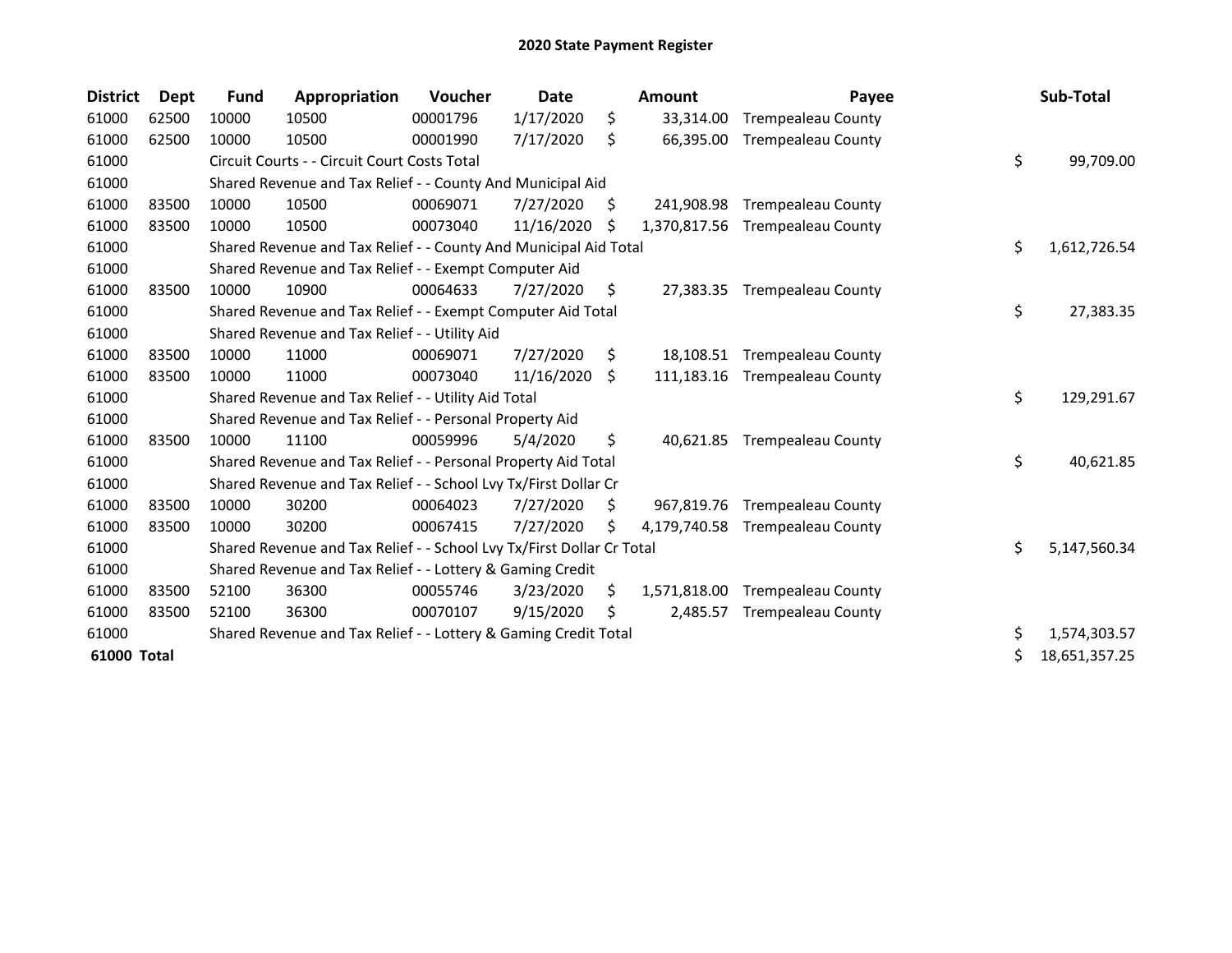# 2020 State Payment Register

| District | Dept | Fund | Appropriation | Voucher | Date | Amount | Payee | Sub-Total |
|---|---|---|---|---|---|---|---|---|
| 61000 | 62500 | 10000 | 10500 | 00001796 | 1/17/2020 | $ 33,314.00 | Trempealeau County | |
| 61000 | 62500 | 10000 | 10500 | 00001990 | 7/17/2020 | $ 66,395.00 | Trempealeau County | |
| 61000 | | Circuit Courts - - Circuit Court Costs Total | | | | | | $ 99,709.00 |
| 61000 | | Shared Revenue and Tax Relief - - County And Municipal Aid | | | | | | |
| 61000 | 83500 | 10000 | 10500 | 00069071 | 7/27/2020 | $ 241,908.98 | Trempealeau County | |
| 61000 | 83500 | 10000 | 10500 | 00073040 | 11/16/2020 | $ 1,370,817.56 | Trempealeau County | |
| 61000 | | Shared Revenue and Tax Relief - - County And Municipal Aid Total | | | | | | $ 1,612,726.54 |
| 61000 | | Shared Revenue and Tax Relief - - Exempt Computer Aid | | | | | | |
| 61000 | 83500 | 10000 | 10900 | 00064633 | 7/27/2020 | $ 27,383.35 | Trempealeau County | |
| 61000 | | Shared Revenue and Tax Relief - - Exempt Computer Aid Total | | | | | | $ 27,383.35 |
| 61000 | | Shared Revenue and Tax Relief - - Utility Aid | | | | | | |
| 61000 | 83500 | 10000 | 11000 | 00069071 | 7/27/2020 | $ 18,108.51 | Trempealeau County | |
| 61000 | 83500 | 10000 | 11000 | 00073040 | 11/16/2020 | $ 111,183.16 | Trempealeau County | |
| 61000 | | Shared Revenue and Tax Relief - - Utility Aid Total | | | | | | $ 129,291.67 |
| 61000 | | Shared Revenue and Tax Relief - - Personal Property Aid | | | | | | |
| 61000 | 83500 | 10000 | 11100 | 00059996 | 5/4/2020 | $ 40,621.85 | Trempealeau County | |
| 61000 | | Shared Revenue and Tax Relief - - Personal Property Aid Total | | | | | | $ 40,621.85 |
| 61000 | | Shared Revenue and Tax Relief - - School Lvy Tx/First Dollar Cr | | | | | | |
| 61000 | 83500 | 10000 | 30200 | 00064023 | 7/27/2020 | $ 967,819.76 | Trempealeau County | |
| 61000 | 83500 | 10000 | 30200 | 00067415 | 7/27/2020 | $ 4,179,740.58 | Trempealeau County | |
| 61000 | | Shared Revenue and Tax Relief - - School Lvy Tx/First Dollar Cr Total | | | | | | $ 5,147,560.34 |
| 61000 | | Shared Revenue and Tax Relief - - Lottery & Gaming Credit | | | | | | |
| 61000 | 83500 | 52100 | 36300 | 00055746 | 3/23/2020 | $ 1,571,818.00 | Trempealeau County | |
| 61000 | 83500 | 52100 | 36300 | 00070107 | 9/15/2020 | $ 2,485.57 | Trempealeau County | |
| 61000 | | Shared Revenue and Tax Relief - - Lottery & Gaming Credit Total | | | | | | $ 1,574,303.57 |
| **61000 Total** | | | | | | | | $ 18,651,357.25 |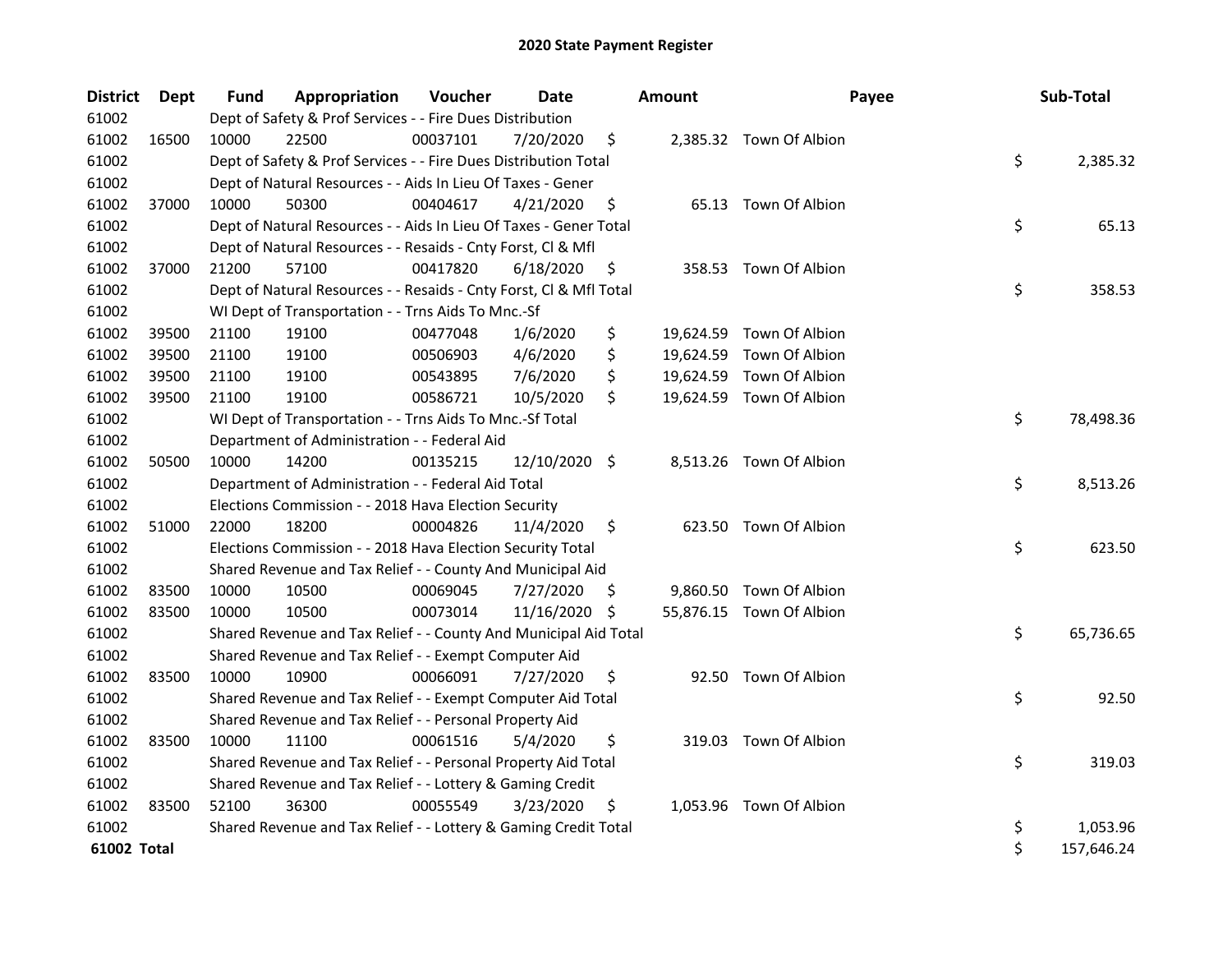# 2020 State Payment Register

| District | Dept | Fund | Appropriation | Voucher | Date | Amount | Payee | Sub-Total |
|---|---|---|---|---|---|---|---|---|
| 61002 | | Dept of Safety & Prof Services - - Fire Dues Distribution | | | | | | |
| 61002 | 16500 | 10000 | 22500 | 00037101 | 7/20/2020 | $ 2,385.32 | Town Of Albion | |
| 61002 | | Dept of Safety & Prof Services - - Fire Dues Distribution Total | | | | | | $ 2,385.32 |
| 61002 | | Dept of Natural Resources - - Aids In Lieu Of Taxes - Gener | | | | | | |
| 61002 | 37000 | 10000 | 50300 | 00404617 | 4/21/2020 | $ 65.13 | Town Of Albion | |
| 61002 | | Dept of Natural Resources - - Aids In Lieu Of Taxes - Gener Total | | | | | | $ 65.13 |
| 61002 | | Dept of Natural Resources - - Resaids - Cnty Forst, Cl & Mfl | | | | | | |
| 61002 | 37000 | 21200 | 57100 | 00417820 | 6/18/2020 | $ 358.53 | Town Of Albion | |
| 61002 | | Dept of Natural Resources - - Resaids - Cnty Forst, Cl & Mfl Total | | | | | | $ 358.53 |
| 61002 | | WI Dept of Transportation - - Trns Aids To Mnc.-Sf | | | | | | |
| 61002 | 39500 | 21100 | 19100 | 00477048 | 1/6/2020 | $ 19,624.59 | Town Of Albion | |
| 61002 | 39500 | 21100 | 19100 | 00506903 | 4/6/2020 | $ 19,624.59 | Town Of Albion | |
| 61002 | 39500 | 21100 | 19100 | 00543895 | 7/6/2020 | $ 19,624.59 | Town Of Albion | |
| 61002 | 39500 | 21100 | 19100 | 00586721 | 10/5/2020 | $ 19,624.59 | Town Of Albion | |
| 61002 | | WI Dept of Transportation - - Trns Aids To Mnc.-Sf Total | | | | | | $ 78,498.36 |
| 61002 | | Department of Administration - - Federal Aid | | | | | | |
| 61002 | 50500 | 10000 | 14200 | 00135215 | 12/10/2020 | $ 8,513.26 | Town Of Albion | |
| 61002 | | Department of Administration - - Federal Aid Total | | | | | | $ 8,513.26 |
| 61002 | | Elections Commission - - 2018 Hava Election Security | | | | | | |
| 61002 | 51000 | 22000 | 18200 | 00004826 | 11/4/2020 | $ 623.50 | Town Of Albion | |
| 61002 | | Elections Commission - - 2018 Hava Election Security Total | | | | | | $ 623.50 |
| 61002 | | Shared Revenue and Tax Relief - - County And Municipal Aid | | | | | | |
| 61002 | 83500 | 10000 | 10500 | 00069045 | 7/27/2020 | $ 9,860.50 | Town Of Albion | |
| 61002 | 83500 | 10000 | 10500 | 00073014 | 11/16/2020 | $ 55,876.15 | Town Of Albion | |
| 61002 | | Shared Revenue and Tax Relief - - County And Municipal Aid Total | | | | | | $ 65,736.65 |
| 61002 | | Shared Revenue and Tax Relief - - Exempt Computer Aid | | | | | | |
| 61002 | 83500 | 10000 | 10900 | 00066091 | 7/27/2020 | $ 92.50 | Town Of Albion | |
| 61002 | | Shared Revenue and Tax Relief - - Exempt Computer Aid Total | | | | | | $ 92.50 |
| 61002 | | Shared Revenue and Tax Relief - - Personal Property Aid | | | | | | |
| 61002 | 83500 | 10000 | 11100 | 00061516 | 5/4/2020 | $ 319.03 | Town Of Albion | |
| 61002 | | Shared Revenue and Tax Relief - - Personal Property Aid Total | | | | | | $ 319.03 |
| 61002 | | Shared Revenue and Tax Relief - - Lottery & Gaming Credit | | | | | | |
| 61002 | 83500 | 52100 | 36300 | 00055549 | 3/23/2020 | $ 1,053.96 | Town Of Albion | |
| 61002 | | Shared Revenue and Tax Relief - - Lottery & Gaming Credit Total | | | | | | $ 1,053.96 |
| **61002 Total** | | | | | | | | $ 157,646.24 |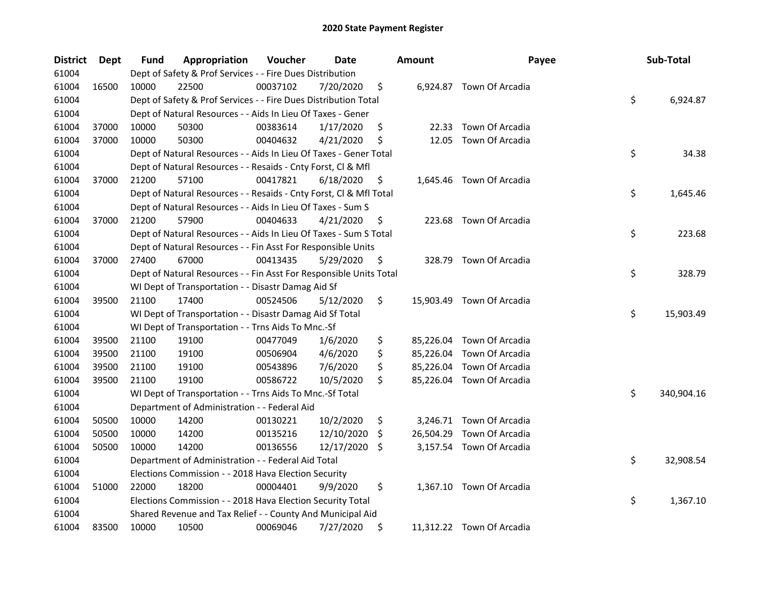# 2020 State Payment Register

| District | Dept | Fund | Appropriation | Voucher | Date | Amount | Payee | Sub-Total |
|---|---|---|---|---|---|---|---|---|
| 61004 | | Dept of Safety & Prof Services - - Fire Dues Distribution | | | | | | |
| 61004 | 16500 | 10000 | 22500 | 00037102 | 7/20/2020 | $ 6,924.87 | Town Of Arcadia | |
| 61004 | | Dept of Safety & Prof Services - - Fire Dues Distribution Total | | | | | | $ 6,924.87 |
| 61004 | | Dept of Natural Resources - - Aids In Lieu Of Taxes - Gener | | | | | | |
| 61004 | 37000 | 10000 | 50300 | 00383614 | 1/17/2020 | $ 22.33 | Town Of Arcadia | |
| 61004 | 37000 | 10000 | 50300 | 00404632 | 4/21/2020 | $ 12.05 | Town Of Arcadia | |
| 61004 | | Dept of Natural Resources - - Aids In Lieu Of Taxes - Gener Total | | | | | | $ 34.38 |
| 61004 | | Dept of Natural Resources - - Resaids - Cnty Forst, Cl & Mfl | | | | | | |
| 61004 | 37000 | 21200 | 57100 | 00417821 | 6/18/2020 | $ 1,645.46 | Town Of Arcadia | |
| 61004 | | Dept of Natural Resources - - Resaids - Cnty Forst, Cl & Mfl Total | | | | | | $ 1,645.46 |
| 61004 | | Dept of Natural Resources - - Aids In Lieu Of Taxes - Sum S | | | | | | |
| 61004 | 37000 | 21200 | 57900 | 00404633 | 4/21/2020 | $ 223.68 | Town Of Arcadia | |
| 61004 | | Dept of Natural Resources - - Aids In Lieu Of Taxes - Sum S Total | | | | | | $ 223.68 |
| 61004 | | Dept of Natural Resources - - Fin Asst For Responsible Units | | | | | | |
| 61004 | 37000 | 27400 | 67000 | 00413435 | 5/29/2020 | $ 328.79 | Town Of Arcadia | |
| 61004 | | Dept of Natural Resources - - Fin Asst For Responsible Units Total | | | | | | $ 328.79 |
| 61004 | | WI Dept of Transportation - - Disastr Damag Aid Sf | | | | | | |
| 61004 | 39500 | 21100 | 17400 | 00524506 | 5/12/2020 | $ 15,903.49 | Town Of Arcadia | |
| 61004 | | WI Dept of Transportation - - Disastr Damag Aid Sf Total | | | | | | $ 15,903.49 |
| 61004 | | WI Dept of Transportation - - Trns Aids To Mnc.-Sf | | | | | | |
| 61004 | 39500 | 21100 | 19100 | 00477049 | 1/6/2020 | $ 85,226.04 | Town Of Arcadia | |
| 61004 | 39500 | 21100 | 19100 | 00506904 | 4/6/2020 | $ 85,226.04 | Town Of Arcadia | |
| 61004 | 39500 | 21100 | 19100 | 00543896 | 7/6/2020 | $ 85,226.04 | Town Of Arcadia | |
| 61004 | 39500 | 21100 | 19100 | 00586722 | 10/5/2020 | $ 85,226.04 | Town Of Arcadia | |
| 61004 | | WI Dept of Transportation - - Trns Aids To Mnc.-Sf Total | | | | | | $ 340,904.16 |
| 61004 | | Department of Administration - - Federal Aid | | | | | | |
| 61004 | 50500 | 10000 | 14200 | 00130221 | 10/2/2020 | $ 3,246.71 | Town Of Arcadia | |
| 61004 | 50500 | 10000 | 14200 | 00135216 | 12/10/2020 | $ 26,504.29 | Town Of Arcadia | |
| 61004 | 50500 | 10000 | 14200 | 00136556 | 12/17/2020 | $ 3,157.54 | Town Of Arcadia | |
| 61004 | | Department of Administration - - Federal Aid Total | | | | | | $ 32,908.54 |
| 61004 | | Elections Commission - - 2018 Hava Election Security | | | | | | |
| 61004 | 51000 | 22000 | 18200 | 00004401 | 9/9/2020 | $ 1,367.10 | Town Of Arcadia | |
| 61004 | | Elections Commission - - 2018 Hava Election Security Total | | | | | | $ 1,367.10 |
| 61004 | | Shared Revenue and Tax Relief - - County And Municipal Aid | | | | | | |
| 61004 | 83500 | 10000 | 10500 | 00069046 | 7/27/2020 | $ 11,312.22 | Town Of Arcadia | |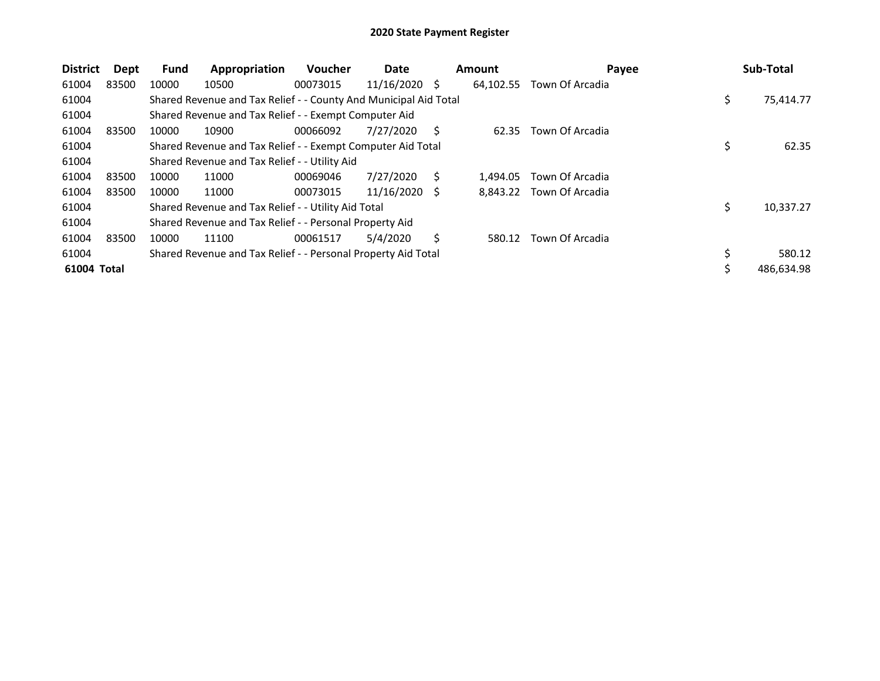## 2020 State Payment Register

| District | Dept | Fund | Appropriation | Voucher | Date | Amount | Payee | Sub-Total |
|---|---|---|---|---|---|---|---|---|
| 61004 | 83500 | 10000 | 10500 | 00073015 | 11/16/2020 | $ 64,102.55 | Town Of Arcadia | |
| 61004 | | Shared Revenue and Tax Relief - - County And Municipal Aid Total | | | | | | $ 75,414.77 |
| 61004 | | Shared Revenue and Tax Relief - - Exempt Computer Aid | | | | | | |
| 61004 | 83500 | 10000 | 10900 | 00066092 | 7/27/2020 | $ 62.35 | Town Of Arcadia | |
| 61004 | | Shared Revenue and Tax Relief - - Exempt Computer Aid Total | | | | | | $ 62.35 |
| 61004 | | Shared Revenue and Tax Relief - - Utility Aid | | | | | | |
| 61004 | 83500 | 10000 | 11000 | 00069046 | 7/27/2020 | $ 1,494.05 | Town Of Arcadia | |
| 61004 | 83500 | 10000 | 11000 | 00073015 | 11/16/2020 | $ 8,843.22 | Town Of Arcadia | |
| 61004 | | Shared Revenue and Tax Relief - - Utility Aid Total | | | | | | $ 10,337.27 |
| 61004 | | Shared Revenue and Tax Relief - - Personal Property Aid | | | | | | |
| 61004 | 83500 | 10000 | 11100 | 00061517 | 5/4/2020 | $ 580.12 | Town Of Arcadia | |
| 61004 | | Shared Revenue and Tax Relief - - Personal Property Aid Total | | | | | | $ 580.12 |
| **61004 Total** | | | | | | | | $ 486,634.98 |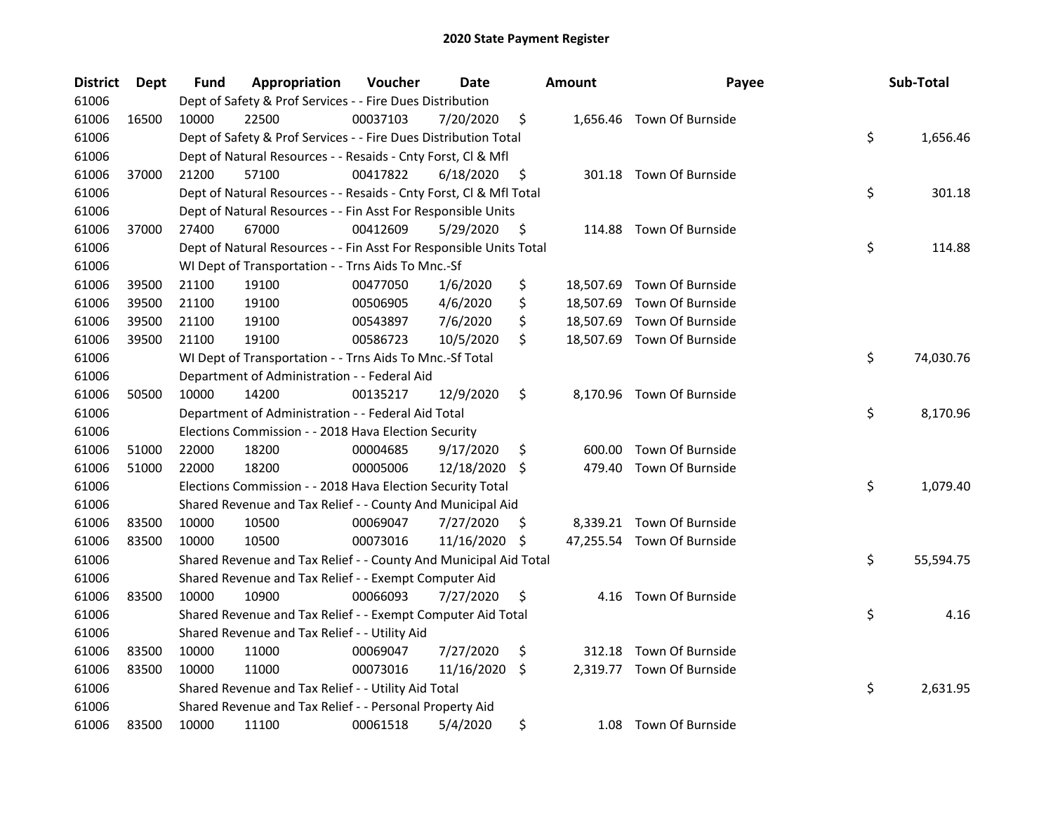# 2020 State Payment Register

| District | Dept | Fund | Appropriation | Voucher | Date | Amount | Payee | Sub-Total |
|---|---|---|---|---|---|---|---|---|
| 61006 | | Dept of Safety & Prof Services - - Fire Dues Distribution | | | | | | |
| 61006 | 16500 | 10000 | 22500 | 00037103 | 7/20/2020 | $ 1,656.46 | Town Of Burnside | |
| 61006 | | Dept of Safety & Prof Services - - Fire Dues Distribution Total | | | | | | $ 1,656.46 |
| 61006 | | Dept of Natural Resources - - Resaids - Cnty Forst, Cl & Mfl | | | | | | |
| 61006 | 37000 | 21200 | 57100 | 00417822 | 6/18/2020 | $ 301.18 | Town Of Burnside | |
| 61006 | | Dept of Natural Resources - - Resaids - Cnty Forst, Cl & Mfl Total | | | | | | $ 301.18 |
| 61006 | | Dept of Natural Resources - - Fin Asst For Responsible Units | | | | | | |
| 61006 | 37000 | 27400 | 67000 | 00412609 | 5/29/2020 | $ 114.88 | Town Of Burnside | |
| 61006 | | Dept of Natural Resources - - Fin Asst For Responsible Units Total | | | | | | $ 114.88 |
| 61006 | | WI Dept of Transportation - - Trns Aids To Mnc.-Sf | | | | | | |
| 61006 | 39500 | 21100 | 19100 | 00477050 | 1/6/2020 | $ 18,507.69 | Town Of Burnside | |
| 61006 | 39500 | 21100 | 19100 | 00506905 | 4/6/2020 | $ 18,507.69 | Town Of Burnside | |
| 61006 | 39500 | 21100 | 19100 | 00543897 | 7/6/2020 | $ 18,507.69 | Town Of Burnside | |
| 61006 | 39500 | 21100 | 19100 | 00586723 | 10/5/2020 | $ 18,507.69 | Town Of Burnside | |
| 61006 | | WI Dept of Transportation - - Trns Aids To Mnc.-Sf Total | | | | | | $ 74,030.76 |
| 61006 | | Department of Administration - - Federal Aid | | | | | | |
| 61006 | 50500 | 10000 | 14200 | 00135217 | 12/9/2020 | $ 8,170.96 | Town Of Burnside | |
| 61006 | | Department of Administration - - Federal Aid Total | | | | | | $ 8,170.96 |
| 61006 | | Elections Commission - - 2018 Hava Election Security | | | | | | |
| 61006 | 51000 | 22000 | 18200 | 00004685 | 9/17/2020 | $ 600.00 | Town Of Burnside | |
| 61006 | 51000 | 22000 | 18200 | 00005006 | 12/18/2020 | $ 479.40 | Town Of Burnside | |
| 61006 | | Elections Commission - - 2018 Hava Election Security Total | | | | | | $ 1,079.40 |
| 61006 | | Shared Revenue and Tax Relief - - County And Municipal Aid | | | | | | |
| 61006 | 83500 | 10000 | 10500 | 00069047 | 7/27/2020 | $ 8,339.21 | Town Of Burnside | |
| 61006 | 83500 | 10000 | 10500 | 00073016 | 11/16/2020 | $ 47,255.54 | Town Of Burnside | |
| 61006 | | Shared Revenue and Tax Relief - - County And Municipal Aid Total | | | | | | $ 55,594.75 |
| 61006 | | Shared Revenue and Tax Relief - - Exempt Computer Aid | | | | | | |
| 61006 | 83500 | 10000 | 10900 | 00066093 | 7/27/2020 | $ 4.16 | Town Of Burnside | |
| 61006 | | Shared Revenue and Tax Relief - - Exempt Computer Aid Total | | | | | | $ 4.16 |
| 61006 | | Shared Revenue and Tax Relief - - Utility Aid | | | | | | |
| 61006 | 83500 | 10000 | 11000 | 00069047 | 7/27/2020 | $ 312.18 | Town Of Burnside | |
| 61006 | 83500 | 10000 | 11000 | 00073016 | 11/16/2020 | $ 2,319.77 | Town Of Burnside | |
| 61006 | | Shared Revenue and Tax Relief - - Utility Aid Total | | | | | | $ 2,631.95 |
| 61006 | | Shared Revenue and Tax Relief - - Personal Property Aid | | | | | | |
| 61006 | 83500 | 10000 | 11100 | 00061518 | 5/4/2020 | $ 1.08 | Town Of Burnside | |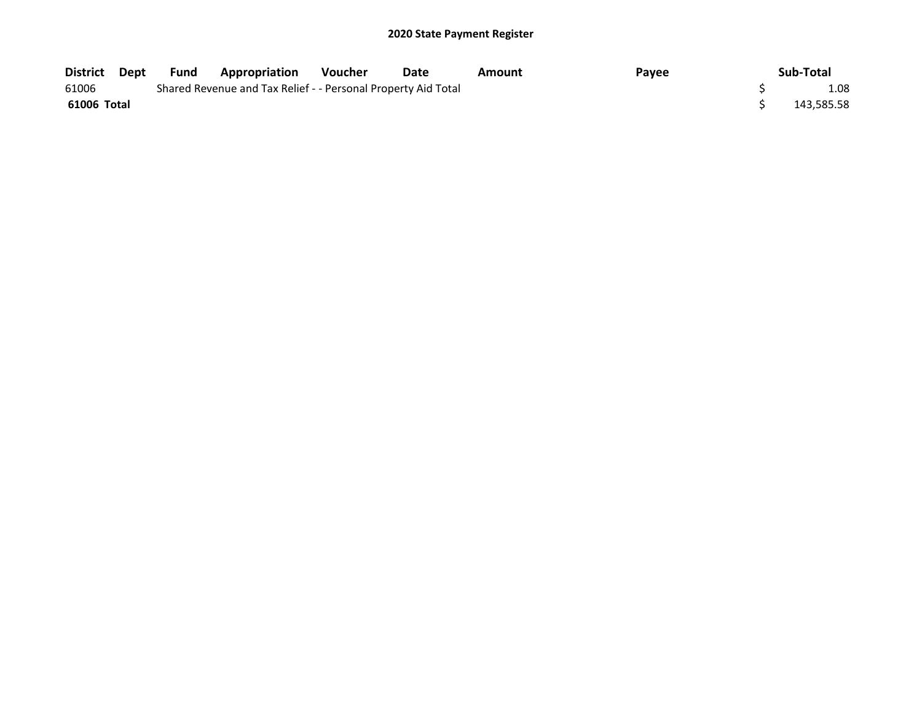# 2020 State Payment Register

| District | Dept | Fund | Appropriation | Voucher | Date | Amount | Payee | Sub-Total |
|---|---|---|---|---|---|---|---|---|
| 61006 | | Shared Revenue and Tax Relief - - Personal Property Aid Total | | | | | | $ 1.08 |
| **61006 Total** | | | | | | | | $ 143,585.58 |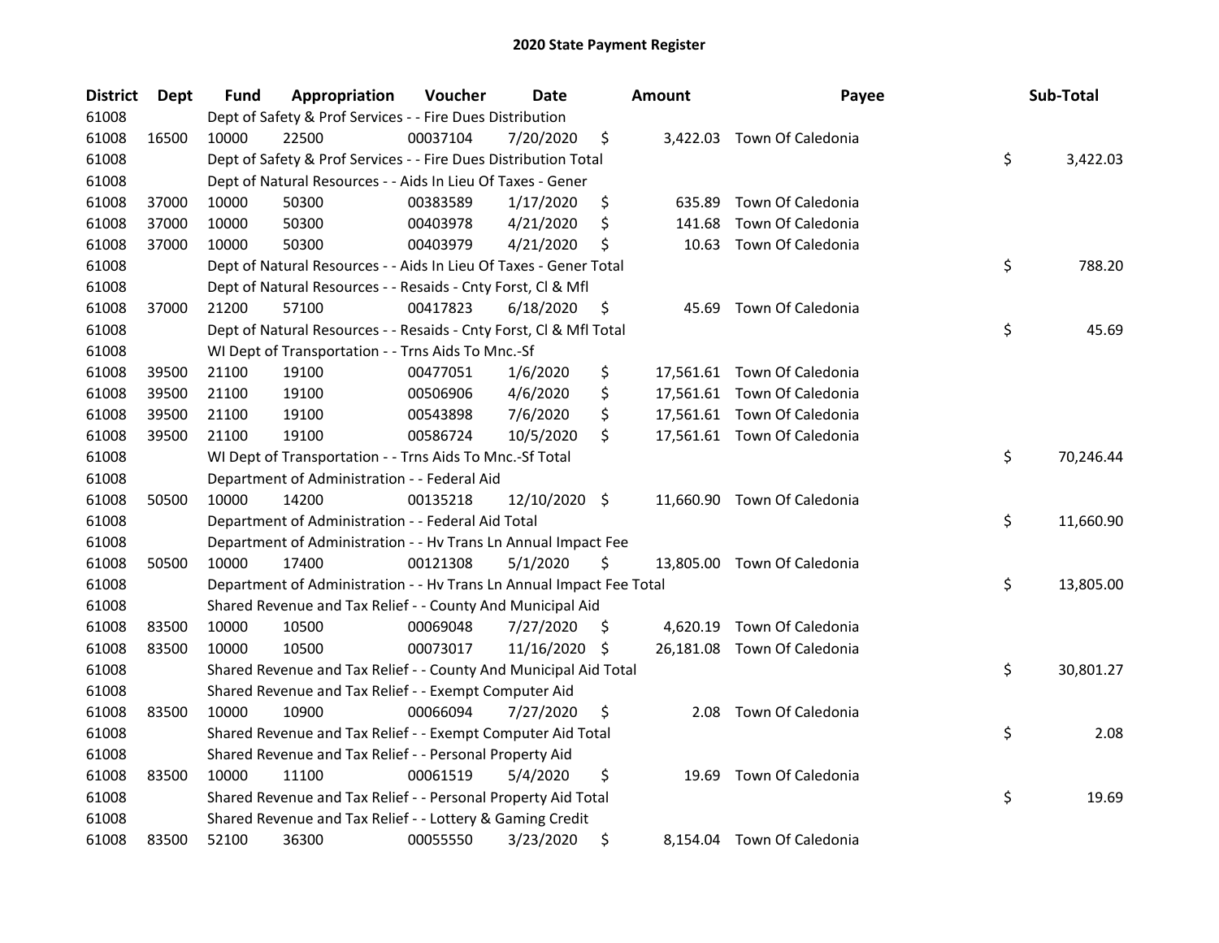# 2020 State Payment Register

| District | Dept | Fund | Appropriation | Voucher | Date | Amount | Payee | Sub-Total |
|---|---|---|---|---|---|---|---|---|
| 61008 | | Dept of Safety & Prof Services - - Fire Dues Distribution | | | | | | |
| 61008 | 16500 | 10000 | 22500 | 00037104 | 7/20/2020 | $ 3,422.03 | Town Of Caledonia | |
| 61008 | | Dept of Safety & Prof Services - - Fire Dues Distribution Total | | | | | | $ 3,422.03 |
| 61008 | | Dept of Natural Resources - - Aids In Lieu Of Taxes - Gener | | | | | | |
| 61008 | 37000 | 10000 | 50300 | 00383589 | 1/17/2020 | $ 635.89 | Town Of Caledonia | |
| 61008 | 37000 | 10000 | 50300 | 00403978 | 4/21/2020 | $ 141.68 | Town Of Caledonia | |
| 61008 | 37000 | 10000 | 50300 | 00403979 | 4/21/2020 | $ 10.63 | Town Of Caledonia | |
| 61008 | | Dept of Natural Resources - - Aids In Lieu Of Taxes - Gener Total | | | | | | $ 788.20 |
| 61008 | | Dept of Natural Resources - - Resaids - Cnty Forst, Cl & Mfl | | | | | | |
| 61008 | 37000 | 21200 | 57100 | 00417823 | 6/18/2020 | $ 45.69 | Town Of Caledonia | |
| 61008 | | Dept of Natural Resources - - Resaids - Cnty Forst, Cl & Mfl Total | | | | | | $ 45.69 |
| 61008 | | WI Dept of Transportation - - Trns Aids To Mnc.-Sf | | | | | | |
| 61008 | 39500 | 21100 | 19100 | 00477051 | 1/6/2020 | $ 17,561.61 | Town Of Caledonia | |
| 61008 | 39500 | 21100 | 19100 | 00506906 | 4/6/2020 | $ 17,561.61 | Town Of Caledonia | |
| 61008 | 39500 | 21100 | 19100 | 00543898 | 7/6/2020 | $ 17,561.61 | Town Of Caledonia | |
| 61008 | 39500 | 21100 | 19100 | 00586724 | 10/5/2020 | $ 17,561.61 | Town Of Caledonia | |
| 61008 | | WI Dept of Transportation - - Trns Aids To Mnc.-Sf Total | | | | | | $ 70,246.44 |
| 61008 | | Department of Administration - - Federal Aid | | | | | | |
| 61008 | 50500 | 10000 | 14200 | 00135218 | 12/10/2020 | $ 11,660.90 | Town Of Caledonia | |
| 61008 | | Department of Administration - - Federal Aid Total | | | | | | $ 11,660.90 |
| 61008 | | Department of Administration - - Hv Trans Ln Annual Impact Fee | | | | | | |
| 61008 | 50500 | 10000 | 17400 | 00121308 | 5/1/2020 | $ 13,805.00 | Town Of Caledonia | |
| 61008 | | Department of Administration - - Hv Trans Ln Annual Impact Fee Total | | | | | | $ 13,805.00 |
| 61008 | | Shared Revenue and Tax Relief - - County And Municipal Aid | | | | | | |
| 61008 | 83500 | 10000 | 10500 | 00069048 | 7/27/2020 | $ 4,620.19 | Town Of Caledonia | |
| 61008 | 83500 | 10000 | 10500 | 00073017 | 11/16/2020 | $ 26,181.08 | Town Of Caledonia | |
| 61008 | | Shared Revenue and Tax Relief - - County And Municipal Aid Total | | | | | | $ 30,801.27 |
| 61008 | | Shared Revenue and Tax Relief - - Exempt Computer Aid | | | | | | |
| 61008 | 83500 | 10000 | 10900 | 00066094 | 7/27/2020 | $ 2.08 | Town Of Caledonia | |
| 61008 | | Shared Revenue and Tax Relief - - Exempt Computer Aid Total | | | | | | $ 2.08 |
| 61008 | | Shared Revenue and Tax Relief - - Personal Property Aid | | | | | | |
| 61008 | 83500 | 10000 | 11100 | 00061519 | 5/4/2020 | $ 19.69 | Town Of Caledonia | |
| 61008 | | Shared Revenue and Tax Relief - - Personal Property Aid Total | | | | | | $ 19.69 |
| 61008 | | Shared Revenue and Tax Relief - - Lottery & Gaming Credit | | | | | | |
| 61008 | 83500 | 52100 | 36300 | 00055550 | 3/23/2020 | $ 8,154.04 | Town Of Caledonia | |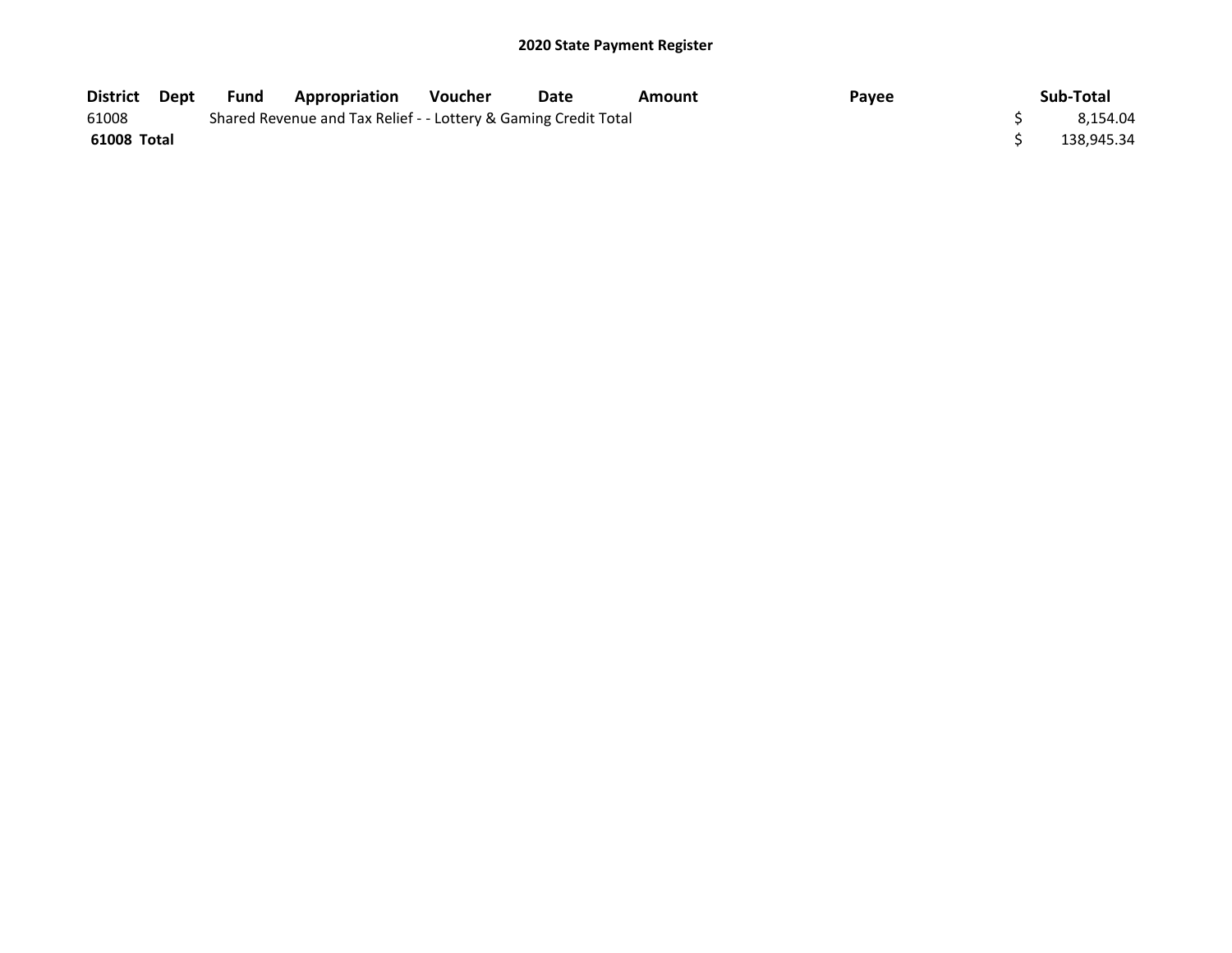## 2020 State Payment Register

| District | Dept | Fund | Appropriation | Voucher | Date | Amount | Payee | Sub-Total |
|---|---|---|---|---|---|---|---|---|
| 61008 | | Shared Revenue and Tax Relief - - Lottery & Gaming Credit Total | | | | | | $ 8,154.04 |
| **61008 Total** | | | | | | | | $ 138,945.34 |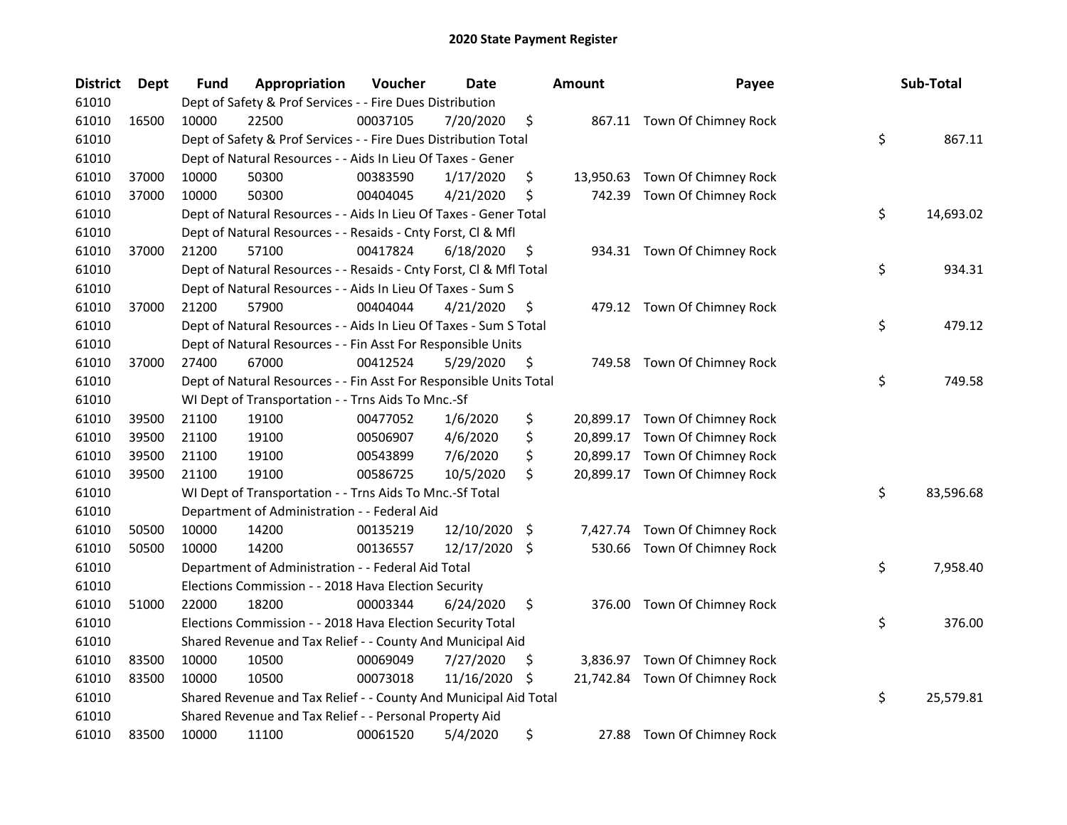# 2020 State Payment Register

| District | Dept | Fund | Appropriation | Voucher | Date | Amount | Payee | Sub-Total |
|---|---|---|---|---|---|---|---|---|
| 61010 | | Dept of Safety & Prof Services - - Fire Dues Distribution | | | | | | |
| 61010 | 16500 | 10000 | 22500 | 00037105 | 7/20/2020 | $ 867.11 | Town Of Chimney Rock | |
| 61010 | | Dept of Safety & Prof Services - - Fire Dues Distribution Total | | | | | | $ 867.11 |
| 61010 | | Dept of Natural Resources - - Aids In Lieu Of Taxes - Gener | | | | | | |
| 61010 | 37000 | 10000 | 50300 | 00383590 | 1/17/2020 | $ 13,950.63 | Town Of Chimney Rock | |
| 61010 | 37000 | 10000 | 50300 | 00404045 | 4/21/2020 | $ 742.39 | Town Of Chimney Rock | |
| 61010 | | Dept of Natural Resources - - Aids In Lieu Of Taxes - Gener Total | | | | | | $ 14,693.02 |
| 61010 | | Dept of Natural Resources - - Resaids - Cnty Forst, Cl & Mfl | | | | | | |
| 61010 | 37000 | 21200 | 57100 | 00417824 | 6/18/2020 | $ 934.31 | Town Of Chimney Rock | |
| 61010 | | Dept of Natural Resources - - Resaids - Cnty Forst, Cl & Mfl Total | | | | | | $ 934.31 |
| 61010 | | Dept of Natural Resources - - Aids In Lieu Of Taxes - Sum S | | | | | | |
| 61010 | 37000 | 21200 | 57900 | 00404044 | 4/21/2020 | $ 479.12 | Town Of Chimney Rock | |
| 61010 | | Dept of Natural Resources - - Aids In Lieu Of Taxes - Sum S Total | | | | | | $ 479.12 |
| 61010 | | Dept of Natural Resources - - Fin Asst For Responsible Units | | | | | | |
| 61010 | 37000 | 27400 | 67000 | 00412524 | 5/29/2020 | $ 749.58 | Town Of Chimney Rock | |
| 61010 | | Dept of Natural Resources - - Fin Asst For Responsible Units Total | | | | | | $ 749.58 |
| 61010 | | WI Dept of Transportation - - Trns Aids To Mnc.-Sf | | | | | | |
| 61010 | 39500 | 21100 | 19100 | 00477052 | 1/6/2020 | $ 20,899.17 | Town Of Chimney Rock | |
| 61010 | 39500 | 21100 | 19100 | 00506907 | 4/6/2020 | $ 20,899.17 | Town Of Chimney Rock | |
| 61010 | 39500 | 21100 | 19100 | 00543899 | 7/6/2020 | $ 20,899.17 | Town Of Chimney Rock | |
| 61010 | 39500 | 21100 | 19100 | 00586725 | 10/5/2020 | $ 20,899.17 | Town Of Chimney Rock | |
| 61010 | | WI Dept of Transportation - - Trns Aids To Mnc.-Sf Total | | | | | | $ 83,596.68 |
| 61010 | | Department of Administration - - Federal Aid | | | | | | |
| 61010 | 50500 | 10000 | 14200 | 00135219 | 12/10/2020 | $ 7,427.74 | Town Of Chimney Rock | |
| 61010 | 50500 | 10000 | 14200 | 00136557 | 12/17/2020 | $ 530.66 | Town Of Chimney Rock | |
| 61010 | | Department of Administration - - Federal Aid Total | | | | | | $ 7,958.40 |
| 61010 | | Elections Commission - - 2018 Hava Election Security | | | | | | |
| 61010 | 51000 | 22000 | 18200 | 00003344 | 6/24/2020 | $ 376.00 | Town Of Chimney Rock | |
| 61010 | | Elections Commission - - 2018 Hava Election Security Total | | | | | | $ 376.00 |
| 61010 | | Shared Revenue and Tax Relief - - County And Municipal Aid | | | | | | |
| 61010 | 83500 | 10000 | 10500 | 00069049 | 7/27/2020 | $ 3,836.97 | Town Of Chimney Rock | |
| 61010 | 83500 | 10000 | 10500 | 00073018 | 11/16/2020 | $ 21,742.84 | Town Of Chimney Rock | |
| 61010 | | Shared Revenue and Tax Relief - - County And Municipal Aid Total | | | | | | $ 25,579.81 |
| 61010 | | Shared Revenue and Tax Relief - - Personal Property Aid | | | | | | |
| 61010 | 83500 | 10000 | 11100 | 00061520 | 5/4/2020 | $ 27.88 | Town Of Chimney Rock | |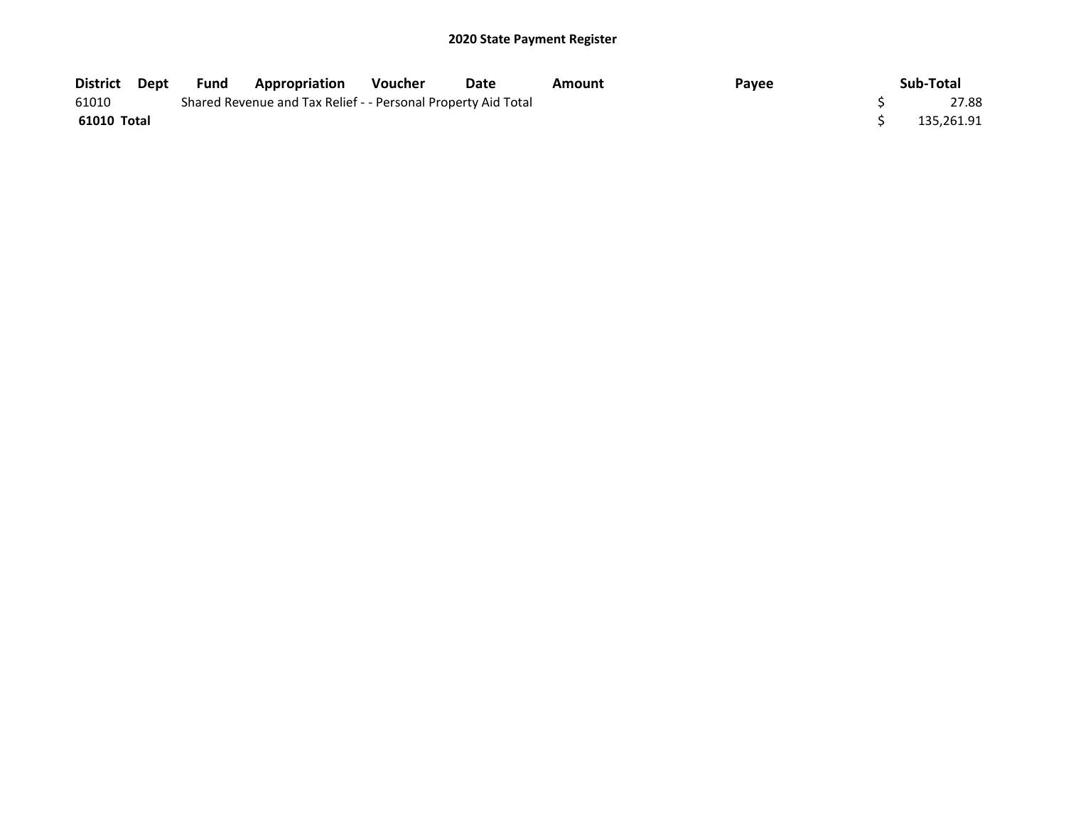# 2020 State Payment Register

| District | Dept | Fund | Appropriation | Voucher | Date | Amount | Payee | Sub-Total |
|---|---|---|---|---|---|---|---|---|
| 61010 | | Shared Revenue and Tax Relief - - Personal Property Aid Total | | | | | | $ 27.88 |
| **61010 Total** | | | | | | | | $ 135,261.91 |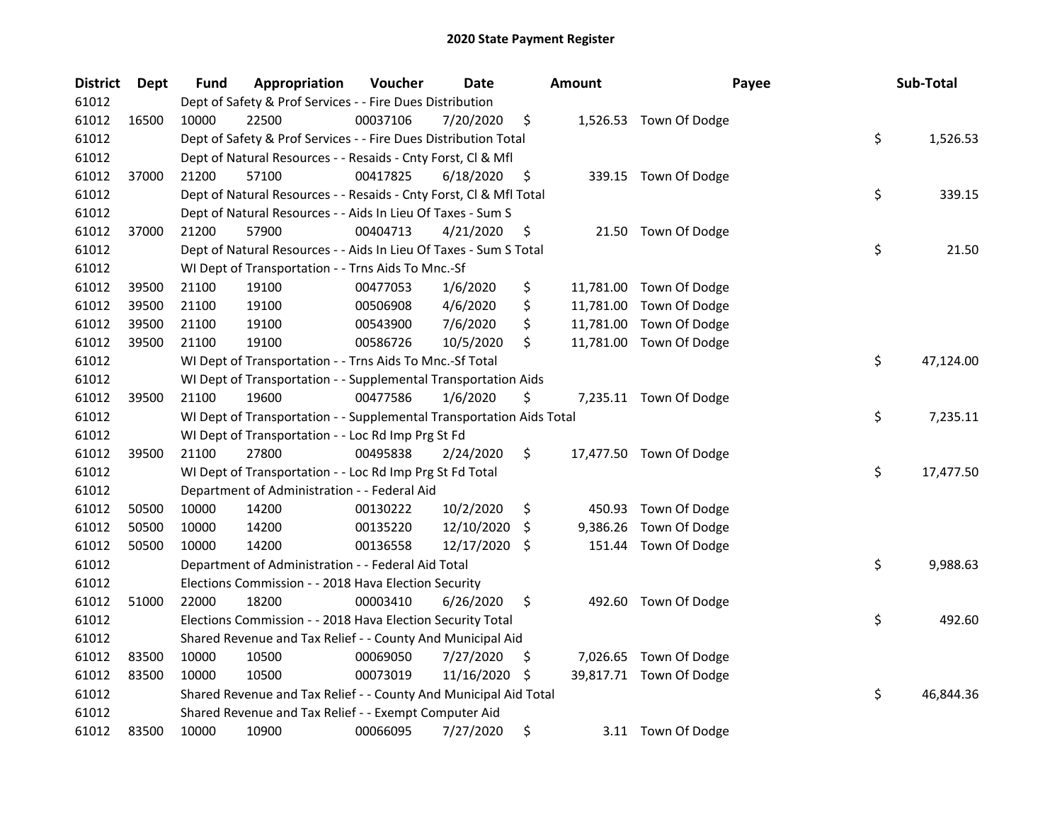# 2020 State Payment Register

| District | Dept | Fund | Appropriation | Voucher | Date | Amount | Payee | Sub-Total |
|---|---|---|---|---|---|---|---|---|
| 61012 | | Dept of Safety & Prof Services - - Fire Dues Distribution | | | | | | |
| 61012 | 16500 | 10000 | 22500 | 00037106 | 7/20/2020 | $ 1,526.53 | Town Of Dodge | |
| 61012 | | Dept of Safety & Prof Services - - Fire Dues Distribution Total | | | | | | $ 1,526.53 |
| 61012 | | Dept of Natural Resources - - Resaids - Cnty Forst, Cl & Mfl | | | | | | |
| 61012 | 37000 | 21200 | 57100 | 00417825 | 6/18/2020 | $ 339.15 | Town Of Dodge | |
| 61012 | | Dept of Natural Resources - - Resaids - Cnty Forst, Cl & Mfl Total | | | | | | $ 339.15 |
| 61012 | | Dept of Natural Resources - - Aids In Lieu Of Taxes - Sum S | | | | | | |
| 61012 | 37000 | 21200 | 57900 | 00404713 | 4/21/2020 | $ 21.50 | Town Of Dodge | |
| 61012 | | Dept of Natural Resources - - Aids In Lieu Of Taxes - Sum S Total | | | | | | $ 21.50 |
| 61012 | | WI Dept of Transportation - - Trns Aids To Mnc.-Sf | | | | | | |
| 61012 | 39500 | 21100 | 19100 | 00477053 | 1/6/2020 | $ 11,781.00 | Town Of Dodge | |
| 61012 | 39500 | 21100 | 19100 | 00506908 | 4/6/2020 | $ 11,781.00 | Town Of Dodge | |
| 61012 | 39500 | 21100 | 19100 | 00543900 | 7/6/2020 | $ 11,781.00 | Town Of Dodge | |
| 61012 | 39500 | 21100 | 19100 | 00586726 | 10/5/2020 | $ 11,781.00 | Town Of Dodge | |
| 61012 | | WI Dept of Transportation - - Trns Aids To Mnc.-Sf Total | | | | | | $ 47,124.00 |
| 61012 | | WI Dept of Transportation - - Supplemental Transportation Aids | | | | | | |
| 61012 | 39500 | 21100 | 19600 | 00477586 | 1/6/2020 | $ 7,235.11 | Town Of Dodge | |
| 61012 | | WI Dept of Transportation - - Supplemental Transportation Aids Total | | | | | | $ 7,235.11 |
| 61012 | | WI Dept of Transportation - - Loc Rd Imp Prg St Fd | | | | | | |
| 61012 | 39500 | 21100 | 27800 | 00495838 | 2/24/2020 | $ 17,477.50 | Town Of Dodge | |
| 61012 | | WI Dept of Transportation - - Loc Rd Imp Prg St Fd Total | | | | | | $ 17,477.50 |
| 61012 | | Department of Administration - - Federal Aid | | | | | | |
| 61012 | 50500 | 10000 | 14200 | 00130222 | 10/2/2020 | $ 450.93 | Town Of Dodge | |
| 61012 | 50500 | 10000 | 14200 | 00135220 | 12/10/2020 | $ 9,386.26 | Town Of Dodge | |
| 61012 | 50500 | 10000 | 14200 | 00136558 | 12/17/2020 | $ 151.44 | Town Of Dodge | |
| 61012 | | Department of Administration - - Federal Aid Total | | | | | | $ 9,988.63 |
| 61012 | | Elections Commission - - 2018 Hava Election Security | | | | | | |
| 61012 | 51000 | 22000 | 18200 | 00003410 | 6/26/2020 | $ 492.60 | Town Of Dodge | |
| 61012 | | Elections Commission - - 2018 Hava Election Security Total | | | | | | $ 492.60 |
| 61012 | | Shared Revenue and Tax Relief - - County And Municipal Aid | | | | | | |
| 61012 | 83500 | 10000 | 10500 | 00069050 | 7/27/2020 | $ 7,026.65 | Town Of Dodge | |
| 61012 | 83500 | 10000 | 10500 | 00073019 | 11/16/2020 | $ 39,817.71 | Town Of Dodge | |
| 61012 | | Shared Revenue and Tax Relief - - County And Municipal Aid Total | | | | | | $ 46,844.36 |
| 61012 | | Shared Revenue and Tax Relief - - Exempt Computer Aid | | | | | | |
| 61012 | 83500 | 10000 | 10900 | 00066095 | 7/27/2020 | $ 3.11 | Town Of Dodge | |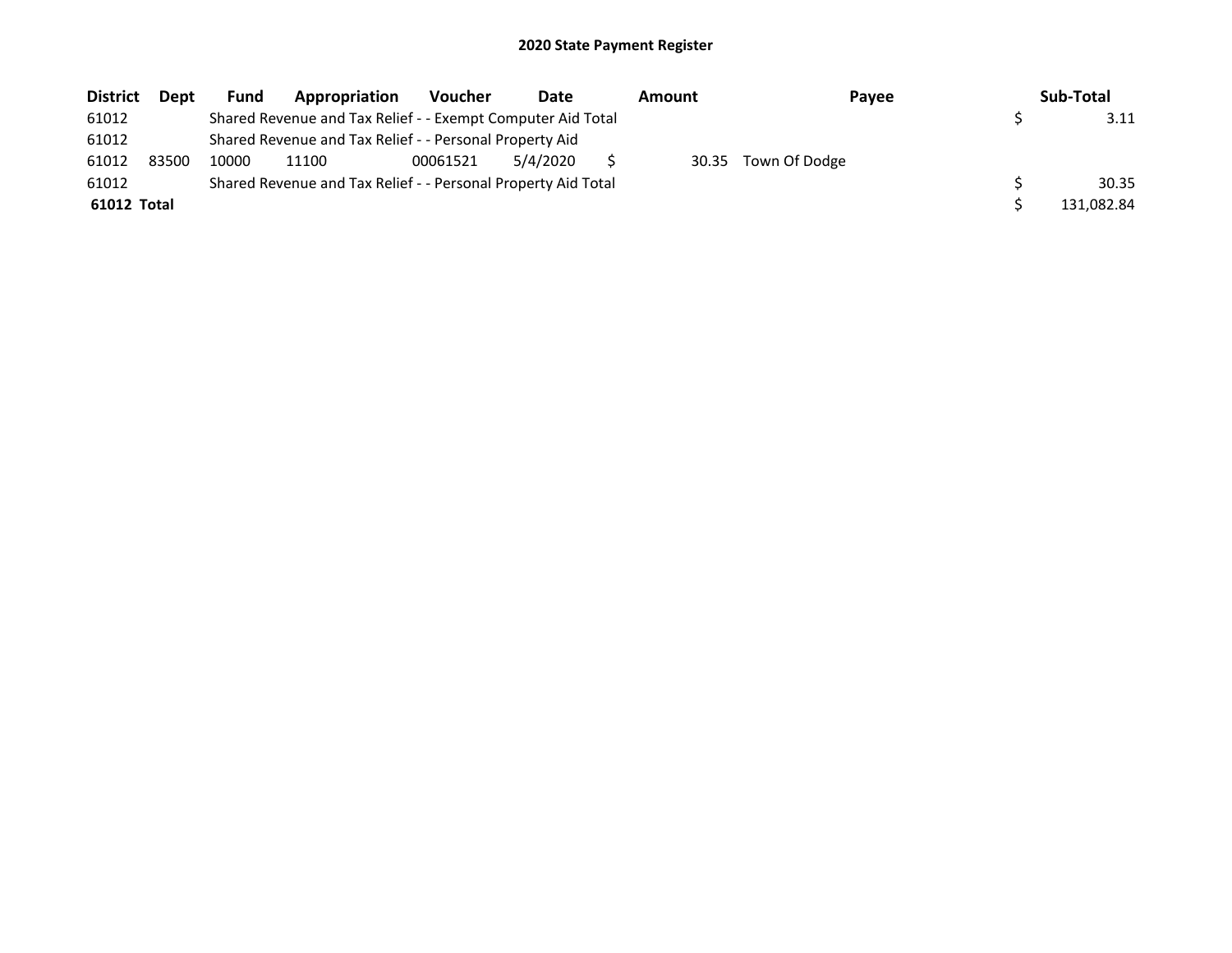## 2020 State Payment Register

| District | Dept | Fund | Appropriation | Voucher | Date | Amount | Payee | Sub-Total |
|---|---|---|---|---|---|---|---|---|
| 61012 | | Shared Revenue and Tax Relief - - Exempt Computer Aid Total | | | | | | $ 3.11 |
| 61012 | | Shared Revenue and Tax Relief - - Personal Property Aid | | | | | | |
| 61012 | 83500 | 10000 | 11100 | 00061521 | 5/4/2020 | $ 30.35 | Town Of Dodge | |
| 61012 | | Shared Revenue and Tax Relief - - Personal Property Aid Total | | | | | | $ 30.35 |
| **61012 Total** | | | | | | | | $ 131,082.84 |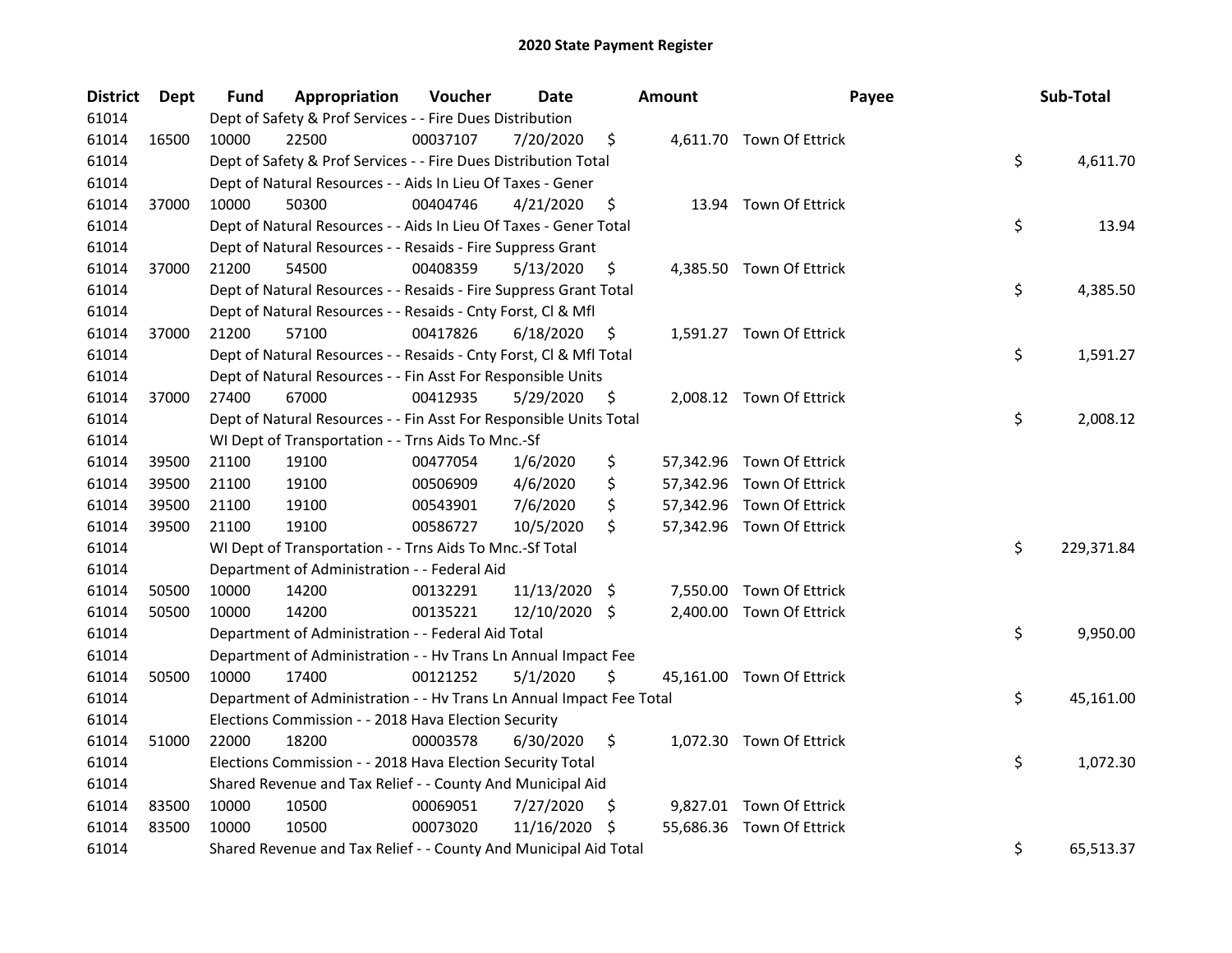# 2020 State Payment Register

| District | Dept | Fund | Appropriation | Voucher | Date | Amount | Payee | Sub-Total |
|---|---|---|---|---|---|---|---|---|
| 61014 | | Dept of Safety & Prof Services - - Fire Dues Distribution | | | | | | |
| 61014 | 16500 | 10000 | 22500 | 00037107 | 7/20/2020 | $ 4,611.70 | Town Of Ettrick | |
| 61014 | | Dept of Safety & Prof Services - - Fire Dues Distribution Total | | | | | | $ 4,611.70 |
| 61014 | | Dept of Natural Resources - - Aids In Lieu Of Taxes - Gener | | | | | | |
| 61014 | 37000 | 10000 | 50300 | 00404746 | 4/21/2020 | $ 13.94 | Town Of Ettrick | |
| 61014 | | Dept of Natural Resources - - Aids In Lieu Of Taxes - Gener Total | | | | | | $ 13.94 |
| 61014 | | Dept of Natural Resources - - Resaids - Fire Suppress Grant | | | | | | |
| 61014 | 37000 | 21200 | 54500 | 00408359 | 5/13/2020 | $ 4,385.50 | Town Of Ettrick | |
| 61014 | | Dept of Natural Resources - - Resaids - Fire Suppress Grant Total | | | | | | $ 4,385.50 |
| 61014 | | Dept of Natural Resources - - Resaids - Cnty Forst, Cl & Mfl | | | | | | |
| 61014 | 37000 | 21200 | 57100 | 00417826 | 6/18/2020 | $ 1,591.27 | Town Of Ettrick | |
| 61014 | | Dept of Natural Resources - - Resaids - Cnty Forst, Cl & Mfl Total | | | | | | $ 1,591.27 |
| 61014 | | Dept of Natural Resources - - Fin Asst For Responsible Units | | | | | | |
| 61014 | 37000 | 27400 | 67000 | 00412935 | 5/29/2020 | $ 2,008.12 | Town Of Ettrick | |
| 61014 | | Dept of Natural Resources - - Fin Asst For Responsible Units Total | | | | | | $ 2,008.12 |
| 61014 | | WI Dept of Transportation - - Trns Aids To Mnc.-Sf | | | | | | |
| 61014 | 39500 | 21100 | 19100 | 00477054 | 1/6/2020 | $ 57,342.96 | Town Of Ettrick | |
| 61014 | 39500 | 21100 | 19100 | 00506909 | 4/6/2020 | $ 57,342.96 | Town Of Ettrick | |
| 61014 | 39500 | 21100 | 19100 | 00543901 | 7/6/2020 | $ 57,342.96 | Town Of Ettrick | |
| 61014 | 39500 | 21100 | 19100 | 00586727 | 10/5/2020 | $ 57,342.96 | Town Of Ettrick | |
| 61014 | | WI Dept of Transportation - - Trns Aids To Mnc.-Sf Total | | | | | | $ 229,371.84 |
| 61014 | | Department of Administration - - Federal Aid | | | | | | |
| 61014 | 50500 | 10000 | 14200 | 00132291 | 11/13/2020 | $ 7,550.00 | Town Of Ettrick | |
| 61014 | 50500 | 10000 | 14200 | 00135221 | 12/10/2020 | $ 2,400.00 | Town Of Ettrick | |
| 61014 | | Department of Administration - - Federal Aid Total | | | | | | $ 9,950.00 |
| 61014 | | Department of Administration - - Hv Trans Ln Annual Impact Fee | | | | | | |
| 61014 | 50500 | 10000 | 17400 | 00121252 | 5/1/2020 | $ 45,161.00 | Town Of Ettrick | |
| 61014 | | Department of Administration - - Hv Trans Ln Annual Impact Fee Total | | | | | | $ 45,161.00 |
| 61014 | | Elections Commission - - 2018 Hava Election Security | | | | | | |
| 61014 | 51000 | 22000 | 18200 | 00003578 | 6/30/2020 | $ 1,072.30 | Town Of Ettrick | |
| 61014 | | Elections Commission - - 2018 Hava Election Security Total | | | | | | $ 1,072.30 |
| 61014 | | Shared Revenue and Tax Relief - - County And Municipal Aid | | | | | | |
| 61014 | 83500 | 10000 | 10500 | 00069051 | 7/27/2020 | $ 9,827.01 | Town Of Ettrick | |
| 61014 | 83500 | 10000 | 10500 | 00073020 | 11/16/2020 | $ 55,686.36 | Town Of Ettrick | |
| 61014 | | Shared Revenue and Tax Relief - - County And Municipal Aid Total | | | | | | $ 65,513.37 |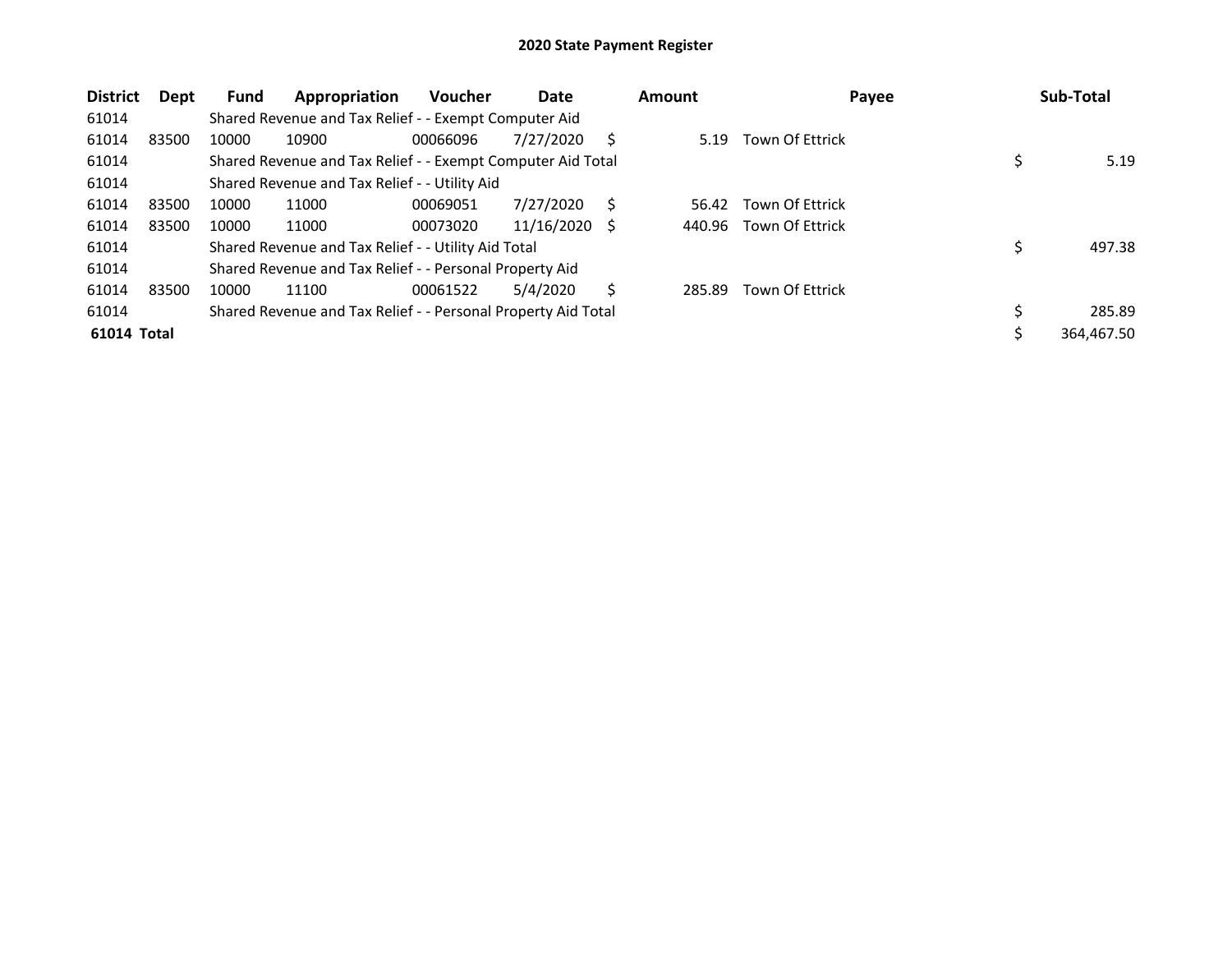# 2020 State Payment Register

| District | Dept | Fund | Appropriation | Voucher | Date | Amount | Payee | Sub-Total |
|---|---|---|---|---|---|---|---|---|
| 61014 | | Shared Revenue and Tax Relief - - Exempt Computer Aid | | | | | | |
| 61014 | 83500 | 10000 | 10900 | 00066096 | 7/27/2020 | $ 5.19 | Town Of Ettrick | |
| 61014 | | Shared Revenue and Tax Relief - - Exempt Computer Aid Total | | | | | | $ 5.19 |
| 61014 | | Shared Revenue and Tax Relief - - Utility Aid | | | | | | |
| 61014 | 83500 | 10000 | 11000 | 00069051 | 7/27/2020 | $ 56.42 | Town Of Ettrick | |
| 61014 | 83500 | 10000 | 11000 | 00073020 | 11/16/2020 | $ 440.96 | Town Of Ettrick | |
| 61014 | | Shared Revenue and Tax Relief - - Utility Aid Total | | | | | | $ 497.38 |
| 61014 | | Shared Revenue and Tax Relief - - Personal Property Aid | | | | | | |
| 61014 | 83500 | 10000 | 11100 | 00061522 | 5/4/2020 | $ 285.89 | Town Of Ettrick | |
| 61014 | | Shared Revenue and Tax Relief - - Personal Property Aid Total | | | | | | $ 285.89 |
| **61014 Total** | | | | | | | | $ 364,467.50 |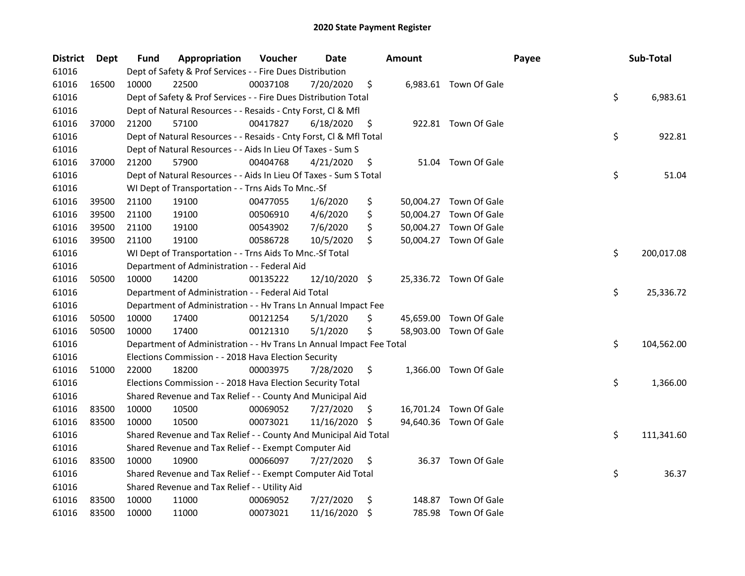# 2020 State Payment Register

| District | Dept | Fund | Appropriation | Voucher | Date | Amount | Payee | Sub-Total |
|---|---|---|---|---|---|---|---|---|
| 61016 | | Dept of Safety & Prof Services - - Fire Dues Distribution | | | | | | |
| 61016 | 16500 | 10000 | 22500 | 00037108 | 7/20/2020 | $ 6,983.61 | Town Of Gale | |
| 61016 | | Dept of Safety & Prof Services - - Fire Dues Distribution Total | | | | | | $ 6,983.61 |
| 61016 | | Dept of Natural Resources - - Resaids - Cnty Forst, Cl & Mfl | | | | | | |
| 61016 | 37000 | 21200 | 57100 | 00417827 | 6/18/2020 | $ 922.81 | Town Of Gale | |
| 61016 | | Dept of Natural Resources - - Resaids - Cnty Forst, Cl & Mfl Total | | | | | | $ 922.81 |
| 61016 | | Dept of Natural Resources - - Aids In Lieu Of Taxes - Sum S | | | | | | |
| 61016 | 37000 | 21200 | 57900 | 00404768 | 4/21/2020 | $ 51.04 | Town Of Gale | |
| 61016 | | Dept of Natural Resources - - Aids In Lieu Of Taxes - Sum S Total | | | | | | $ 51.04 |
| 61016 | | WI Dept of Transportation - - Trns Aids To Mnc.-Sf | | | | | | |
| 61016 | 39500 | 21100 | 19100 | 00477055 | 1/6/2020 | $ 50,004.27 | Town Of Gale | |
| 61016 | 39500 | 21100 | 19100 | 00506910 | 4/6/2020 | $ 50,004.27 | Town Of Gale | |
| 61016 | 39500 | 21100 | 19100 | 00543902 | 7/6/2020 | $ 50,004.27 | Town Of Gale | |
| 61016 | 39500 | 21100 | 19100 | 00586728 | 10/5/2020 | $ 50,004.27 | Town Of Gale | |
| 61016 | | WI Dept of Transportation - - Trns Aids To Mnc.-Sf Total | | | | | | $ 200,017.08 |
| 61016 | | Department of Administration - - Federal Aid | | | | | | |
| 61016 | 50500 | 10000 | 14200 | 00135222 | 12/10/2020 | $ 25,336.72 | Town Of Gale | |
| 61016 | | Department of Administration - - Federal Aid Total | | | | | | $ 25,336.72 |
| 61016 | | Department of Administration - - Hv Trans Ln Annual Impact Fee | | | | | | |
| 61016 | 50500 | 10000 | 17400 | 00121254 | 5/1/2020 | $ 45,659.00 | Town Of Gale | |
| 61016 | 50500 | 10000 | 17400 | 00121310 | 5/1/2020 | $ 58,903.00 | Town Of Gale | |
| 61016 | | Department of Administration - - Hv Trans Ln Annual Impact Fee Total | | | | | | $ 104,562.00 |
| 61016 | | Elections Commission - - 2018 Hava Election Security | | | | | | |
| 61016 | 51000 | 22000 | 18200 | 00003975 | 7/28/2020 | $ 1,366.00 | Town Of Gale | |
| 61016 | | Elections Commission - - 2018 Hava Election Security Total | | | | | | $ 1,366.00 |
| 61016 | | Shared Revenue and Tax Relief - - County And Municipal Aid | | | | | | |
| 61016 | 83500 | 10000 | 10500 | 00069052 | 7/27/2020 | $ 16,701.24 | Town Of Gale | |
| 61016 | 83500 | 10000 | 10500 | 00073021 | 11/16/2020 | $ 94,640.36 | Town Of Gale | |
| 61016 | | Shared Revenue and Tax Relief - - County And Municipal Aid Total | | | | | | $ 111,341.60 |
| 61016 | | Shared Revenue and Tax Relief - - Exempt Computer Aid | | | | | | |
| 61016 | 83500 | 10000 | 10900 | 00066097 | 7/27/2020 | $ 36.37 | Town Of Gale | |
| 61016 | | Shared Revenue and Tax Relief - - Exempt Computer Aid Total | | | | | | $ 36.37 |
| 61016 | | Shared Revenue and Tax Relief - - Utility Aid | | | | | | |
| 61016 | 83500 | 10000 | 11000 | 00069052 | 7/27/2020 | $ 148.87 | Town Of Gale | |
| 61016 | 83500 | 10000 | 11000 | 00073021 | 11/16/2020 | $ 785.98 | Town Of Gale | |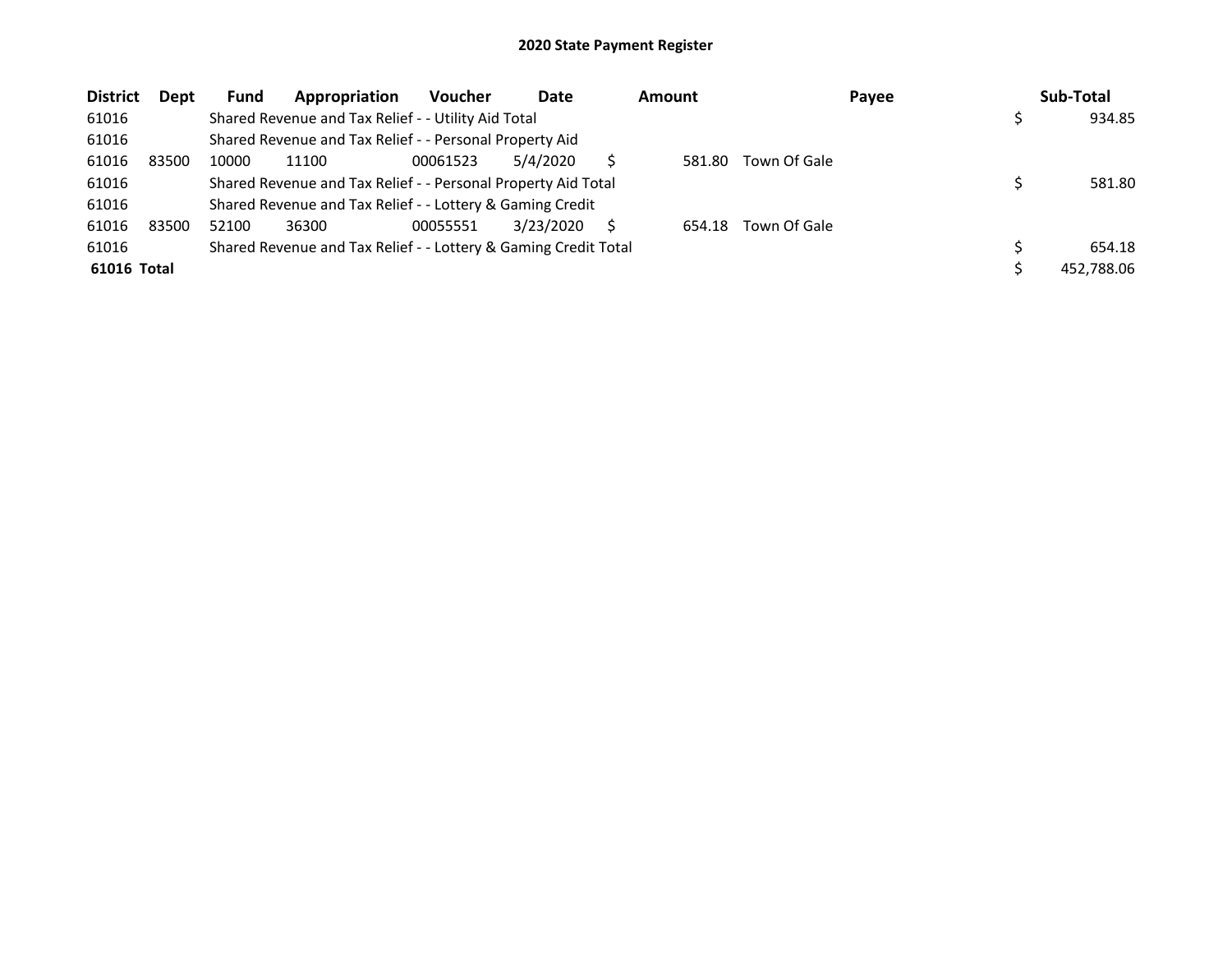# 2020 State Payment Register

| District | Dept | Fund | Appropriation | Voucher | Date | Amount | Payee | Sub-Total |
|---|---|---|---|---|---|---|---|---|
| 61016 | | Shared Revenue and Tax Relief - - Utility Aid Total | | | | | | $ 934.85 |
| 61016 | | Shared Revenue and Tax Relief - - Personal Property Aid | | | | | | |
| 61016 | 83500 | 10000 | 11100 | 00061523 | 5/4/2020 | $ 581.80 | Town Of Gale | |
| 61016 | | Shared Revenue and Tax Relief - - Personal Property Aid Total | | | | | | $ 581.80 |
| 61016 | | Shared Revenue and Tax Relief - - Lottery & Gaming Credit | | | | | | |
| 61016 | 83500 | 52100 | 36300 | 00055551 | 3/23/2020 | $ 654.18 | Town Of Gale | |
| 61016 | | Shared Revenue and Tax Relief - - Lottery & Gaming Credit Total | | | | | | $ 654.18 |
| **61016 Total** | | | | | | | | $ 452,788.06 |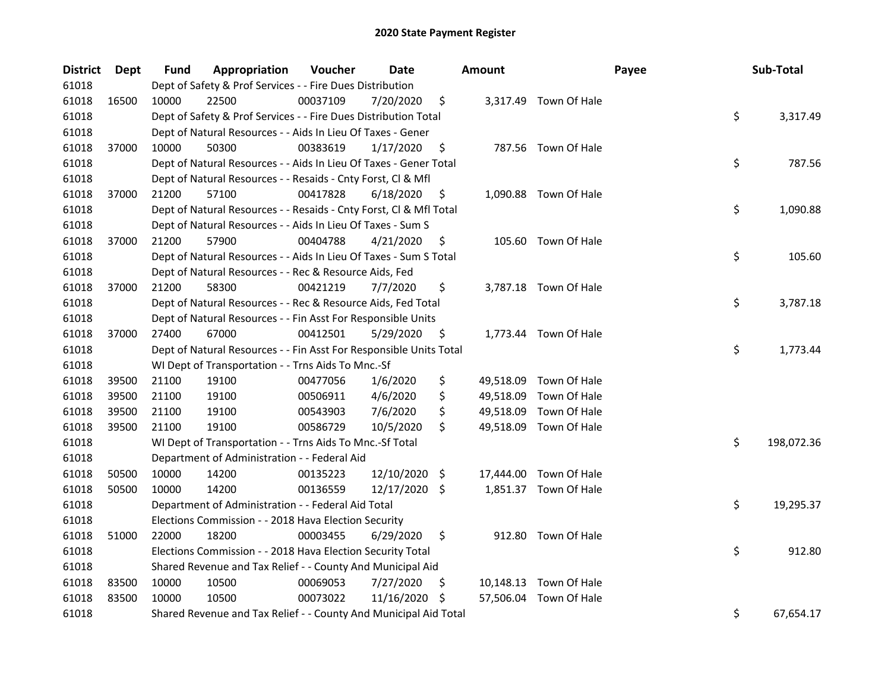# 2020 State Payment Register

| District | Dept | Fund | Appropriation | Voucher | Date | Amount | Payee | Sub-Total |
|---|---|---|---|---|---|---|---|---|
| 61018 | | Dept of Safety & Prof Services - - Fire Dues Distribution | | | | | | |
| 61018 | 16500 | 10000 | 22500 | 00037109 | 7/20/2020 | $ 3,317.49 | Town Of Hale | |
| 61018 | | Dept of Safety & Prof Services - - Fire Dues Distribution Total | | | | | | $ 3,317.49 |
| 61018 | | Dept of Natural Resources - - Aids In Lieu Of Taxes - Gener | | | | | | |
| 61018 | 37000 | 10000 | 50300 | 00383619 | 1/17/2020 | $ 787.56 | Town Of Hale | |
| 61018 | | Dept of Natural Resources - - Aids In Lieu Of Taxes - Gener Total | | | | | | $ 787.56 |
| 61018 | | Dept of Natural Resources - - Resaids - Cnty Forst, Cl & Mfl | | | | | | |
| 61018 | 37000 | 21200 | 57100 | 00417828 | 6/18/2020 | $ 1,090.88 | Town Of Hale | |
| 61018 | | Dept of Natural Resources - - Resaids - Cnty Forst, Cl & Mfl Total | | | | | | $ 1,090.88 |
| 61018 | | Dept of Natural Resources - - Aids In Lieu Of Taxes - Sum S | | | | | | |
| 61018 | 37000 | 21200 | 57900 | 00404788 | 4/21/2020 | $ 105.60 | Town Of Hale | |
| 61018 | | Dept of Natural Resources - - Aids In Lieu Of Taxes - Sum S Total | | | | | | $ 105.60 |
| 61018 | | Dept of Natural Resources - - Rec & Resource Aids, Fed | | | | | | |
| 61018 | 37000 | 21200 | 58300 | 00421219 | 7/7/2020 | $ 3,787.18 | Town Of Hale | |
| 61018 | | Dept of Natural Resources - - Rec & Resource Aids, Fed Total | | | | | | $ 3,787.18 |
| 61018 | | Dept of Natural Resources - - Fin Asst For Responsible Units | | | | | | |
| 61018 | 37000 | 27400 | 67000 | 00412501 | 5/29/2020 | $ 1,773.44 | Town Of Hale | |
| 61018 | | Dept of Natural Resources - - Fin Asst For Responsible Units Total | | | | | | $ 1,773.44 |
| 61018 | | WI Dept of Transportation - - Trns Aids To Mnc.-Sf | | | | | | |
| 61018 | 39500 | 21100 | 19100 | 00477056 | 1/6/2020 | $ 49,518.09 | Town Of Hale | |
| 61018 | 39500 | 21100 | 19100 | 00506911 | 4/6/2020 | $ 49,518.09 | Town Of Hale | |
| 61018 | 39500 | 21100 | 19100 | 00543903 | 7/6/2020 | $ 49,518.09 | Town Of Hale | |
| 61018 | 39500 | 21100 | 19100 | 00586729 | 10/5/2020 | $ 49,518.09 | Town Of Hale | |
| 61018 | | WI Dept of Transportation - - Trns Aids To Mnc.-Sf Total | | | | | | $ 198,072.36 |
| 61018 | | Department of Administration - - Federal Aid | | | | | | |
| 61018 | 50500 | 10000 | 14200 | 00135223 | 12/10/2020 | $ 17,444.00 | Town Of Hale | |
| 61018 | 50500 | 10000 | 14200 | 00136559 | 12/17/2020 | $ 1,851.37 | Town Of Hale | |
| 61018 | | Department of Administration - - Federal Aid Total | | | | | | $ 19,295.37 |
| 61018 | | Elections Commission - - 2018 Hava Election Security | | | | | | |
| 61018 | 51000 | 22000 | 18200 | 00003455 | 6/29/2020 | $ 912.80 | Town Of Hale | |
| 61018 | | Elections Commission - - 2018 Hava Election Security Total | | | | | | $ 912.80 |
| 61018 | | Shared Revenue and Tax Relief - - County And Municipal Aid | | | | | | |
| 61018 | 83500 | 10000 | 10500 | 00069053 | 7/27/2020 | $ 10,148.13 | Town Of Hale | |
| 61018 | 83500 | 10000 | 10500 | 00073022 | 11/16/2020 | $ 57,506.04 | Town Of Hale | |
| 61018 | | Shared Revenue and Tax Relief - - County And Municipal Aid Total | | | | | | $ 67,654.17 |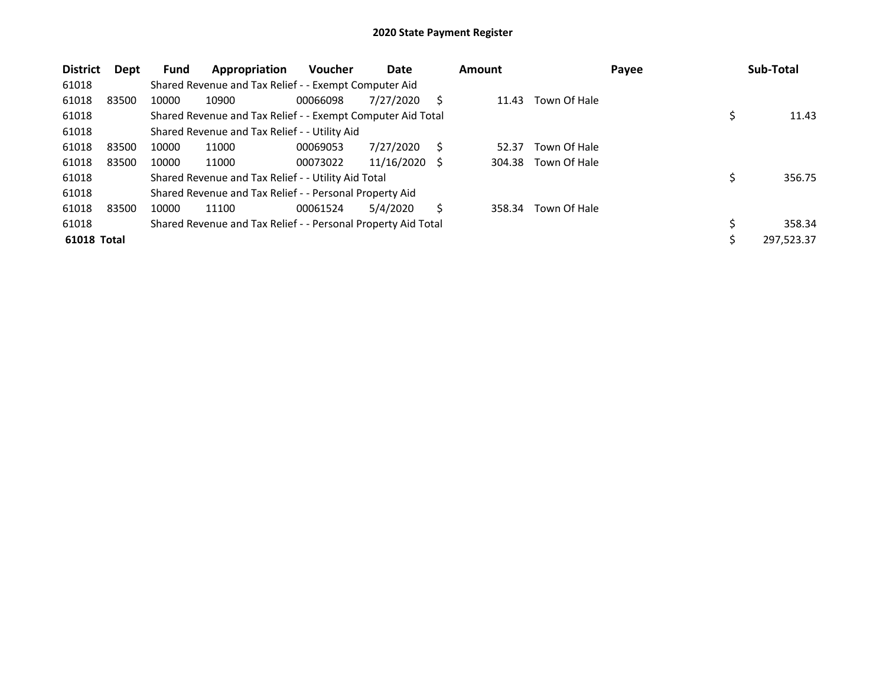# 2020 State Payment Register

| District | Dept | Fund | Appropriation | Voucher | Date | Amount | Payee | Sub-Total |
|---|---|---|---|---|---|---|---|---|
| 61018 | | Shared Revenue and Tax Relief - - Exempt Computer Aid | | | | | | |
| 61018 | 83500 | 10000 | 10900 | 00066098 | 7/27/2020 | $ 11.43 | Town Of Hale | |
| 61018 | | Shared Revenue and Tax Relief - - Exempt Computer Aid Total | | | | | | $ 11.43 |
| 61018 | | Shared Revenue and Tax Relief - - Utility Aid | | | | | | |
| 61018 | 83500 | 10000 | 11000 | 00069053 | 7/27/2020 | $ 52.37 | Town Of Hale | |
| 61018 | 83500 | 10000 | 11000 | 00073022 | 11/16/2020 | $ 304.38 | Town Of Hale | |
| 61018 | | Shared Revenue and Tax Relief - - Utility Aid Total | | | | | | $ 356.75 |
| 61018 | | Shared Revenue and Tax Relief - - Personal Property Aid | | | | | | |
| 61018 | 83500 | 10000 | 11100 | 00061524 | 5/4/2020 | $ 358.34 | Town Of Hale | |
| 61018 | | Shared Revenue and Tax Relief - - Personal Property Aid Total | | | | | | $ 358.34 |
| **61018 Total** | | | | | | | | $ 297,523.37 |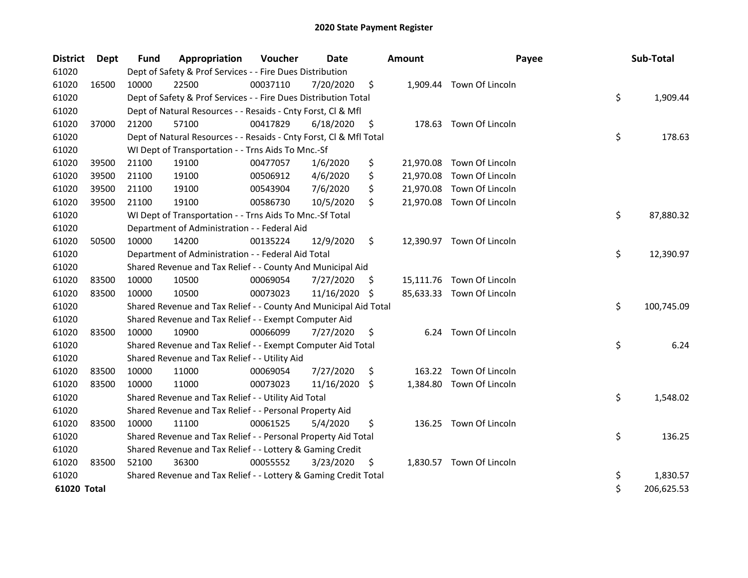# 2020 State Payment Register

| District | Dept | Fund | Appropriation | Voucher | Date | Amount | Payee | Sub-Total |
|---|---|---|---|---|---|---|---|---|
| 61020 | | Dept of Safety & Prof Services - - Fire Dues Distribution | | | | | | |
| 61020 | 16500 | 10000 | 22500 | 00037110 | 7/20/2020 | $ 1,909.44 | Town Of Lincoln | |
| 61020 | | Dept of Safety & Prof Services - - Fire Dues Distribution Total | | | | | | $ 1,909.44 |
| 61020 | | Dept of Natural Resources - - Resaids - Cnty Forst, Cl & Mfl | | | | | | |
| 61020 | 37000 | 21200 | 57100 | 00417829 | 6/18/2020 | $ 178.63 | Town Of Lincoln | |
| 61020 | | Dept of Natural Resources - - Resaids - Cnty Forst, Cl & Mfl Total | | | | | | $ 178.63 |
| 61020 | | WI Dept of Transportation - - Trns Aids To Mnc.-Sf | | | | | | |
| 61020 | 39500 | 21100 | 19100 | 00477057 | 1/6/2020 | $ 21,970.08 | Town Of Lincoln | |
| 61020 | 39500 | 21100 | 19100 | 00506912 | 4/6/2020 | $ 21,970.08 | Town Of Lincoln | |
| 61020 | 39500 | 21100 | 19100 | 00543904 | 7/6/2020 | $ 21,970.08 | Town Of Lincoln | |
| 61020 | 39500 | 21100 | 19100 | 00586730 | 10/5/2020 | $ 21,970.08 | Town Of Lincoln | |
| 61020 | | WI Dept of Transportation - - Trns Aids To Mnc.-Sf Total | | | | | | $ 87,880.32 |
| 61020 | | Department of Administration - - Federal Aid | | | | | | |
| 61020 | 50500 | 10000 | 14200 | 00135224 | 12/9/2020 | $ 12,390.97 | Town Of Lincoln | |
| 61020 | | Department of Administration - - Federal Aid Total | | | | | | $ 12,390.97 |
| 61020 | | Shared Revenue and Tax Relief - - County And Municipal Aid | | | | | | |
| 61020 | 83500 | 10000 | 10500 | 00069054 | 7/27/2020 | $ 15,111.76 | Town Of Lincoln | |
| 61020 | 83500 | 10000 | 10500 | 00073023 | 11/16/2020 | $ 85,633.33 | Town Of Lincoln | |
| 61020 | | Shared Revenue and Tax Relief - - County And Municipal Aid Total | | | | | | $ 100,745.09 |
| 61020 | | Shared Revenue and Tax Relief - - Exempt Computer Aid | | | | | | |
| 61020 | 83500 | 10000 | 10900 | 00066099 | 7/27/2020 | $ 6.24 | Town Of Lincoln | |
| 61020 | | Shared Revenue and Tax Relief - - Exempt Computer Aid Total | | | | | | $ 6.24 |
| 61020 | | Shared Revenue and Tax Relief - - Utility Aid | | | | | | |
| 61020 | 83500 | 10000 | 11000 | 00069054 | 7/27/2020 | $ 163.22 | Town Of Lincoln | |
| 61020 | 83500 | 10000 | 11000 | 00073023 | 11/16/2020 | $ 1,384.80 | Town Of Lincoln | |
| 61020 | | Shared Revenue and Tax Relief - - Utility Aid Total | | | | | | $ 1,548.02 |
| 61020 | | Shared Revenue and Tax Relief - - Personal Property Aid | | | | | | |
| 61020 | 83500 | 10000 | 11100 | 00061525 | 5/4/2020 | $ 136.25 | Town Of Lincoln | |
| 61020 | | Shared Revenue and Tax Relief - - Personal Property Aid Total | | | | | | $ 136.25 |
| 61020 | | Shared Revenue and Tax Relief - - Lottery & Gaming Credit | | | | | | |
| 61020 | 83500 | 52100 | 36300 | 00055552 | 3/23/2020 | $ 1,830.57 | Town Of Lincoln | |
| 61020 | | Shared Revenue and Tax Relief - - Lottery & Gaming Credit Total | | | | | | $ 1,830.57 |
| **61020 Total** | | | | | | | | $ 206,625.53 |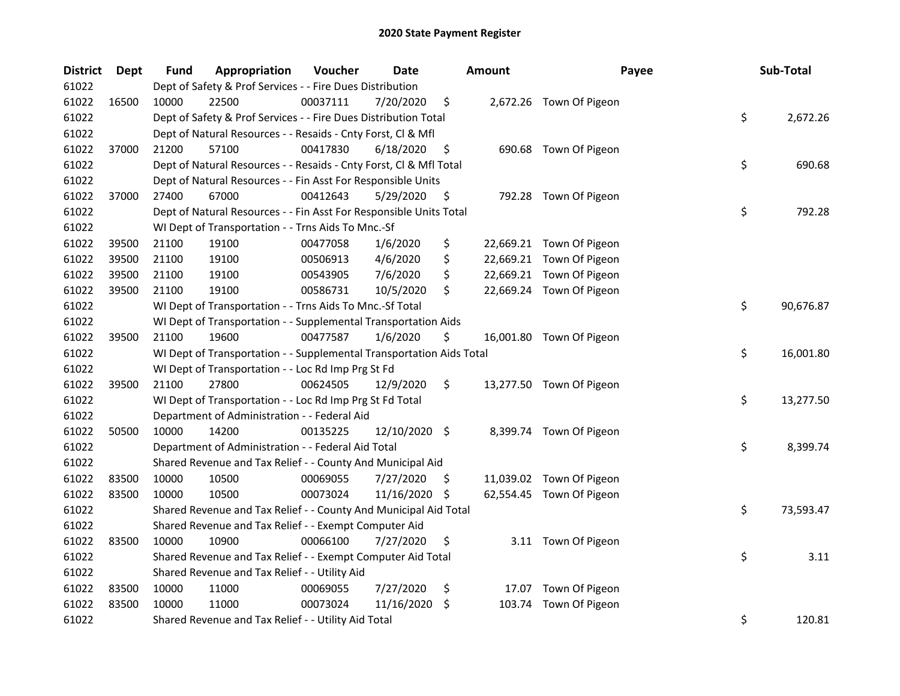# 2020 State Payment Register

| District | Dept | Fund | Appropriation | Voucher | Date | Amount | Payee | Sub-Total |
|---|---|---|---|---|---|---|---|---|
| 61022 | | Dept of Safety & Prof Services - - Fire Dues Distribution | | | | | | |
| 61022 | 16500 | 10000 | 22500 | 00037111 | 7/20/2020 | $ 2,672.26 | Town Of Pigeon | |
| 61022 | | Dept of Safety & Prof Services - - Fire Dues Distribution Total | | | | | | $ 2,672.26 |
| 61022 | | Dept of Natural Resources - - Resaids - Cnty Forst, Cl & Mfl | | | | | | |
| 61022 | 37000 | 21200 | 57100 | 00417830 | 6/18/2020 | $ 690.68 | Town Of Pigeon | |
| 61022 | | Dept of Natural Resources - - Resaids - Cnty Forst, Cl & Mfl Total | | | | | | $ 690.68 |
| 61022 | | Dept of Natural Resources - - Fin Asst For Responsible Units | | | | | | |
| 61022 | 37000 | 27400 | 67000 | 00412643 | 5/29/2020 | $ 792.28 | Town Of Pigeon | |
| 61022 | | Dept of Natural Resources - - Fin Asst For Responsible Units Total | | | | | | $ 792.28 |
| 61022 | | WI Dept of Transportation - - Trns Aids To Mnc.-Sf | | | | | | |
| 61022 | 39500 | 21100 | 19100 | 00477058 | 1/6/2020 | $ 22,669.21 | Town Of Pigeon | |
| 61022 | 39500 | 21100 | 19100 | 00506913 | 4/6/2020 | $ 22,669.21 | Town Of Pigeon | |
| 61022 | 39500 | 21100 | 19100 | 00543905 | 7/6/2020 | $ 22,669.21 | Town Of Pigeon | |
| 61022 | 39500 | 21100 | 19100 | 00586731 | 10/5/2020 | $ 22,669.24 | Town Of Pigeon | |
| 61022 | | WI Dept of Transportation - - Trns Aids To Mnc.-Sf Total | | | | | | $ 90,676.87 |
| 61022 | | WI Dept of Transportation - - Supplemental Transportation Aids | | | | | | |
| 61022 | 39500 | 21100 | 19600 | 00477587 | 1/6/2020 | $ 16,001.80 | Town Of Pigeon | |
| 61022 | | WI Dept of Transportation - - Supplemental Transportation Aids Total | | | | | | $ 16,001.80 |
| 61022 | | WI Dept of Transportation - - Loc Rd Imp Prg St Fd | | | | | | |
| 61022 | 39500 | 21100 | 27800 | 00624505 | 12/9/2020 | $ 13,277.50 | Town Of Pigeon | |
| 61022 | | WI Dept of Transportation - - Loc Rd Imp Prg St Fd Total | | | | | | $ 13,277.50 |
| 61022 | | Department of Administration - - Federal Aid | | | | | | |
| 61022 | 50500 | 10000 | 14200 | 00135225 | 12/10/2020 | $ 8,399.74 | Town Of Pigeon | |
| 61022 | | Department of Administration - - Federal Aid Total | | | | | | $ 8,399.74 |
| 61022 | | Shared Revenue and Tax Relief - - County And Municipal Aid | | | | | | |
| 61022 | 83500 | 10000 | 10500 | 00069055 | 7/27/2020 | $ 11,039.02 | Town Of Pigeon | |
| 61022 | 83500 | 10000 | 10500 | 00073024 | 11/16/2020 | $ 62,554.45 | Town Of Pigeon | |
| 61022 | | Shared Revenue and Tax Relief - - County And Municipal Aid Total | | | | | | $ 73,593.47 |
| 61022 | | Shared Revenue and Tax Relief - - Exempt Computer Aid | | | | | | |
| 61022 | 83500 | 10000 | 10900 | 00066100 | 7/27/2020 | $ 3.11 | Town Of Pigeon | |
| 61022 | | Shared Revenue and Tax Relief - - Exempt Computer Aid Total | | | | | | $ 3.11 |
| 61022 | | Shared Revenue and Tax Relief - - Utility Aid | | | | | | |
| 61022 | 83500 | 10000 | 11000 | 00069055 | 7/27/2020 | $ 17.07 | Town Of Pigeon | |
| 61022 | 83500 | 10000 | 11000 | 00073024 | 11/16/2020 | $ 103.74 | Town Of Pigeon | |
| 61022 | | Shared Revenue and Tax Relief - - Utility Aid Total | | | | | | $ 120.81 |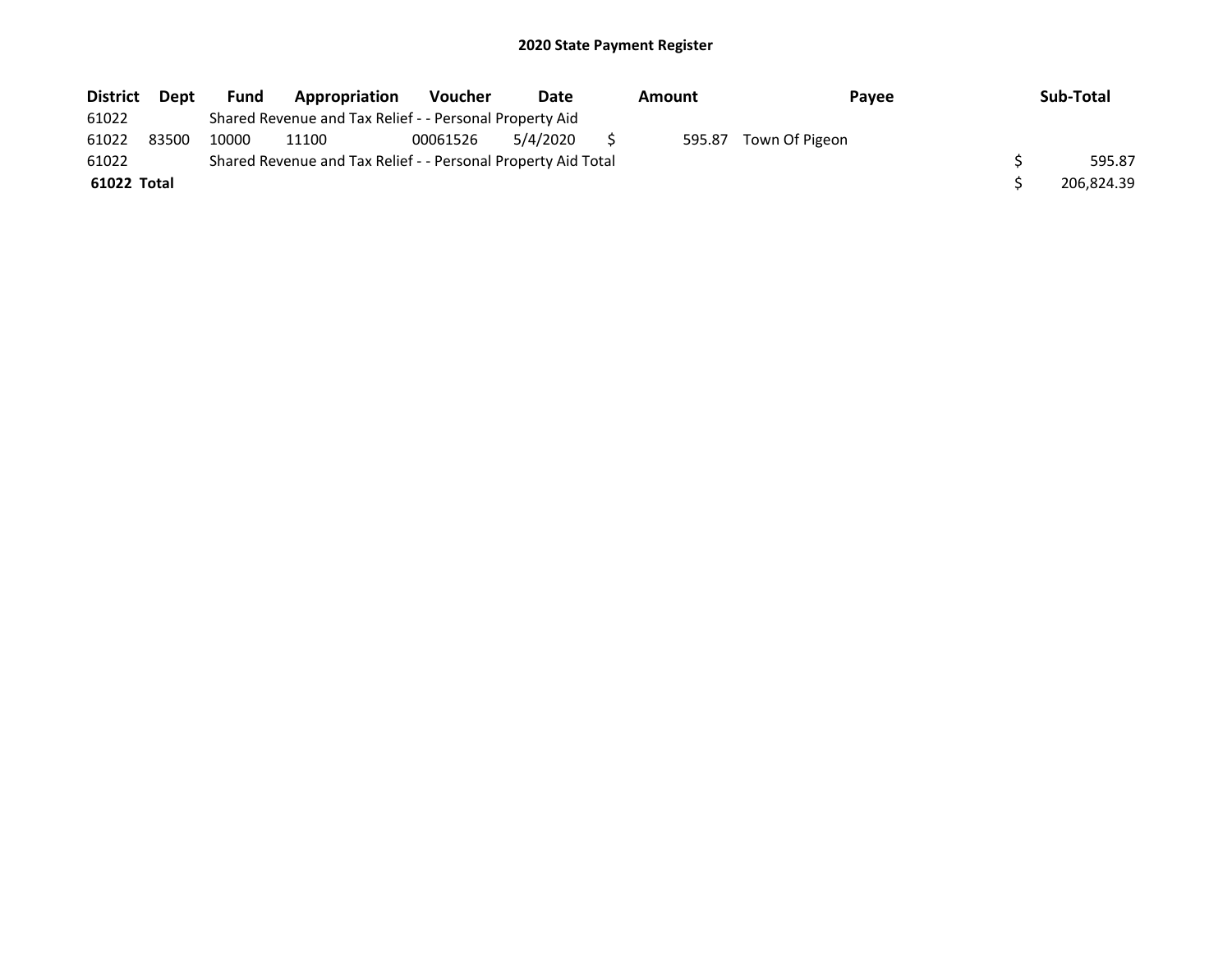## 2020 State Payment Register

| District | Dept | Fund | Appropriation | Voucher | Date | Amount | Payee | Sub-Total |
|---|---|---|---|---|---|---|---|---|
| 61022 | | Shared Revenue and Tax Relief - - Personal Property Aid | | | | | | |
| 61022 | 83500 | 10000 | 11100 | 00061526 | 5/4/2020 | $ 595.87 | Town Of Pigeon | |
| 61022 | | Shared Revenue and Tax Relief - - Personal Property Aid Total | | | | | | $ 595.87 |
| **61022 Total** | | | | | | | | $ 206,824.39 |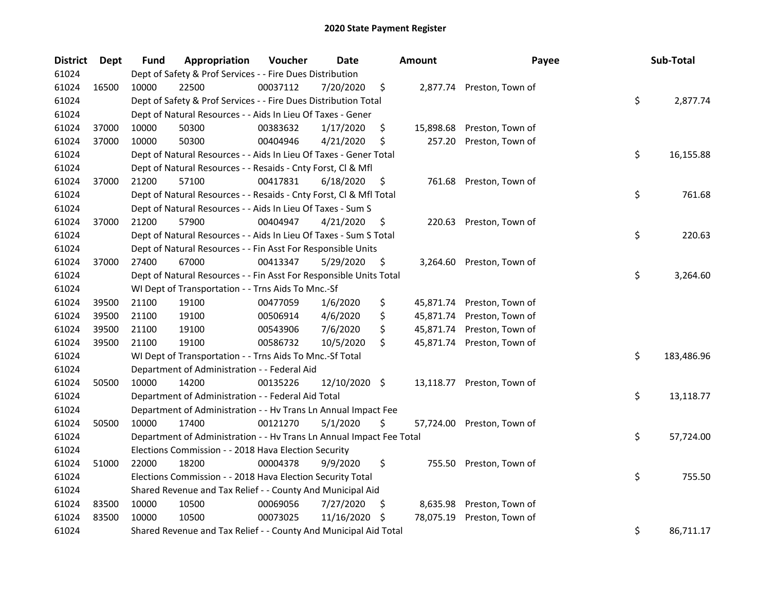# 2020 State Payment Register

| District | Dept | Fund | Appropriation | Voucher | Date | Amount | Payee | Sub-Total |
|---|---|---|---|---|---|---|---|---|
| 61024 | | Dept of Safety & Prof Services - - Fire Dues Distribution | | | | | | |
| 61024 | 16500 | 10000 | 22500 | 00037112 | 7/20/2020 | $ 2,877.74 | Preston, Town of | |
| 61024 | | Dept of Safety & Prof Services - - Fire Dues Distribution Total | | | | | | $ 2,877.74 |
| 61024 | | Dept of Natural Resources - - Aids In Lieu Of Taxes - Gener | | | | | | |
| 61024 | 37000 | 10000 | 50300 | 00383632 | 1/17/2020 | $ 15,898.68 | Preston, Town of | |
| 61024 | 37000 | 10000 | 50300 | 00404946 | 4/21/2020 | $ 257.20 | Preston, Town of | |
| 61024 | | Dept of Natural Resources - - Aids In Lieu Of Taxes - Gener Total | | | | | | $ 16,155.88 |
| 61024 | | Dept of Natural Resources - - Resaids - Cnty Forst, Cl & Mfl | | | | | | |
| 61024 | 37000 | 21200 | 57100 | 00417831 | 6/18/2020 | $ 761.68 | Preston, Town of | |
| 61024 | | Dept of Natural Resources - - Resaids - Cnty Forst, Cl & Mfl Total | | | | | | $ 761.68 |
| 61024 | | Dept of Natural Resources - - Aids In Lieu Of Taxes - Sum S | | | | | | |
| 61024 | 37000 | 21200 | 57900 | 00404947 | 4/21/2020 | $ 220.63 | Preston, Town of | |
| 61024 | | Dept of Natural Resources - - Aids In Lieu Of Taxes - Sum S Total | | | | | | $ 220.63 |
| 61024 | | Dept of Natural Resources - - Fin Asst For Responsible Units | | | | | | |
| 61024 | 37000 | 27400 | 67000 | 00413347 | 5/29/2020 | $ 3,264.60 | Preston, Town of | |
| 61024 | | Dept of Natural Resources - - Fin Asst For Responsible Units Total | | | | | | $ 3,264.60 |
| 61024 | | WI Dept of Transportation - - Trns Aids To Mnc.-Sf | | | | | | |
| 61024 | 39500 | 21100 | 19100 | 00477059 | 1/6/2020 | $ 45,871.74 | Preston, Town of | |
| 61024 | 39500 | 21100 | 19100 | 00506914 | 4/6/2020 | $ 45,871.74 | Preston, Town of | |
| 61024 | 39500 | 21100 | 19100 | 00543906 | 7/6/2020 | $ 45,871.74 | Preston, Town of | |
| 61024 | 39500 | 21100 | 19100 | 00586732 | 10/5/2020 | $ 45,871.74 | Preston, Town of | |
| 61024 | | WI Dept of Transportation - - Trns Aids To Mnc.-Sf Total | | | | | | $ 183,486.96 |
| 61024 | | Department of Administration - - Federal Aid | | | | | | |
| 61024 | 50500 | 10000 | 14200 | 00135226 | 12/10/2020 | $ 13,118.77 | Preston, Town of | |
| 61024 | | Department of Administration - - Federal Aid Total | | | | | | $ 13,118.77 |
| 61024 | | Department of Administration - - Hv Trans Ln Annual Impact Fee | | | | | | |
| 61024 | 50500 | 10000 | 17400 | 00121270 | 5/1/2020 | $ 57,724.00 | Preston, Town of | |
| 61024 | | Department of Administration - - Hv Trans Ln Annual Impact Fee Total | | | | | | $ 57,724.00 |
| 61024 | | Elections Commission - - 2018 Hava Election Security | | | | | | |
| 61024 | 51000 | 22000 | 18200 | 00004378 | 9/9/2020 | $ 755.50 | Preston, Town of | |
| 61024 | | Elections Commission - - 2018 Hava Election Security Total | | | | | | $ 755.50 |
| 61024 | | Shared Revenue and Tax Relief - - County And Municipal Aid | | | | | | |
| 61024 | 83500 | 10000 | 10500 | 00069056 | 7/27/2020 | $ 8,635.98 | Preston, Town of | |
| 61024 | 83500 | 10000 | 10500 | 00073025 | 11/16/2020 | $ 78,075.19 | Preston, Town of | |
| 61024 | | Shared Revenue and Tax Relief - - County And Municipal Aid Total | | | | | | $ 86,711.17 |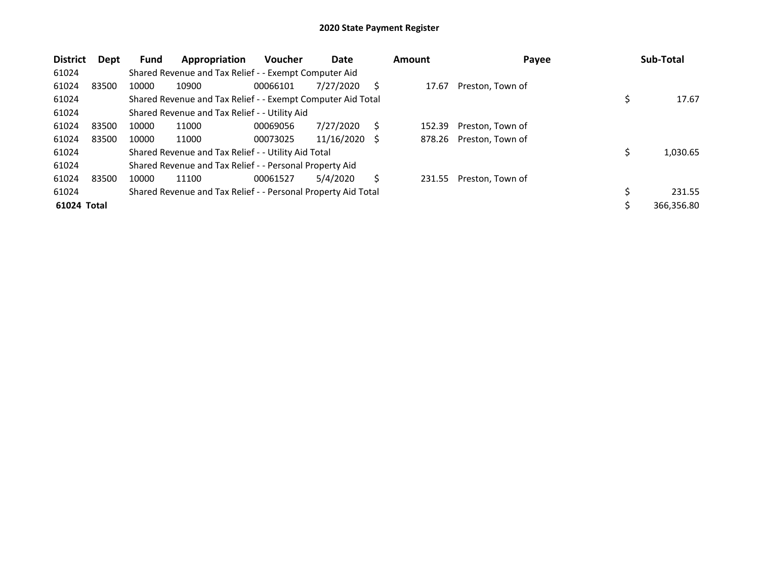# 2020 State Payment Register

| District | Dept | Fund | Appropriation | Voucher | Date | Amount | Payee | Sub-Total |
|---|---|---|---|---|---|---|---|---|
| 61024 | | Shared Revenue and Tax Relief - - Exempt Computer Aid | | | | | | |
| 61024 | 83500 | 10000 | 10900 | 00066101 | 7/27/2020 | $ 17.67 | Preston, Town of | |
| 61024 | | Shared Revenue and Tax Relief - - Exempt Computer Aid Total | | | | | | $ 17.67 |
| 61024 | | Shared Revenue and Tax Relief - - Utility Aid | | | | | | |
| 61024 | 83500 | 10000 | 11000 | 00069056 | 7/27/2020 | $ 152.39 | Preston, Town of | |
| 61024 | 83500 | 10000 | 11000 | 00073025 | 11/16/2020 | $ 878.26 | Preston, Town of | |
| 61024 | | Shared Revenue and Tax Relief - - Utility Aid Total | | | | | | $ 1,030.65 |
| 61024 | | Shared Revenue and Tax Relief - - Personal Property Aid | | | | | | |
| 61024 | 83500 | 10000 | 11100 | 00061527 | 5/4/2020 | $ 231.55 | Preston, Town of | |
| 61024 | | Shared Revenue and Tax Relief - - Personal Property Aid Total | | | | | | $ 231.55 |
| **61024 Total** | | | | | | | | $ 366,356.80 |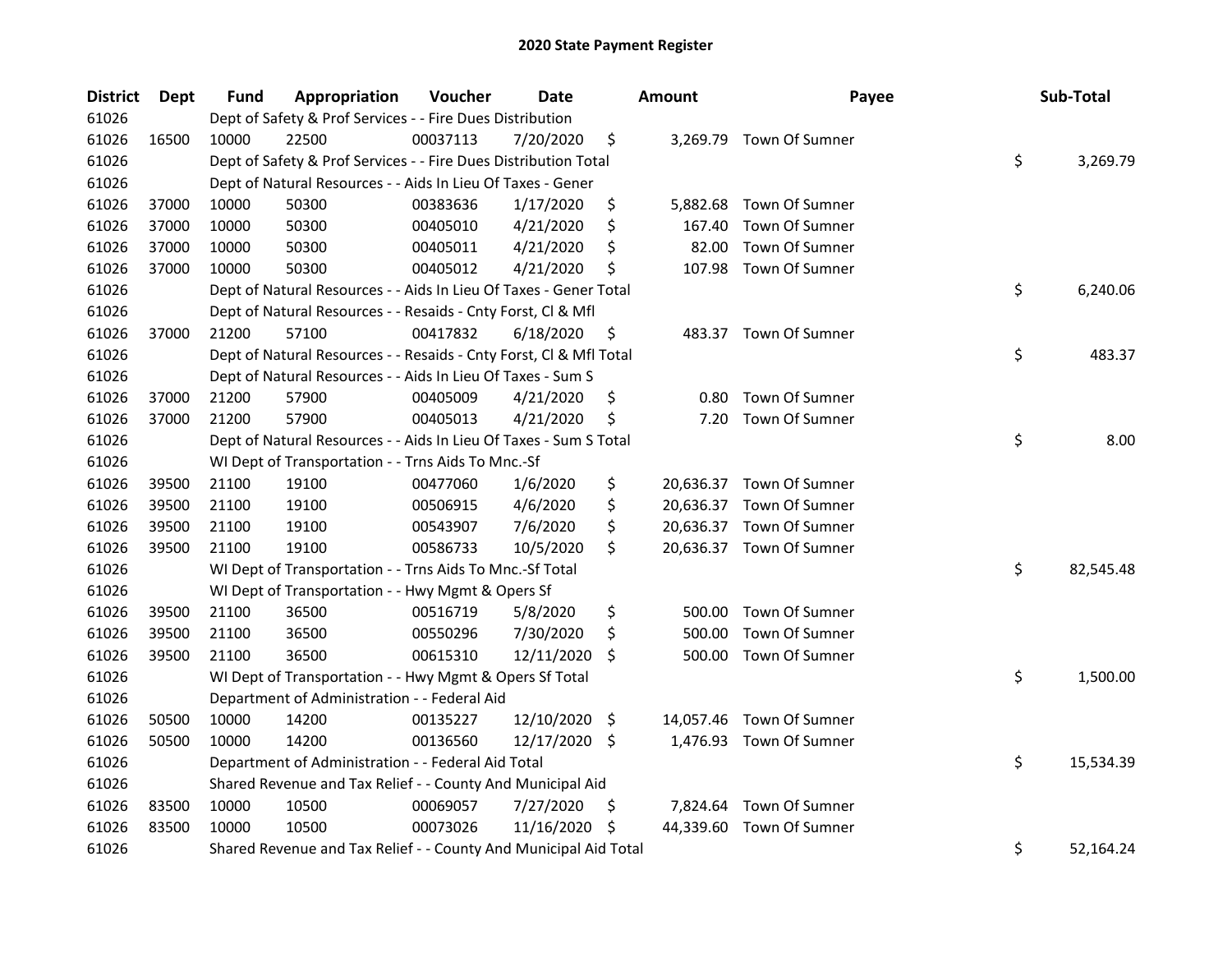# 2020 State Payment Register

| District | Dept | Fund | Appropriation | Voucher | Date | Amount | Payee | Sub-Total |
|---|---|---|---|---|---|---|---|---|
| 61026 | | Dept of Safety & Prof Services - - Fire Dues Distribution | | | | | | |
| 61026 | 16500 | 10000 | 22500 | 00037113 | 7/20/2020 | $ 3,269.79 | Town Of Sumner | |
| 61026 | | Dept of Safety & Prof Services - - Fire Dues Distribution Total | | | | | | $ 3,269.79 |
| 61026 | | Dept of Natural Resources - - Aids In Lieu Of Taxes - Gener | | | | | | |
| 61026 | 37000 | 10000 | 50300 | 00383636 | 1/17/2020 | $ 5,882.68 | Town Of Sumner | |
| 61026 | 37000 | 10000 | 50300 | 00405010 | 4/21/2020 | $ 167.40 | Town Of Sumner | |
| 61026 | 37000 | 10000 | 50300 | 00405011 | 4/21/2020 | $ 82.00 | Town Of Sumner | |
| 61026 | 37000 | 10000 | 50300 | 00405012 | 4/21/2020 | $ 107.98 | Town Of Sumner | |
| 61026 | | Dept of Natural Resources - - Aids In Lieu Of Taxes - Gener Total | | | | | | $ 6,240.06 |
| 61026 | | Dept of Natural Resources - - Resaids - Cnty Forst, Cl & Mfl | | | | | | |
| 61026 | 37000 | 21200 | 57100 | 00417832 | 6/18/2020 | $ 483.37 | Town Of Sumner | |
| 61026 | | Dept of Natural Resources - - Resaids - Cnty Forst, Cl & Mfl Total | | | | | | $ 483.37 |
| 61026 | | Dept of Natural Resources - - Aids In Lieu Of Taxes - Sum S | | | | | | |
| 61026 | 37000 | 21200 | 57900 | 00405009 | 4/21/2020 | $ 0.80 | Town Of Sumner | |
| 61026 | 37000 | 21200 | 57900 | 00405013 | 4/21/2020 | $ 7.20 | Town Of Sumner | |
| 61026 | | Dept of Natural Resources - - Aids In Lieu Of Taxes - Sum S Total | | | | | | $ 8.00 |
| 61026 | | WI Dept of Transportation - - Trns Aids To Mnc.-Sf | | | | | | |
| 61026 | 39500 | 21100 | 19100 | 00477060 | 1/6/2020 | $ 20,636.37 | Town Of Sumner | |
| 61026 | 39500 | 21100 | 19100 | 00506915 | 4/6/2020 | $ 20,636.37 | Town Of Sumner | |
| 61026 | 39500 | 21100 | 19100 | 00543907 | 7/6/2020 | $ 20,636.37 | Town Of Sumner | |
| 61026 | 39500 | 21100 | 19100 | 00586733 | 10/5/2020 | $ 20,636.37 | Town Of Sumner | |
| 61026 | | WI Dept of Transportation - - Trns Aids To Mnc.-Sf Total | | | | | | $ 82,545.48 |
| 61026 | | WI Dept of Transportation - - Hwy Mgmt & Opers Sf | | | | | | |
| 61026 | 39500 | 21100 | 36500 | 00516719 | 5/8/2020 | $ 500.00 | Town Of Sumner | |
| 61026 | 39500 | 21100 | 36500 | 00550296 | 7/30/2020 | $ 500.00 | Town Of Sumner | |
| 61026 | 39500 | 21100 | 36500 | 00615310 | 12/11/2020 | $ 500.00 | Town Of Sumner | |
| 61026 | | WI Dept of Transportation - - Hwy Mgmt & Opers Sf Total | | | | | | $ 1,500.00 |
| 61026 | | Department of Administration - - Federal Aid | | | | | | |
| 61026 | 50500 | 10000 | 14200 | 00135227 | 12/10/2020 | $ 14,057.46 | Town Of Sumner | |
| 61026 | 50500 | 10000 | 14200 | 00136560 | 12/17/2020 | $ 1,476.93 | Town Of Sumner | |
| 61026 | | Department of Administration - - Federal Aid Total | | | | | | $ 15,534.39 |
| 61026 | | Shared Revenue and Tax Relief - - County And Municipal Aid | | | | | | |
| 61026 | 83500 | 10000 | 10500 | 00069057 | 7/27/2020 | $ 7,824.64 | Town Of Sumner | |
| 61026 | 83500 | 10000 | 10500 | 00073026 | 11/16/2020 | $ 44,339.60 | Town Of Sumner | |
| 61026 | | Shared Revenue and Tax Relief - - County And Municipal Aid Total | | | | | | $ 52,164.24 |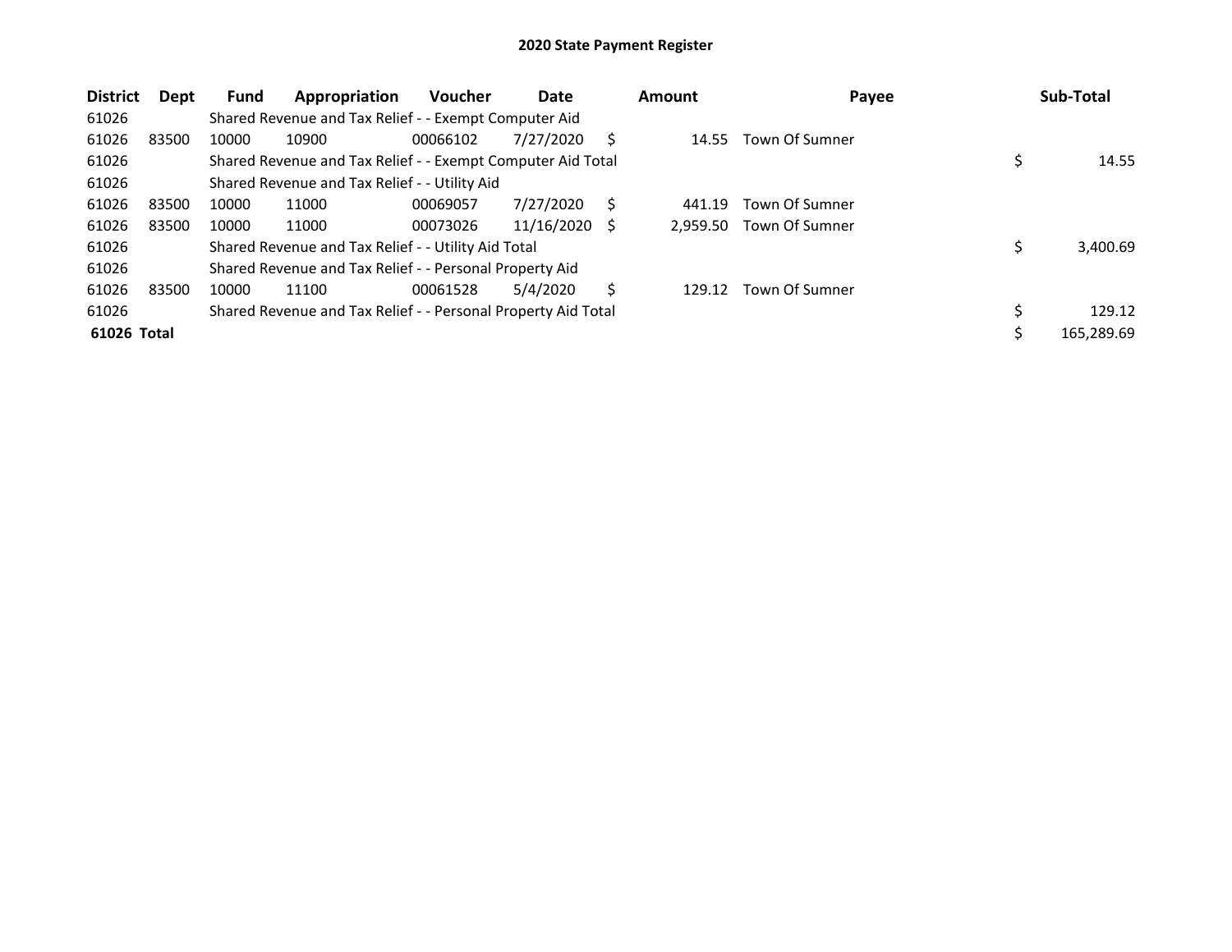# 2020 State Payment Register

| District | Dept | Fund | Appropriation | Voucher | Date | Amount | Payee | Sub-Total |
|---|---|---|---|---|---|---|---|---|
| 61026 | | Shared Revenue and Tax Relief - - Exempt Computer Aid | | | | | | |
| 61026 | 83500 | 10000 | 10900 | 00066102 | 7/27/2020 | $ 14.55 | Town Of Sumner | |
| 61026 | | Shared Revenue and Tax Relief - - Exempt Computer Aid Total | | | | | | $ 14.55 |
| 61026 | | Shared Revenue and Tax Relief - - Utility Aid | | | | | | |
| 61026 | 83500 | 10000 | 11000 | 00069057 | 7/27/2020 | $ 441.19 | Town Of Sumner | |
| 61026 | 83500 | 10000 | 11000 | 00073026 | 11/16/2020 | $ 2,959.50 | Town Of Sumner | |
| 61026 | | Shared Revenue and Tax Relief - - Utility Aid Total | | | | | | $ 3,400.69 |
| 61026 | | Shared Revenue and Tax Relief - - Personal Property Aid | | | | | | |
| 61026 | 83500 | 10000 | 11100 | 00061528 | 5/4/2020 | $ 129.12 | Town Of Sumner | |
| 61026 | | Shared Revenue and Tax Relief - - Personal Property Aid Total | | | | | | $ 129.12 |
| **61026 Total** | | | | | | | | $ 165,289.69 |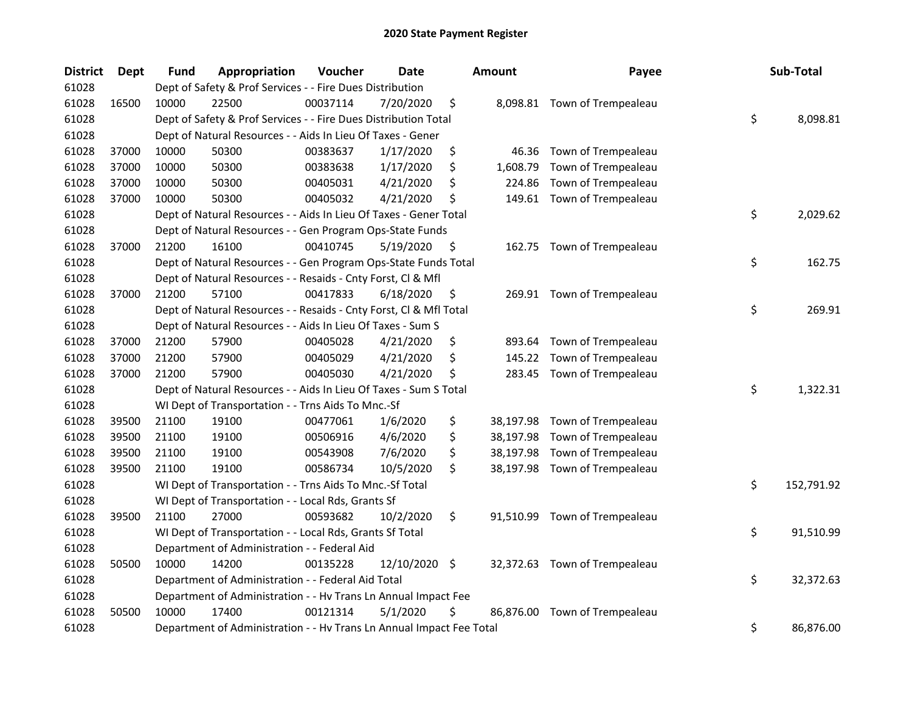# 2020 State Payment Register

| District | Dept | Fund | Appropriation | Voucher | Date | Amount | Payee | Sub-Total |
|---|---|---|---|---|---|---|---|---|
| 61028 | | Dept of Safety & Prof Services - - Fire Dues Distribution | | | | | | |
| 61028 | 16500 | 10000 | 22500 | 00037114 | 7/20/2020 | $ 8,098.81 | Town of Trempealeau | |
| 61028 | | Dept of Safety & Prof Services - - Fire Dues Distribution Total | | | | | | $ 8,098.81 |
| 61028 | | Dept of Natural Resources - - Aids In Lieu Of Taxes - Gener | | | | | | |
| 61028 | 37000 | 10000 | 50300 | 00383637 | 1/17/2020 | $ 46.36 | Town of Trempealeau | |
| 61028 | 37000 | 10000 | 50300 | 00383638 | 1/17/2020 | $ 1,608.79 | Town of Trempealeau | |
| 61028 | 37000 | 10000 | 50300 | 00405031 | 4/21/2020 | $ 224.86 | Town of Trempealeau | |
| 61028 | 37000 | 10000 | 50300 | 00405032 | 4/21/2020 | $ 149.61 | Town of Trempealeau | |
| 61028 | | Dept of Natural Resources - - Aids In Lieu Of Taxes - Gener Total | | | | | | $ 2,029.62 |
| 61028 | | Dept of Natural Resources - - Gen Program Ops-State Funds | | | | | | |
| 61028 | 37000 | 21200 | 16100 | 00410745 | 5/19/2020 | $ 162.75 | Town of Trempealeau | |
| 61028 | | Dept of Natural Resources - - Gen Program Ops-State Funds Total | | | | | | $ 162.75 |
| 61028 | | Dept of Natural Resources - - Resaids - Cnty Forst, Cl & Mfl | | | | | | |
| 61028 | 37000 | 21200 | 57100 | 00417833 | 6/18/2020 | $ 269.91 | Town of Trempealeau | |
| 61028 | | Dept of Natural Resources - - Resaids - Cnty Forst, Cl & Mfl Total | | | | | | $ 269.91 |
| 61028 | | Dept of Natural Resources - - Aids In Lieu Of Taxes - Sum S | | | | | | |
| 61028 | 37000 | 21200 | 57900 | 00405028 | 4/21/2020 | $ 893.64 | Town of Trempealeau | |
| 61028 | 37000 | 21200 | 57900 | 00405029 | 4/21/2020 | $ 145.22 | Town of Trempealeau | |
| 61028 | 37000 | 21200 | 57900 | 00405030 | 4/21/2020 | $ 283.45 | Town of Trempealeau | |
| 61028 | | Dept of Natural Resources - - Aids In Lieu Of Taxes - Sum S Total | | | | | | $ 1,322.31 |
| 61028 | | WI Dept of Transportation - - Trns Aids To Mnc.-Sf | | | | | | |
| 61028 | 39500 | 21100 | 19100 | 00477061 | 1/6/2020 | $ 38,197.98 | Town of Trempealeau | |
| 61028 | 39500 | 21100 | 19100 | 00506916 | 4/6/2020 | $ 38,197.98 | Town of Trempealeau | |
| 61028 | 39500 | 21100 | 19100 | 00543908 | 7/6/2020 | $ 38,197.98 | Town of Trempealeau | |
| 61028 | 39500 | 21100 | 19100 | 00586734 | 10/5/2020 | $ 38,197.98 | Town of Trempealeau | |
| 61028 | | WI Dept of Transportation - - Trns Aids To Mnc.-Sf Total | | | | | | $ 152,791.92 |
| 61028 | | WI Dept of Transportation - - Local Rds, Grants Sf | | | | | | |
| 61028 | 39500 | 21100 | 27000 | 00593682 | 10/2/2020 | $ 91,510.99 | Town of Trempealeau | |
| 61028 | | WI Dept of Transportation - - Local Rds, Grants Sf Total | | | | | | $ 91,510.99 |
| 61028 | | Department of Administration - - Federal Aid | | | | | | |
| 61028 | 50500 | 10000 | 14200 | 00135228 | 12/10/2020 | $ 32,372.63 | Town of Trempealeau | |
| 61028 | | Department of Administration - - Federal Aid Total | | | | | | $ 32,372.63 |
| 61028 | | Department of Administration - - Hv Trans Ln Annual Impact Fee | | | | | | |
| 61028 | 50500 | 10000 | 17400 | 00121314 | 5/1/2020 | $ 86,876.00 | Town of Trempealeau | |
| 61028 | | Department of Administration - - Hv Trans Ln Annual Impact Fee Total | | | | | | $ 86,876.00 |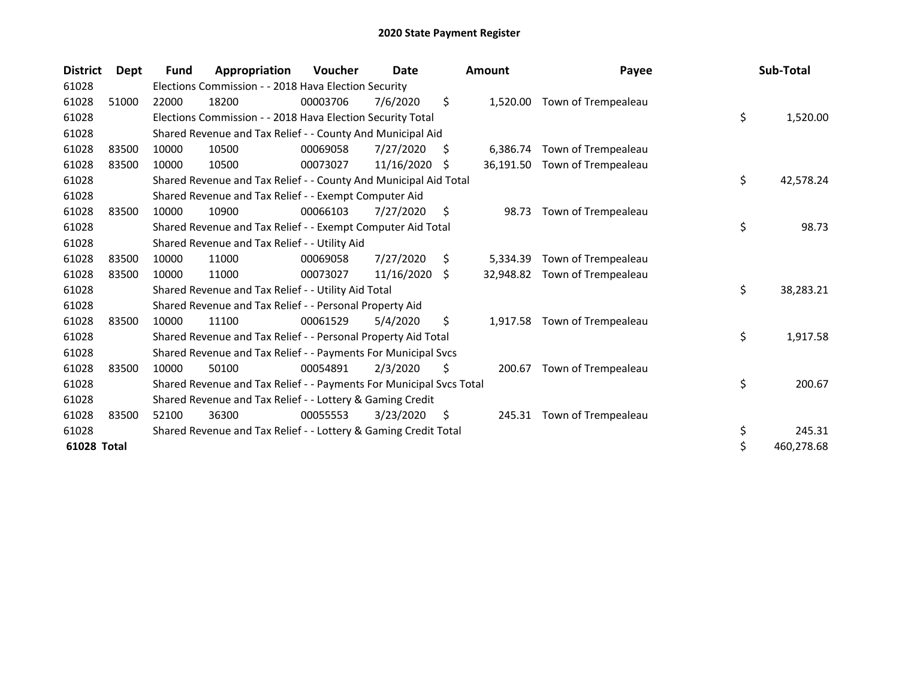# 2020 State Payment Register

| District | Dept | Fund | Appropriation | Voucher | Date | Amount | Payee | Sub-Total |
|---|---|---|---|---|---|---|---|---|
| 61028 | | Elections Commission - - 2018 Hava Election Security | | | | | | |
| 61028 | 51000 | 22000 | 18200 | 00003706 | 7/6/2020 | $ 1,520.00 | Town of Trempealeau | |
| 61028 | | Elections Commission - - 2018 Hava Election Security Total | | | | | | $ 1,520.00 |
| 61028 | | Shared Revenue and Tax Relief - - County And Municipal Aid | | | | | | |
| 61028 | 83500 | 10000 | 10500 | 00069058 | 7/27/2020 | $ 6,386.74 | Town of Trempealeau | |
| 61028 | 83500 | 10000 | 10500 | 00073027 | 11/16/2020 | $ 36,191.50 | Town of Trempealeau | |
| 61028 | | Shared Revenue and Tax Relief - - County And Municipal Aid Total | | | | | | $ 42,578.24 |
| 61028 | | Shared Revenue and Tax Relief - - Exempt Computer Aid | | | | | | |
| 61028 | 83500 | 10000 | 10900 | 00066103 | 7/27/2020 | $ 98.73 | Town of Trempealeau | |
| 61028 | | Shared Revenue and Tax Relief - - Exempt Computer Aid Total | | | | | | $ 98.73 |
| 61028 | | Shared Revenue and Tax Relief - - Utility Aid | | | | | | |
| 61028 | 83500 | 10000 | 11000 | 00069058 | 7/27/2020 | $ 5,334.39 | Town of Trempealeau | |
| 61028 | 83500 | 10000 | 11000 | 00073027 | 11/16/2020 | $ 32,948.82 | Town of Trempealeau | |
| 61028 | | Shared Revenue and Tax Relief - - Utility Aid Total | | | | | | $ 38,283.21 |
| 61028 | | Shared Revenue and Tax Relief - - Personal Property Aid | | | | | | |
| 61028 | 83500 | 10000 | 11100 | 00061529 | 5/4/2020 | $ 1,917.58 | Town of Trempealeau | |
| 61028 | | Shared Revenue and Tax Relief - - Personal Property Aid Total | | | | | | $ 1,917.58 |
| 61028 | | Shared Revenue and Tax Relief - - Payments For Municipal Svcs | | | | | | |
| 61028 | 83500 | 10000 | 50100 | 00054891 | 2/3/2020 | $ 200.67 | Town of Trempealeau | |
| 61028 | | Shared Revenue and Tax Relief - - Payments For Municipal Svcs Total | | | | | | $ 200.67 |
| 61028 | | Shared Revenue and Tax Relief - - Lottery & Gaming Credit | | | | | | |
| 61028 | 83500 | 52100 | 36300 | 00055553 | 3/23/2020 | $ 245.31 | Town of Trempealeau | |
| 61028 | | Shared Revenue and Tax Relief - - Lottery & Gaming Credit Total | | | | | | $ 245.31 |
| **61028 Total** | | | | | | | | $ 460,278.68 |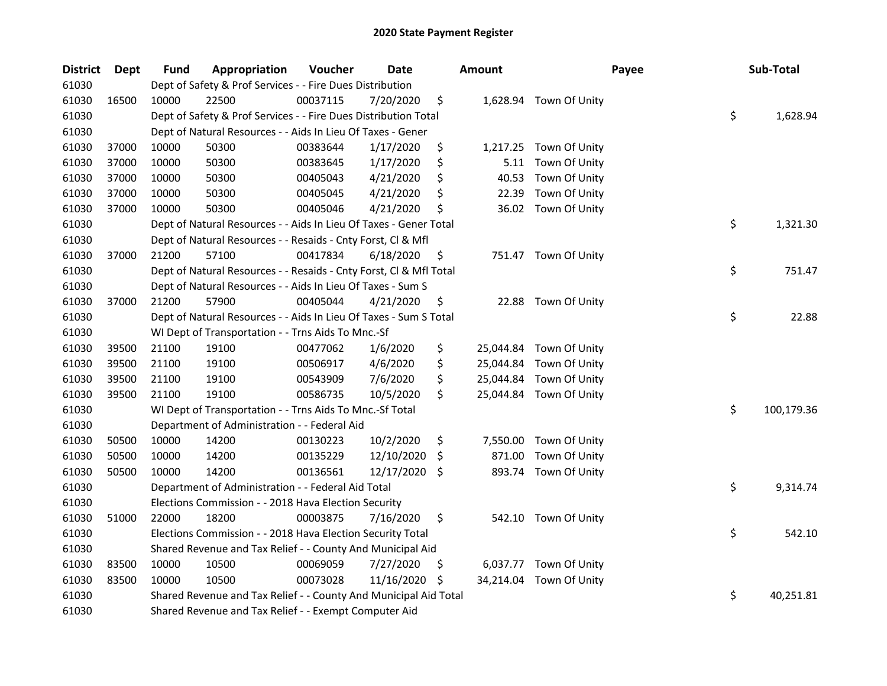# 2020 State Payment Register

| District | Dept | Fund | Appropriation | Voucher | Date | Amount | Payee | Sub-Total |
|---|---|---|---|---|---|---|---|---|
| 61030 | | Dept of Safety & Prof Services - - Fire Dues Distribution | | | | | | |
| 61030 | 16500 | 10000 | 22500 | 00037115 | 7/20/2020 | $ 1,628.94 | Town Of Unity | |
| 61030 | | Dept of Safety & Prof Services - - Fire Dues Distribution Total | | | | | | $ 1,628.94 |
| 61030 | | Dept of Natural Resources - - Aids In Lieu Of Taxes - Gener | | | | | | |
| 61030 | 37000 | 10000 | 50300 | 00383644 | 1/17/2020 | $ 1,217.25 | Town Of Unity | |
| 61030 | 37000 | 10000 | 50300 | 00383645 | 1/17/2020 | $ 5.11 | Town Of Unity | |
| 61030 | 37000 | 10000 | 50300 | 00405043 | 4/21/2020 | $ 40.53 | Town Of Unity | |
| 61030 | 37000 | 10000 | 50300 | 00405045 | 4/21/2020 | $ 22.39 | Town Of Unity | |
| 61030 | 37000 | 10000 | 50300 | 00405046 | 4/21/2020 | $ 36.02 | Town Of Unity | |
| 61030 | | Dept of Natural Resources - - Aids In Lieu Of Taxes - Gener Total | | | | | | $ 1,321.30 |
| 61030 | | Dept of Natural Resources - - Resaids - Cnty Forst, Cl & Mfl | | | | | | |
| 61030 | 37000 | 21200 | 57100 | 00417834 | 6/18/2020 | $ 751.47 | Town Of Unity | |
| 61030 | | Dept of Natural Resources - - Resaids - Cnty Forst, Cl & Mfl Total | | | | | | $ 751.47 |
| 61030 | | Dept of Natural Resources - - Aids In Lieu Of Taxes - Sum S | | | | | | |
| 61030 | 37000 | 21200 | 57900 | 00405044 | 4/21/2020 | $ 22.88 | Town Of Unity | |
| 61030 | | Dept of Natural Resources - - Aids In Lieu Of Taxes - Sum S Total | | | | | | $ 22.88 |
| 61030 | | WI Dept of Transportation - - Trns Aids To Mnc.-Sf | | | | | | |
| 61030 | 39500 | 21100 | 19100 | 00477062 | 1/6/2020 | $ 25,044.84 | Town Of Unity | |
| 61030 | 39500 | 21100 | 19100 | 00506917 | 4/6/2020 | $ 25,044.84 | Town Of Unity | |
| 61030 | 39500 | 21100 | 19100 | 00543909 | 7/6/2020 | $ 25,044.84 | Town Of Unity | |
| 61030 | 39500 | 21100 | 19100 | 00586735 | 10/5/2020 | $ 25,044.84 | Town Of Unity | |
| 61030 | | WI Dept of Transportation - - Trns Aids To Mnc.-Sf Total | | | | | | $ 100,179.36 |
| 61030 | | Department of Administration - - Federal Aid | | | | | | |
| 61030 | 50500 | 10000 | 14200 | 00130223 | 10/2/2020 | $ 7,550.00 | Town Of Unity | |
| 61030 | 50500 | 10000 | 14200 | 00135229 | 12/10/2020 | $ 871.00 | Town Of Unity | |
| 61030 | 50500 | 10000 | 14200 | 00136561 | 12/17/2020 | $ 893.74 | Town Of Unity | |
| 61030 | | Department of Administration - - Federal Aid Total | | | | | | $ 9,314.74 |
| 61030 | | Elections Commission - - 2018 Hava Election Security | | | | | | |
| 61030 | 51000 | 22000 | 18200 | 00003875 | 7/16/2020 | $ 542.10 | Town Of Unity | |
| 61030 | | Elections Commission - - 2018 Hava Election Security Total | | | | | | $ 542.10 |
| 61030 | | Shared Revenue and Tax Relief - - County And Municipal Aid | | | | | | |
| 61030 | 83500 | 10000 | 10500 | 00069059 | 7/27/2020 | $ 6,037.77 | Town Of Unity | |
| 61030 | 83500 | 10000 | 10500 | 00073028 | 11/16/2020 | $ 34,214.04 | Town Of Unity | |
| 61030 | | Shared Revenue and Tax Relief - - County And Municipal Aid Total | | | | | | $ 40,251.81 |
| 61030 | | Shared Revenue and Tax Relief - - Exempt Computer Aid | | | | | | |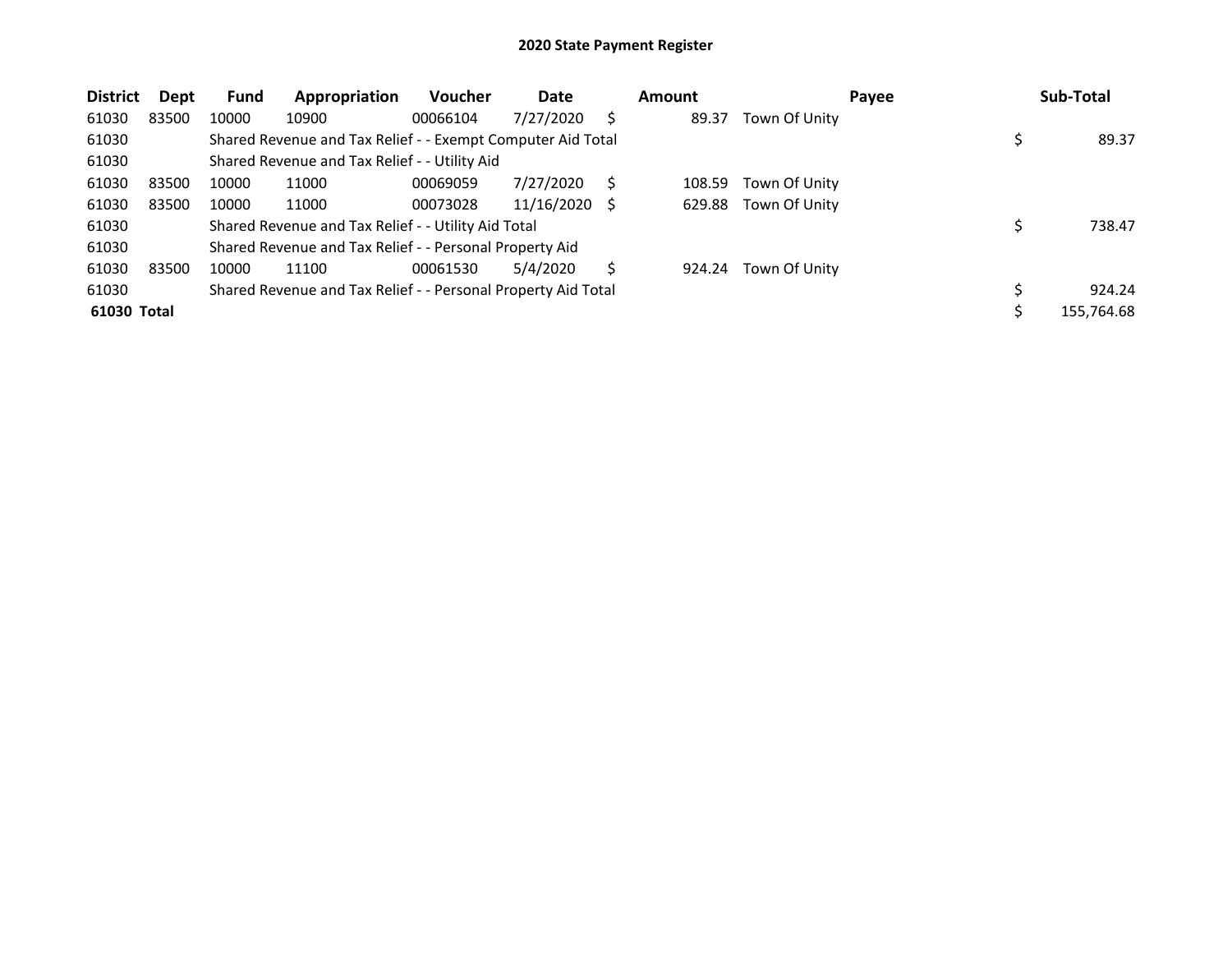# 2020 State Payment Register

| District | Dept | Fund | Appropriation | Voucher | Date | Amount | Payee | Sub-Total |
|---|---|---|---|---|---|---|---|---|
| 61030 | 83500 | 10000 | 10900 | 00066104 | 7/27/2020 | $ 89.37 | Town Of Unity | |
| 61030 | | Shared Revenue and Tax Relief - - Exempt Computer Aid Total | | | | | | $ 89.37 |
| 61030 | | Shared Revenue and Tax Relief - - Utility Aid | | | | | | |
| 61030 | 83500 | 10000 | 11000 | 00069059 | 7/27/2020 | $ 108.59 | Town Of Unity | |
| 61030 | 83500 | 10000 | 11000 | 00073028 | 11/16/2020 | $ 629.88 | Town Of Unity | |
| 61030 | | Shared Revenue and Tax Relief - - Utility Aid Total | | | | | | $ 738.47 |
| 61030 | | Shared Revenue and Tax Relief - - Personal Property Aid | | | | | | |
| 61030 | 83500 | 10000 | 11100 | 00061530 | 5/4/2020 | $ 924.24 | Town Of Unity | |
| 61030 | | Shared Revenue and Tax Relief - - Personal Property Aid Total | | | | | | $ 924.24 |
| **61030 Total** | | | | | | | | $ 155,764.68 |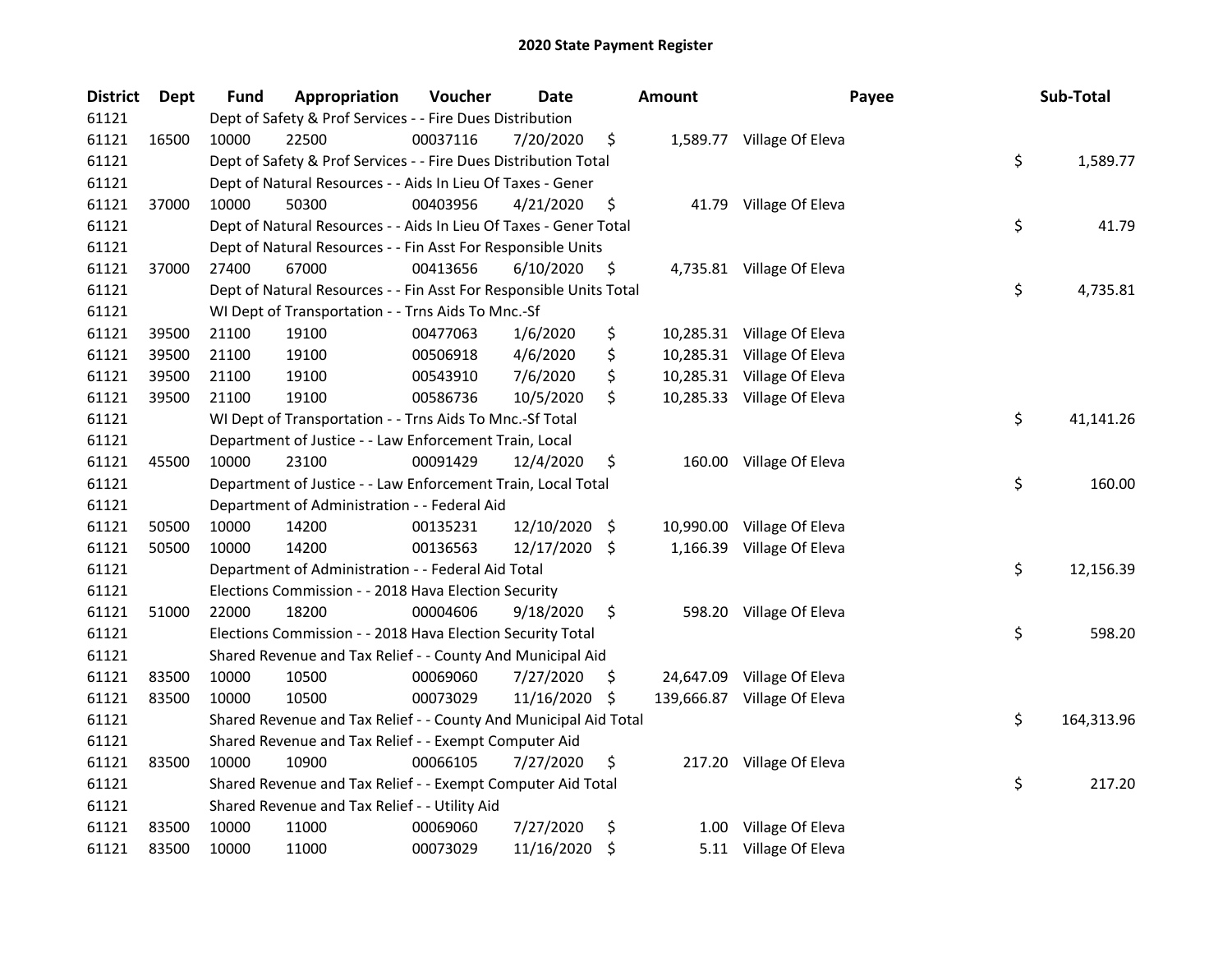# 2020 State Payment Register

| District | Dept | Fund | Appropriation | Voucher | Date | Amount | Payee | Sub-Total |
|---|---|---|---|---|---|---|---|---|
| 61121 | | Dept of Safety & Prof Services - - Fire Dues Distribution | | | | | | |
| 61121 | 16500 | 10000 | 22500 | 00037116 | 7/20/2020 | $ 1,589.77 | Village Of Eleva | |
| 61121 | | Dept of Safety & Prof Services - - Fire Dues Distribution Total | | | | | | $ 1,589.77 |
| 61121 | | Dept of Natural Resources - - Aids In Lieu Of Taxes - Gener | | | | | | |
| 61121 | 37000 | 10000 | 50300 | 00403956 | 4/21/2020 | $ 41.79 | Village Of Eleva | |
| 61121 | | Dept of Natural Resources - - Aids In Lieu Of Taxes - Gener Total | | | | | | $ 41.79 |
| 61121 | | Dept of Natural Resources - - Fin Asst For Responsible Units | | | | | | |
| 61121 | 37000 | 27400 | 67000 | 00413656 | 6/10/2020 | $ 4,735.81 | Village Of Eleva | |
| 61121 | | Dept of Natural Resources - - Fin Asst For Responsible Units Total | | | | | | $ 4,735.81 |
| 61121 | | WI Dept of Transportation - - Trns Aids To Mnc.-Sf | | | | | | |
| 61121 | 39500 | 21100 | 19100 | 00477063 | 1/6/2020 | $ 10,285.31 | Village Of Eleva | |
| 61121 | 39500 | 21100 | 19100 | 00506918 | 4/6/2020 | $ 10,285.31 | Village Of Eleva | |
| 61121 | 39500 | 21100 | 19100 | 00543910 | 7/6/2020 | $ 10,285.31 | Village Of Eleva | |
| 61121 | 39500 | 21100 | 19100 | 00586736 | 10/5/2020 | $ 10,285.33 | Village Of Eleva | |
| 61121 | | WI Dept of Transportation - - Trns Aids To Mnc.-Sf Total | | | | | | $ 41,141.26 |
| 61121 | | Department of Justice - - Law Enforcement Train, Local | | | | | | |
| 61121 | 45500 | 10000 | 23100 | 00091429 | 12/4/2020 | $ 160.00 | Village Of Eleva | |
| 61121 | | Department of Justice - - Law Enforcement Train, Local Total | | | | | | $ 160.00 |
| 61121 | | Department of Administration - - Federal Aid | | | | | | |
| 61121 | 50500 | 10000 | 14200 | 00135231 | 12/10/2020 | $ 10,990.00 | Village Of Eleva | |
| 61121 | 50500 | 10000 | 14200 | 00136563 | 12/17/2020 | $ 1,166.39 | Village Of Eleva | |
| 61121 | | Department of Administration - - Federal Aid Total | | | | | | $ 12,156.39 |
| 61121 | | Elections Commission - - 2018 Hava Election Security | | | | | | |
| 61121 | 51000 | 22000 | 18200 | 00004606 | 9/18/2020 | $ 598.20 | Village Of Eleva | |
| 61121 | | Elections Commission - - 2018 Hava Election Security Total | | | | | | $ 598.20 |
| 61121 | | Shared Revenue and Tax Relief - - County And Municipal Aid | | | | | | |
| 61121 | 83500 | 10000 | 10500 | 00069060 | 7/27/2020 | $ 24,647.09 | Village Of Eleva | |
| 61121 | 83500 | 10000 | 10500 | 00073029 | 11/16/2020 | $ 139,666.87 | Village Of Eleva | |
| 61121 | | Shared Revenue and Tax Relief - - County And Municipal Aid Total | | | | | | $ 164,313.96 |
| 61121 | | Shared Revenue and Tax Relief - - Exempt Computer Aid | | | | | | |
| 61121 | 83500 | 10000 | 10900 | 00066105 | 7/27/2020 | $ 217.20 | Village Of Eleva | |
| 61121 | | Shared Revenue and Tax Relief - - Exempt Computer Aid Total | | | | | | $ 217.20 |
| 61121 | | Shared Revenue and Tax Relief - - Utility Aid | | | | | | |
| 61121 | 83500 | 10000 | 11000 | 00069060 | 7/27/2020 | $ 1.00 | Village Of Eleva | |
| 61121 | 83500 | 10000 | 11000 | 00073029 | 11/16/2020 | $ 5.11 | Village Of Eleva | |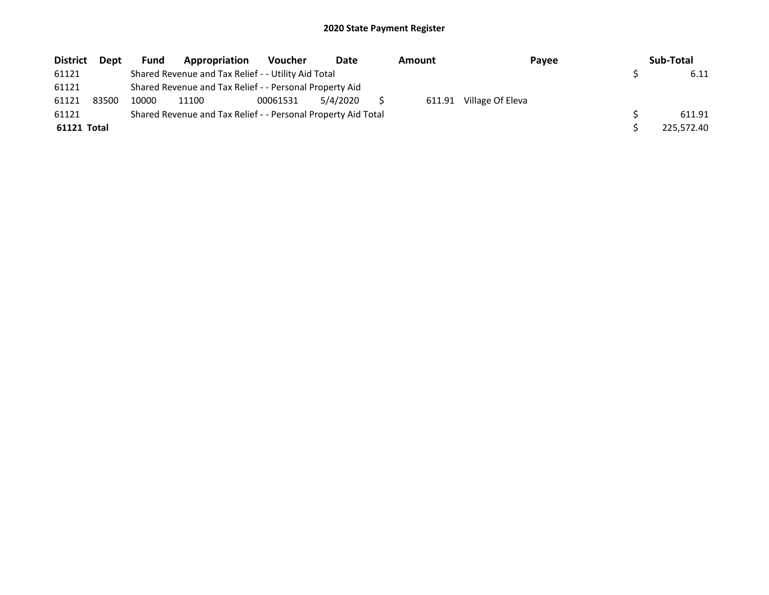## 2020 State Payment Register

| District | Dept | Fund | Appropriation | Voucher | Date | Amount | Payee | Sub-Total |
|---|---|---|---|---|---|---|---|---|
| 61121 | | Shared Revenue and Tax Relief - - Utility Aid Total | | | | | | $ 6.11 |
| 61121 | | Shared Revenue and Tax Relief - - Personal Property Aid | | | | | | |
| 61121 | 83500 | 10000 | 11100 | 00061531 | 5/4/2020 | $ 611.91 | Village Of Eleva | |
| 61121 | | Shared Revenue and Tax Relief - - Personal Property Aid Total | | | | | | $ 611.91 |
| **61121 Total** | | | | | | | | $ 225,572.40 |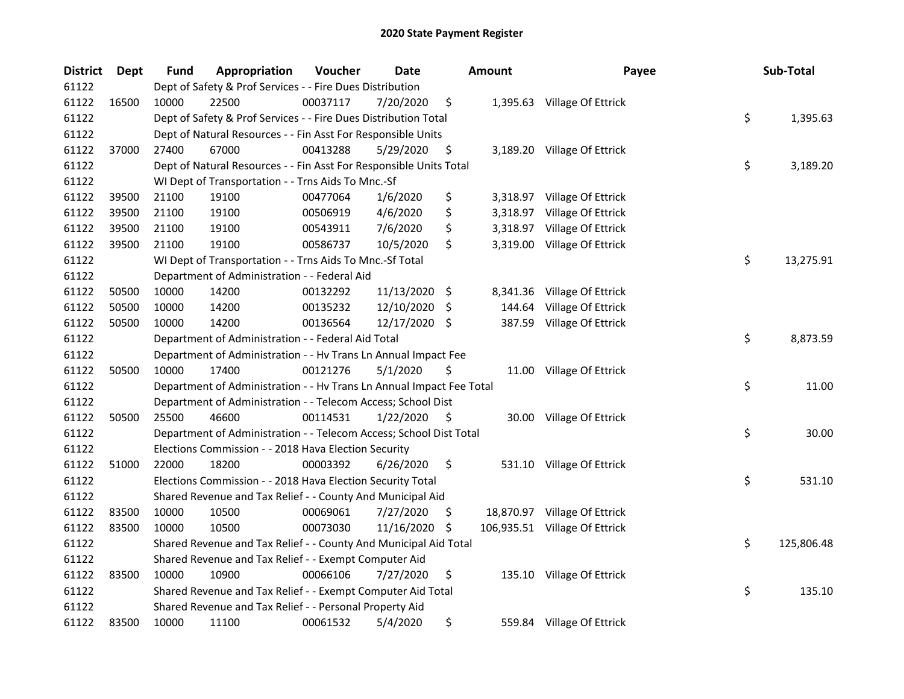# 2020 State Payment Register

| District | Dept | Fund | Appropriation | Voucher | Date | Amount | Payee | Sub-Total |
|---|---|---|---|---|---|---|---|---|
| 61122 | | Dept of Safety & Prof Services - - Fire Dues Distribution | | | | | | |
| 61122 | 16500 | 10000 | 22500 | 00037117 | 7/20/2020 | $ 1,395.63 | Village Of Ettrick | |
| 61122 | | Dept of Safety & Prof Services - - Fire Dues Distribution Total | | | | | | $ 1,395.63 |
| 61122 | | Dept of Natural Resources - - Fin Asst For Responsible Units | | | | | | |
| 61122 | 37000 | 27400 | 67000 | 00413288 | 5/29/2020 | $ 3,189.20 | Village Of Ettrick | |
| 61122 | | Dept of Natural Resources - - Fin Asst For Responsible Units Total | | | | | | $ 3,189.20 |
| 61122 | | WI Dept of Transportation - - Trns Aids To Mnc.-Sf | | | | | | |
| 61122 | 39500 | 21100 | 19100 | 00477064 | 1/6/2020 | $ 3,318.97 | Village Of Ettrick | |
| 61122 | 39500 | 21100 | 19100 | 00506919 | 4/6/2020 | $ 3,318.97 | Village Of Ettrick | |
| 61122 | 39500 | 21100 | 19100 | 00543911 | 7/6/2020 | $ 3,318.97 | Village Of Ettrick | |
| 61122 | 39500 | 21100 | 19100 | 00586737 | 10/5/2020 | $ 3,319.00 | Village Of Ettrick | |
| 61122 | | WI Dept of Transportation - - Trns Aids To Mnc.-Sf Total | | | | | | $ 13,275.91 |
| 61122 | | Department of Administration - - Federal Aid | | | | | | |
| 61122 | 50500 | 10000 | 14200 | 00132292 | 11/13/2020 | $ 8,341.36 | Village Of Ettrick | |
| 61122 | 50500 | 10000 | 14200 | 00135232 | 12/10/2020 | $ 144.64 | Village Of Ettrick | |
| 61122 | 50500 | 10000 | 14200 | 00136564 | 12/17/2020 | $ 387.59 | Village Of Ettrick | |
| 61122 | | Department of Administration - - Federal Aid Total | | | | | | $ 8,873.59 |
| 61122 | | Department of Administration - - Hv Trans Ln Annual Impact Fee | | | | | | |
| 61122 | 50500 | 10000 | 17400 | 00121276 | 5/1/2020 | $ 11.00 | Village Of Ettrick | |
| 61122 | | Department of Administration - - Hv Trans Ln Annual Impact Fee Total | | | | | | $ 11.00 |
| 61122 | | Department of Administration - - Telecom Access; School Dist | | | | | | |
| 61122 | 50500 | 25500 | 46600 | 00114531 | 1/22/2020 | $ 30.00 | Village Of Ettrick | |
| 61122 | | Department of Administration - - Telecom Access; School Dist Total | | | | | | $ 30.00 |
| 61122 | | Elections Commission - - 2018 Hava Election Security | | | | | | |
| 61122 | 51000 | 22000 | 18200 | 00003392 | 6/26/2020 | $ 531.10 | Village Of Ettrick | |
| 61122 | | Elections Commission - - 2018 Hava Election Security Total | | | | | | $ 531.10 |
| 61122 | | Shared Revenue and Tax Relief - - County And Municipal Aid | | | | | | |
| 61122 | 83500 | 10000 | 10500 | 00069061 | 7/27/2020 | $ 18,870.97 | Village Of Ettrick | |
| 61122 | 83500 | 10000 | 10500 | 00073030 | 11/16/2020 | $ 106,935.51 | Village Of Ettrick | |
| 61122 | | Shared Revenue and Tax Relief - - County And Municipal Aid Total | | | | | | $ 125,806.48 |
| 61122 | | Shared Revenue and Tax Relief - - Exempt Computer Aid | | | | | | |
| 61122 | 83500 | 10000 | 10900 | 00066106 | 7/27/2020 | $ 135.10 | Village Of Ettrick | |
| 61122 | | Shared Revenue and Tax Relief - - Exempt Computer Aid Total | | | | | | $ 135.10 |
| 61122 | | Shared Revenue and Tax Relief - - Personal Property Aid | | | | | | |
| 61122 | 83500 | 10000 | 11100 | 00061532 | 5/4/2020 | $ 559.84 | Village Of Ettrick | |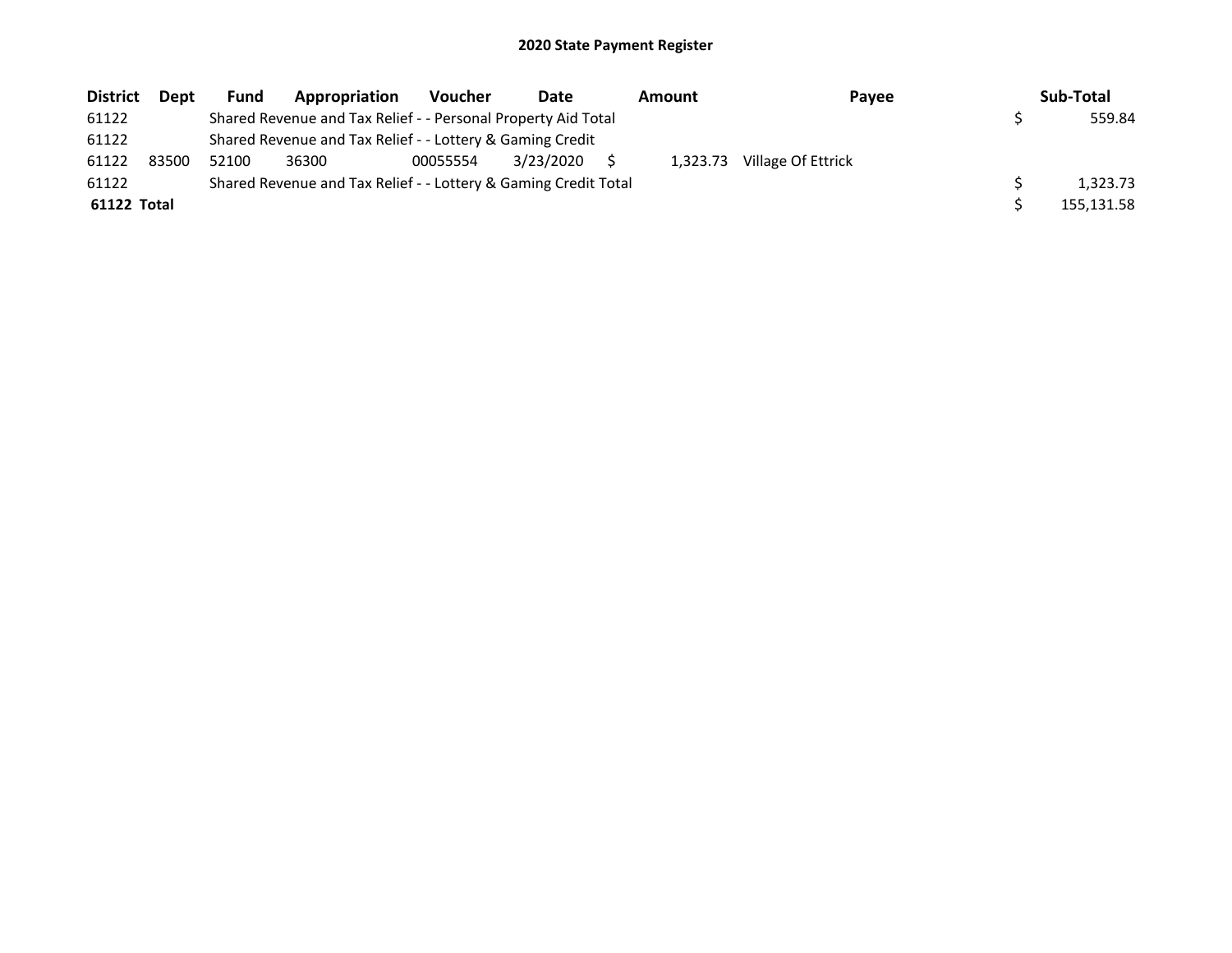## 2020 State Payment Register

| District | Dept | Fund | Appropriation | Voucher | Date | Amount | Payee | Sub-Total |
|---|---|---|---|---|---|---|---|---|
| 61122 | | Shared Revenue and Tax Relief - - Personal Property Aid Total | | | | | | $ 559.84 |
| 61122 | | Shared Revenue and Tax Relief - - Lottery & Gaming Credit | | | | | | |
| 61122 | 83500 | 52100 | 36300 | 00055554 | 3/23/2020 | $ 1,323.73 | Village Of Ettrick | |
| 61122 | | Shared Revenue and Tax Relief - - Lottery & Gaming Credit Total | | | | | | $ 1,323.73 |
| **61122 Total** | | | | | | | | $ 155,131.58 |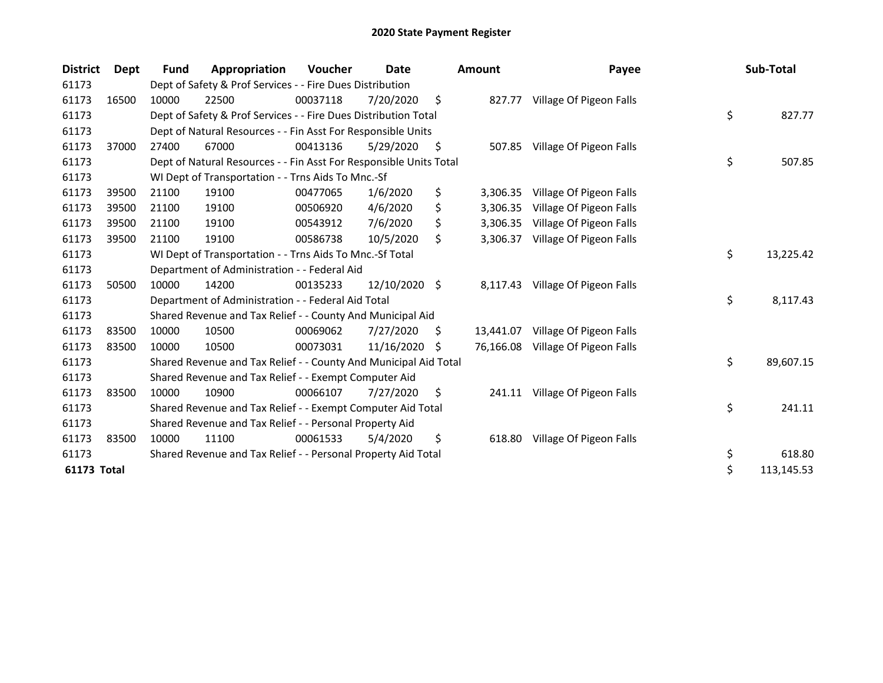# 2020 State Payment Register

| District | Dept | Fund | Appropriation | Voucher | Date | Amount | Payee | Sub-Total |
|---|---|---|---|---|---|---|---|---|
| 61173 | | Dept of Safety & Prof Services - - Fire Dues Distribution | | | | | | |
| 61173 | 16500 | 10000 | 22500 | 00037118 | 7/20/2020 | $ 827.77 | Village Of Pigeon Falls | |
| 61173 | | Dept of Safety & Prof Services - - Fire Dues Distribution Total | | | | | | $ 827.77 |
| 61173 | | Dept of Natural Resources - - Fin Asst For Responsible Units | | | | | | |
| 61173 | 37000 | 27400 | 67000 | 00413136 | 5/29/2020 | $ 507.85 | Village Of Pigeon Falls | |
| 61173 | | Dept of Natural Resources - - Fin Asst For Responsible Units Total | | | | | | $ 507.85 |
| 61173 | | WI Dept of Transportation - - Trns Aids To Mnc.-Sf | | | | | | |
| 61173 | 39500 | 21100 | 19100 | 00477065 | 1/6/2020 | $ 3,306.35 | Village Of Pigeon Falls | |
| 61173 | 39500 | 21100 | 19100 | 00506920 | 4/6/2020 | $ 3,306.35 | Village Of Pigeon Falls | |
| 61173 | 39500 | 21100 | 19100 | 00543912 | 7/6/2020 | $ 3,306.35 | Village Of Pigeon Falls | |
| 61173 | 39500 | 21100 | 19100 | 00586738 | 10/5/2020 | $ 3,306.37 | Village Of Pigeon Falls | |
| 61173 | | WI Dept of Transportation - - Trns Aids To Mnc.-Sf Total | | | | | | $ 13,225.42 |
| 61173 | | Department of Administration - - Federal Aid | | | | | | |
| 61173 | 50500 | 10000 | 14200 | 00135233 | 12/10/2020 | $ 8,117.43 | Village Of Pigeon Falls | |
| 61173 | | Department of Administration - - Federal Aid Total | | | | | | $ 8,117.43 |
| 61173 | | Shared Revenue and Tax Relief - - County And Municipal Aid | | | | | | |
| 61173 | 83500 | 10000 | 10500 | 00069062 | 7/27/2020 | $ 13,441.07 | Village Of Pigeon Falls | |
| 61173 | 83500 | 10000 | 10500 | 00073031 | 11/16/2020 | $ 76,166.08 | Village Of Pigeon Falls | |
| 61173 | | Shared Revenue and Tax Relief - - County And Municipal Aid Total | | | | | | $ 89,607.15 |
| 61173 | | Shared Revenue and Tax Relief - - Exempt Computer Aid | | | | | | |
| 61173 | 83500 | 10000 | 10900 | 00066107 | 7/27/2020 | $ 241.11 | Village Of Pigeon Falls | |
| 61173 | | Shared Revenue and Tax Relief - - Exempt Computer Aid Total | | | | | | $ 241.11 |
| 61173 | | Shared Revenue and Tax Relief - - Personal Property Aid | | | | | | |
| 61173 | 83500 | 10000 | 11100 | 00061533 | 5/4/2020 | $ 618.80 | Village Of Pigeon Falls | |
| 61173 | | Shared Revenue and Tax Relief - - Personal Property Aid Total | | | | | | $ 618.80 |
| **61173 Total** | | | | | | | | $ 113,145.53 |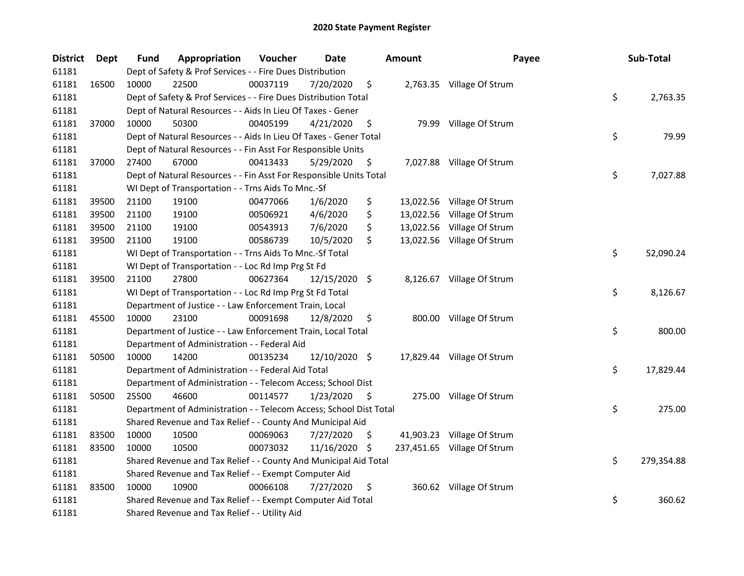# 2020 State Payment Register

| District | Dept | Fund | Appropriation | Voucher | Date | Amount | Payee | Sub-Total |
|---|---|---|---|---|---|---|---|---|
| 61181 | | Dept of Safety & Prof Services - - Fire Dues Distribution | | | | | | |
| 61181 | 16500 | 10000 | 22500 | 00037119 | 7/20/2020 | $ 2,763.35 | Village Of Strum | |
| 61181 | | Dept of Safety & Prof Services - - Fire Dues Distribution Total | | | | | | $ 2,763.35 |
| 61181 | | Dept of Natural Resources - - Aids In Lieu Of Taxes - Gener | | | | | | |
| 61181 | 37000 | 10000 | 50300 | 00405199 | 4/21/2020 | $ 79.99 | Village Of Strum | |
| 61181 | | Dept of Natural Resources - - Aids In Lieu Of Taxes - Gener Total | | | | | | $ 79.99 |
| 61181 | | Dept of Natural Resources - - Fin Asst For Responsible Units | | | | | | |
| 61181 | 37000 | 27400 | 67000 | 00413433 | 5/29/2020 | $ 7,027.88 | Village Of Strum | |
| 61181 | | Dept of Natural Resources - - Fin Asst For Responsible Units Total | | | | | | $ 7,027.88 |
| 61181 | | WI Dept of Transportation - - Trns Aids To Mnc.-Sf | | | | | | |
| 61181 | 39500 | 21100 | 19100 | 00477066 | 1/6/2020 | $ 13,022.56 | Village Of Strum | |
| 61181 | 39500 | 21100 | 19100 | 00506921 | 4/6/2020 | $ 13,022.56 | Village Of Strum | |
| 61181 | 39500 | 21100 | 19100 | 00543913 | 7/6/2020 | $ 13,022.56 | Village Of Strum | |
| 61181 | 39500 | 21100 | 19100 | 00586739 | 10/5/2020 | $ 13,022.56 | Village Of Strum | |
| 61181 | | WI Dept of Transportation - - Trns Aids To Mnc.-Sf Total | | | | | | $ 52,090.24 |
| 61181 | | WI Dept of Transportation - - Loc Rd Imp Prg St Fd | | | | | | |
| 61181 | 39500 | 21100 | 27800 | 00627364 | 12/15/2020 | $ 8,126.67 | Village Of Strum | |
| 61181 | | WI Dept of Transportation - - Loc Rd Imp Prg St Fd Total | | | | | | $ 8,126.67 |
| 61181 | | Department of Justice - - Law Enforcement Train, Local | | | | | | |
| 61181 | 45500 | 10000 | 23100 | 00091698 | 12/8/2020 | $ 800.00 | Village Of Strum | |
| 61181 | | Department of Justice - - Law Enforcement Train, Local Total | | | | | | $ 800.00 |
| 61181 | | Department of Administration - - Federal Aid | | | | | | |
| 61181 | 50500 | 10000 | 14200 | 00135234 | 12/10/2020 | $ 17,829.44 | Village Of Strum | |
| 61181 | | Department of Administration - - Federal Aid Total | | | | | | $ 17,829.44 |
| 61181 | | Department of Administration - - Telecom Access; School Dist | | | | | | |
| 61181 | 50500 | 25500 | 46600 | 00114577 | 1/23/2020 | $ 275.00 | Village Of Strum | |
| 61181 | | Department of Administration - - Telecom Access; School Dist Total | | | | | | $ 275.00 |
| 61181 | | Shared Revenue and Tax Relief - - County And Municipal Aid | | | | | | |
| 61181 | 83500 | 10000 | 10500 | 00069063 | 7/27/2020 | $ 41,903.23 | Village Of Strum | |
| 61181 | 83500 | 10000 | 10500 | 00073032 | 11/16/2020 | $ 237,451.65 | Village Of Strum | |
| 61181 | | Shared Revenue and Tax Relief - - County And Municipal Aid Total | | | | | | $ 279,354.88 |
| 61181 | | Shared Revenue and Tax Relief - - Exempt Computer Aid | | | | | | |
| 61181 | 83500 | 10000 | 10900 | 00066108 | 7/27/2020 | $ 360.62 | Village Of Strum | |
| 61181 | | Shared Revenue and Tax Relief - - Exempt Computer Aid Total | | | | | | $ 360.62 |
| 61181 | | Shared Revenue and Tax Relief - - Utility Aid | | | | | | |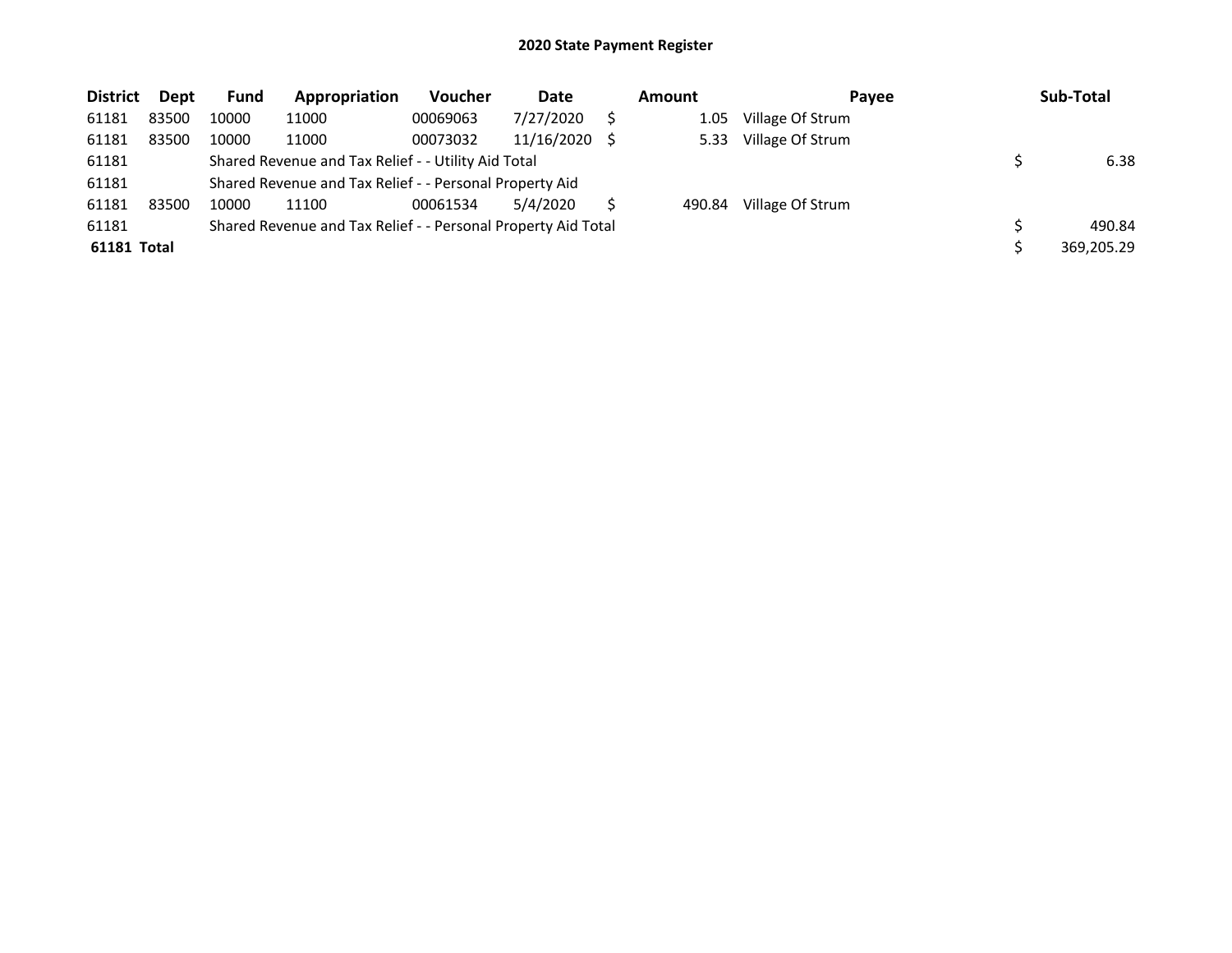# 2020 State Payment Register

| District | Dept | Fund | Appropriation | Voucher | Date | Amount | Payee | Sub-Total |
|---|---|---|---|---|---|---|---|---|
| 61181 | 83500 | 10000 | 11000 | 00069063 | 7/27/2020 | $ 1.05 | Village Of Strum | |
| 61181 | 83500 | 10000 | 11000 | 00073032 | 11/16/2020 | $ 5.33 | Village Of Strum | |
| 61181 | | Shared Revenue and Tax Relief - - Utility Aid Total | | | | | | $ 6.38 |
| 61181 | | Shared Revenue and Tax Relief - - Personal Property Aid | | | | | | |
| 61181 | 83500 | 10000 | 11100 | 00061534 | 5/4/2020 | $ 490.84 | Village Of Strum | |
| 61181 | | Shared Revenue and Tax Relief - - Personal Property Aid Total | | | | | | $ 490.84 |
| **61181 Total** | | | | | | | | $ 369,205.29 |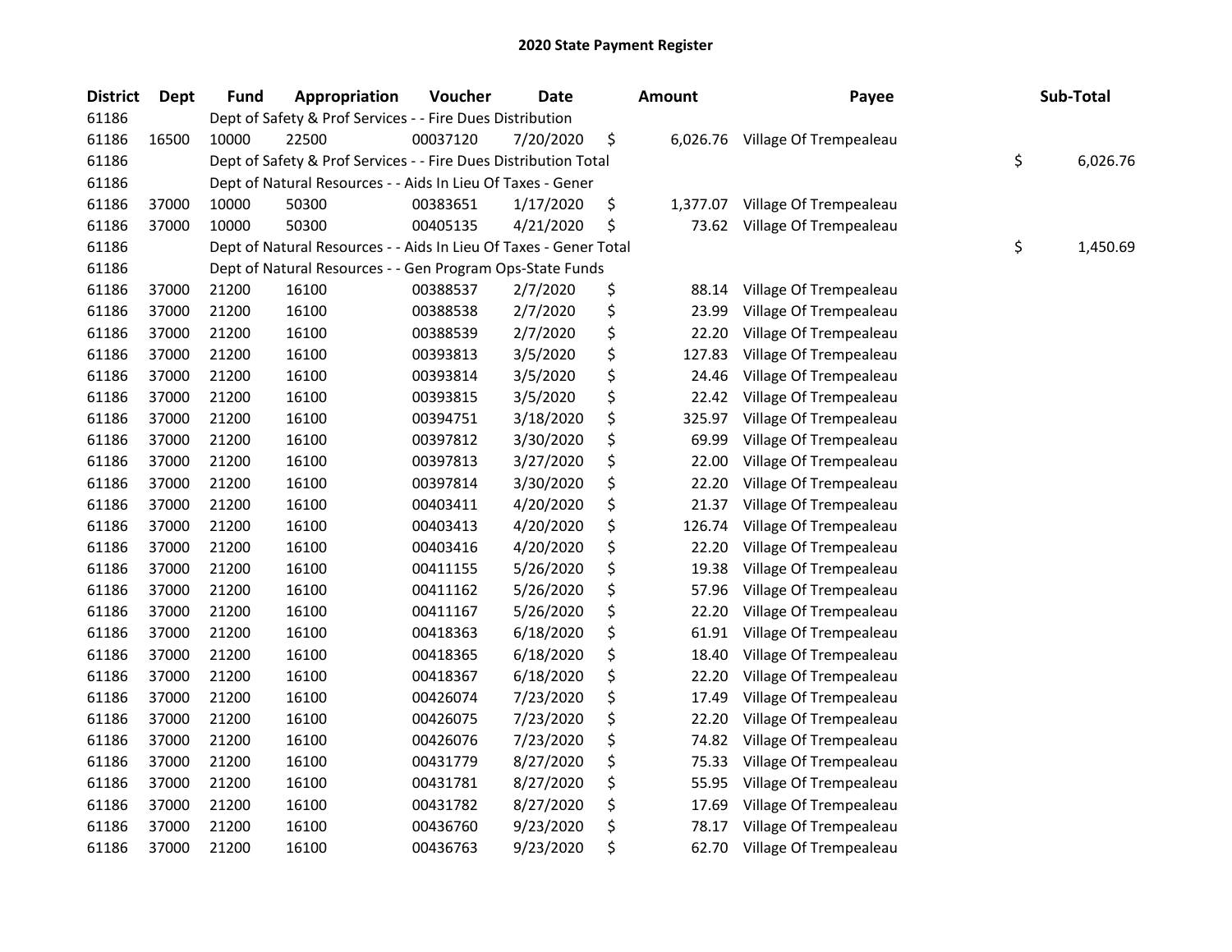# 2020 State Payment Register

| District | Dept | Fund | Appropriation | Voucher | Date | Amount | Payee | Sub-Total |
|---|---|---|---|---|---|---|---|---|
| 61186 | | Dept of Safety & Prof Services - - Fire Dues Distribution | | | | | | |
| 61186 | 16500 | 10000 | 22500 | 00037120 | 7/20/2020 | $ 6,026.76 | Village Of Trempealeau | |
| 61186 | | Dept of Safety & Prof Services - - Fire Dues Distribution Total | | | | | | $ 6,026.76 |
| 61186 | | Dept of Natural Resources - - Aids In Lieu Of Taxes - Gener | | | | | | |
| 61186 | 37000 | 10000 | 50300 | 00383651 | 1/17/2020 | $ 1,377.07 | Village Of Trempealeau | |
| 61186 | 37000 | 10000 | 50300 | 00405135 | 4/21/2020 | $ 73.62 | Village Of Trempealeau | |
| 61186 | | Dept of Natural Resources - - Aids In Lieu Of Taxes - Gener Total | | | | | | $ 1,450.69 |
| 61186 | | Dept of Natural Resources - - Gen Program Ops-State Funds | | | | | | |
| 61186 | 37000 | 21200 | 16100 | 00388537 | 2/7/2020 | $ 88.14 | Village Of Trempealeau | |
| 61186 | 37000 | 21200 | 16100 | 00388538 | 2/7/2020 | $ 23.99 | Village Of Trempealeau | |
| 61186 | 37000 | 21200 | 16100 | 00388539 | 2/7/2020 | $ 22.20 | Village Of Trempealeau | |
| 61186 | 37000 | 21200 | 16100 | 00393813 | 3/5/2020 | $ 127.83 | Village Of Trempealeau | |
| 61186 | 37000 | 21200 | 16100 | 00393814 | 3/5/2020 | $ 24.46 | Village Of Trempealeau | |
| 61186 | 37000 | 21200 | 16100 | 00393815 | 3/5/2020 | $ 22.42 | Village Of Trempealeau | |
| 61186 | 37000 | 21200 | 16100 | 00394751 | 3/18/2020 | $ 325.97 | Village Of Trempealeau | |
| 61186 | 37000 | 21200 | 16100 | 00397812 | 3/30/2020 | $ 69.99 | Village Of Trempealeau | |
| 61186 | 37000 | 21200 | 16100 | 00397813 | 3/27/2020 | $ 22.00 | Village Of Trempealeau | |
| 61186 | 37000 | 21200 | 16100 | 00397814 | 3/30/2020 | $ 22.20 | Village Of Trempealeau | |
| 61186 | 37000 | 21200 | 16100 | 00403411 | 4/20/2020 | $ 21.37 | Village Of Trempealeau | |
| 61186 | 37000 | 21200 | 16100 | 00403413 | 4/20/2020 | $ 126.74 | Village Of Trempealeau | |
| 61186 | 37000 | 21200 | 16100 | 00403416 | 4/20/2020 | $ 22.20 | Village Of Trempealeau | |
| 61186 | 37000 | 21200 | 16100 | 00411155 | 5/26/2020 | $ 19.38 | Village Of Trempealeau | |
| 61186 | 37000 | 21200 | 16100 | 00411162 | 5/26/2020 | $ 57.96 | Village Of Trempealeau | |
| 61186 | 37000 | 21200 | 16100 | 00411167 | 5/26/2020 | $ 22.20 | Village Of Trempealeau | |
| 61186 | 37000 | 21200 | 16100 | 00418363 | 6/18/2020 | $ 61.91 | Village Of Trempealeau | |
| 61186 | 37000 | 21200 | 16100 | 00418365 | 6/18/2020 | $ 18.40 | Village Of Trempealeau | |
| 61186 | 37000 | 21200 | 16100 | 00418367 | 6/18/2020 | $ 22.20 | Village Of Trempealeau | |
| 61186 | 37000 | 21200 | 16100 | 00426074 | 7/23/2020 | $ 17.49 | Village Of Trempealeau | |
| 61186 | 37000 | 21200 | 16100 | 00426075 | 7/23/2020 | $ 22.20 | Village Of Trempealeau | |
| 61186 | 37000 | 21200 | 16100 | 00426076 | 7/23/2020 | $ 74.82 | Village Of Trempealeau | |
| 61186 | 37000 | 21200 | 16100 | 00431779 | 8/27/2020 | $ 75.33 | Village Of Trempealeau | |
| 61186 | 37000 | 21200 | 16100 | 00431781 | 8/27/2020 | $ 55.95 | Village Of Trempealeau | |
| 61186 | 37000 | 21200 | 16100 | 00431782 | 8/27/2020 | $ 17.69 | Village Of Trempealeau | |
| 61186 | 37000 | 21200 | 16100 | 00436760 | 9/23/2020 | $ 78.17 | Village Of Trempealeau | |
| 61186 | 37000 | 21200 | 16100 | 00436763 | 9/23/2020 | $ 62.70 | Village Of Trempealeau | |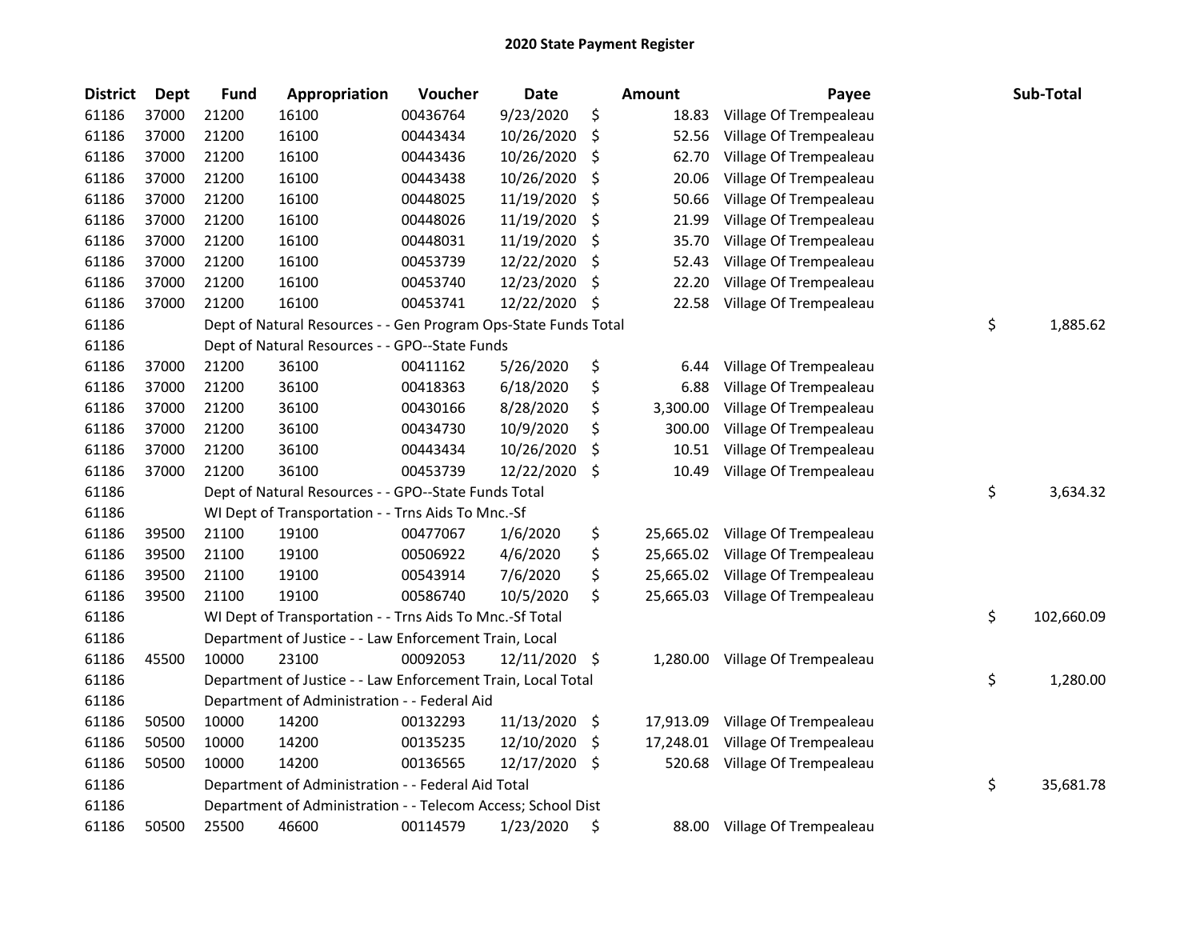# 2020 State Payment Register

| District | Dept | Fund | Appropriation | Voucher | Date | Amount | Payee | Sub-Total |
|---|---|---|---|---|---|---|---|---|
| 61186 | 37000 | 21200 | 16100 | 00436764 | 9/23/2020 | $ 18.83 | Village Of Trempealeau | |
| 61186 | 37000 | 21200 | 16100 | 00443434 | 10/26/2020 | $ 52.56 | Village Of Trempealeau | |
| 61186 | 37000 | 21200 | 16100 | 00443436 | 10/26/2020 | $ 62.70 | Village Of Trempealeau | |
| 61186 | 37000 | 21200 | 16100 | 00443438 | 10/26/2020 | $ 20.06 | Village Of Trempealeau | |
| 61186 | 37000 | 21200 | 16100 | 00448025 | 11/19/2020 | $ 50.66 | Village Of Trempealeau | |
| 61186 | 37000 | 21200 | 16100 | 00448026 | 11/19/2020 | $ 21.99 | Village Of Trempealeau | |
| 61186 | 37000 | 21200 | 16100 | 00448031 | 11/19/2020 | $ 35.70 | Village Of Trempealeau | |
| 61186 | 37000 | 21200 | 16100 | 00453739 | 12/22/2020 | $ 52.43 | Village Of Trempealeau | |
| 61186 | 37000 | 21200 | 16100 | 00453740 | 12/23/2020 | $ 22.20 | Village Of Trempealeau | |
| 61186 | 37000 | 21200 | 16100 | 00453741 | 12/22/2020 | $ 22.58 | Village Of Trempealeau | |
| 61186 | | Dept of Natural Resources - - Gen Program Ops-State Funds Total | | | | | | $ 1,885.62 |
| 61186 | | Dept of Natural Resources - - GPO--State Funds | | | | | | |
| 61186 | 37000 | 21200 | 36100 | 00411162 | 5/26/2020 | $ 6.44 | Village Of Trempealeau | |
| 61186 | 37000 | 21200 | 36100 | 00418363 | 6/18/2020 | $ 6.88 | Village Of Trempealeau | |
| 61186 | 37000 | 21200 | 36100 | 00430166 | 8/28/2020 | $ 3,300.00 | Village Of Trempealeau | |
| 61186 | 37000 | 21200 | 36100 | 00434730 | 10/9/2020 | $ 300.00 | Village Of Trempealeau | |
| 61186 | 37000 | 21200 | 36100 | 00443434 | 10/26/2020 | $ 10.51 | Village Of Trempealeau | |
| 61186 | 37000 | 21200 | 36100 | 00453739 | 12/22/2020 | $ 10.49 | Village Of Trempealeau | |
| 61186 | | Dept of Natural Resources - - GPO--State Funds Total | | | | | | $ 3,634.32 |
| 61186 | | WI Dept of Transportation - - Trns Aids To Mnc.-Sf | | | | | | |
| 61186 | 39500 | 21100 | 19100 | 00477067 | 1/6/2020 | $ 25,665.02 | Village Of Trempealeau | |
| 61186 | 39500 | 21100 | 19100 | 00506922 | 4/6/2020 | $ 25,665.02 | Village Of Trempealeau | |
| 61186 | 39500 | 21100 | 19100 | 00543914 | 7/6/2020 | $ 25,665.02 | Village Of Trempealeau | |
| 61186 | 39500 | 21100 | 19100 | 00586740 | 10/5/2020 | $ 25,665.03 | Village Of Trempealeau | |
| 61186 | | WI Dept of Transportation - - Trns Aids To Mnc.-Sf Total | | | | | | $ 102,660.09 |
| 61186 | | Department of Justice - - Law Enforcement Train, Local | | | | | | |
| 61186 | 45500 | 10000 | 23100 | 00092053 | 12/11/2020 | $ 1,280.00 | Village Of Trempealeau | |
| 61186 | | Department of Justice - - Law Enforcement Train, Local Total | | | | | | $ 1,280.00 |
| 61186 | | Department of Administration - - Federal Aid | | | | | | |
| 61186 | 50500 | 10000 | 14200 | 00132293 | 11/13/2020 | $ 17,913.09 | Village Of Trempealeau | |
| 61186 | 50500 | 10000 | 14200 | 00135235 | 12/10/2020 | $ 17,248.01 | Village Of Trempealeau | |
| 61186 | 50500 | 10000 | 14200 | 00136565 | 12/17/2020 | $ 520.68 | Village Of Trempealeau | |
| 61186 | | Department of Administration - - Federal Aid Total | | | | | | $ 35,681.78 |
| 61186 | | Department of Administration - - Telecom Access; School Dist | | | | | | |
| 61186 | 50500 | 25500 | 46600 | 00114579 | 1/23/2020 | $ 88.00 | Village Of Trempealeau | |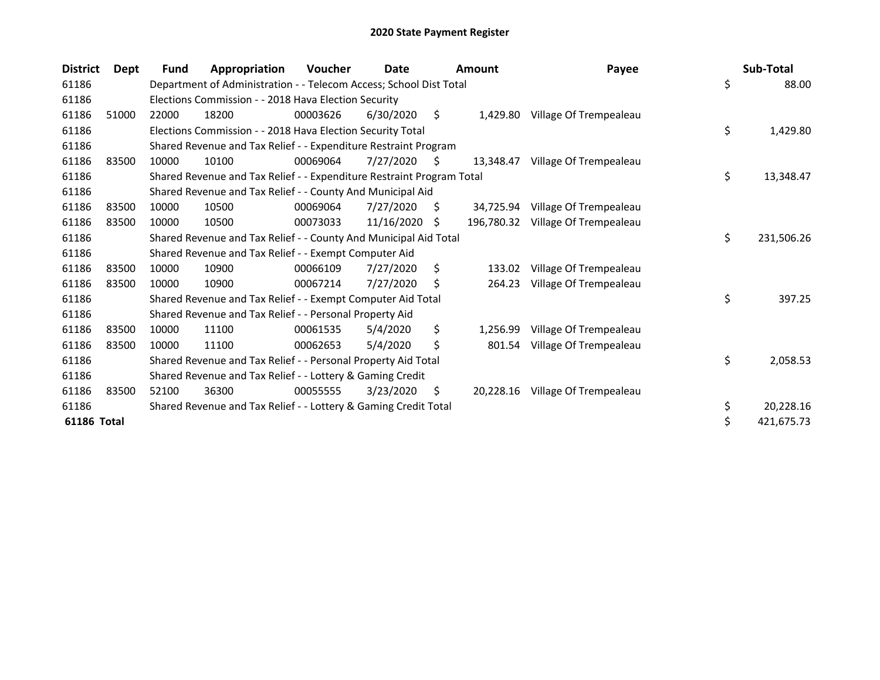# 2020 State Payment Register

| District | Dept | Fund | Appropriation | Voucher | Date | Amount | Payee | Sub-Total |
|---|---|---|---|---|---|---|---|---|
| 61186 | | Department of Administration - - Telecom Access; School Dist Total | | | | | | $ 88.00 |
| 61186 | | Elections Commission - - 2018 Hava Election Security | | | | | | |
| 61186 | 51000 | 22000 | 18200 | 00003626 | 6/30/2020 | $ 1,429.80 | Village Of Trempealeau | |
| 61186 | | Elections Commission - - 2018 Hava Election Security Total | | | | | | $ 1,429.80 |
| 61186 | | Shared Revenue and Tax Relief - - Expenditure Restraint Program | | | | | | |
| 61186 | 83500 | 10000 | 10100 | 00069064 | 7/27/2020 | $ 13,348.47 | Village Of Trempealeau | |
| 61186 | | Shared Revenue and Tax Relief - - Expenditure Restraint Program Total | | | | | | $ 13,348.47 |
| 61186 | | Shared Revenue and Tax Relief - - County And Municipal Aid | | | | | | |
| 61186 | 83500 | 10000 | 10500 | 00069064 | 7/27/2020 | $ 34,725.94 | Village Of Trempealeau | |
| 61186 | 83500 | 10000 | 10500 | 00073033 | 11/16/2020 | $ 196,780.32 | Village Of Trempealeau | |
| 61186 | | Shared Revenue and Tax Relief - - County And Municipal Aid Total | | | | | | $ 231,506.26 |
| 61186 | | Shared Revenue and Tax Relief - - Exempt Computer Aid | | | | | | |
| 61186 | 83500 | 10000 | 10900 | 00066109 | 7/27/2020 | $ 133.02 | Village Of Trempealeau | |
| 61186 | 83500 | 10000 | 10900 | 00067214 | 7/27/2020 | $ 264.23 | Village Of Trempealeau | |
| 61186 | | Shared Revenue and Tax Relief - - Exempt Computer Aid Total | | | | | | $ 397.25 |
| 61186 | | Shared Revenue and Tax Relief - - Personal Property Aid | | | | | | |
| 61186 | 83500 | 10000 | 11100 | 00061535 | 5/4/2020 | $ 1,256.99 | Village Of Trempealeau | |
| 61186 | 83500 | 10000 | 11100 | 00062653 | 5/4/2020 | $ 801.54 | Village Of Trempealeau | |
| 61186 | | Shared Revenue and Tax Relief - - Personal Property Aid Total | | | | | | $ 2,058.53 |
| 61186 | | Shared Revenue and Tax Relief - - Lottery & Gaming Credit | | | | | | |
| 61186 | 83500 | 52100 | 36300 | 00055555 | 3/23/2020 | $ 20,228.16 | Village Of Trempealeau | |
| 61186 | | Shared Revenue and Tax Relief - - Lottery & Gaming Credit Total | | | | | | $ 20,228.16 |
| **61186 Total** | | | | | | | | $ 421,675.73 |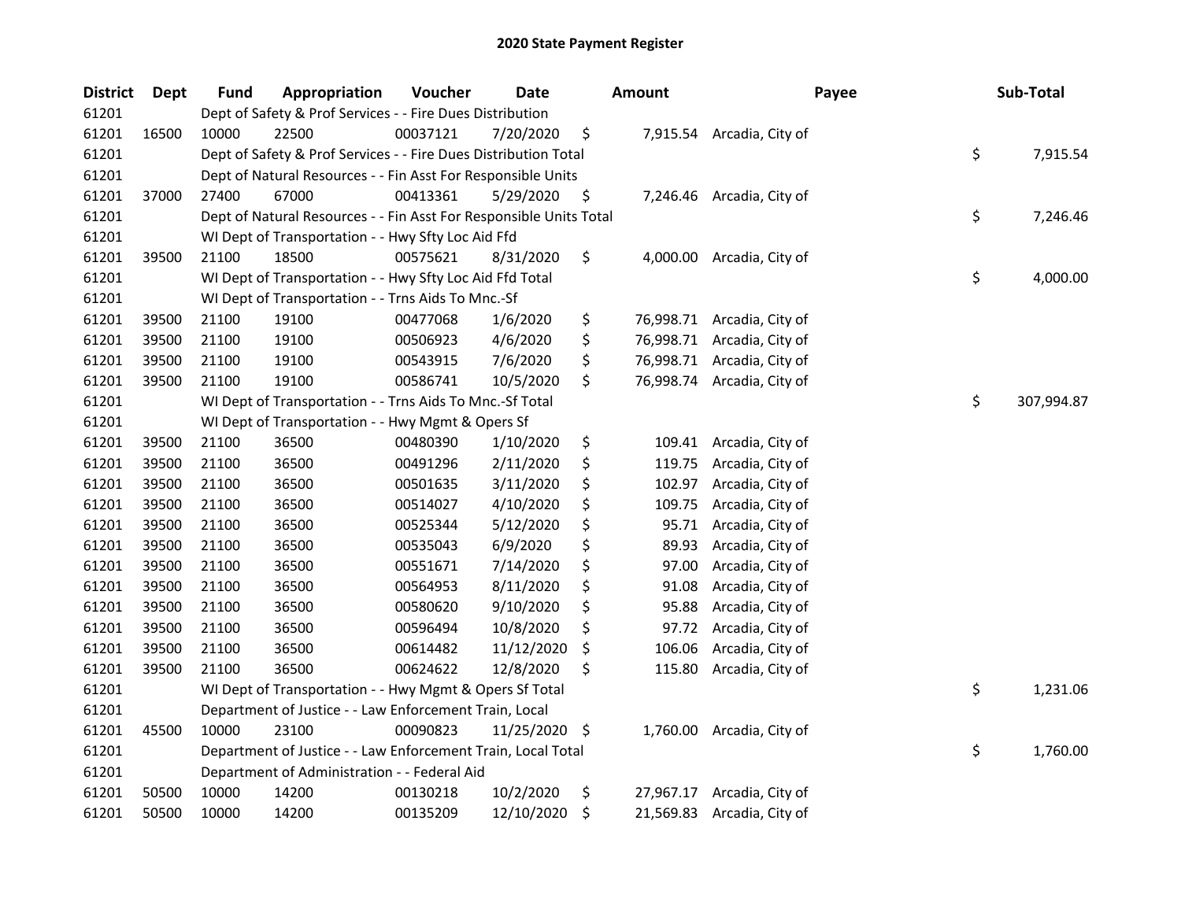# 2020 State Payment Register

| District | Dept | Fund | Appropriation | Voucher | Date | Amount | Payee | Sub-Total |
|---|---|---|---|---|---|---|---|---|
| 61201 | | Dept of Safety & Prof Services - - Fire Dues Distribution | | | | | | |
| 61201 | 16500 | 10000 | 22500 | 00037121 | 7/20/2020 | $ 7,915.54 | Arcadia, City of | |
| 61201 | | Dept of Safety & Prof Services - - Fire Dues Distribution Total | | | | | | $ 7,915.54 |
| 61201 | | Dept of Natural Resources - - Fin Asst For Responsible Units | | | | | | |
| 61201 | 37000 | 27400 | 67000 | 00413361 | 5/29/2020 | $ 7,246.46 | Arcadia, City of | |
| 61201 | | Dept of Natural Resources - - Fin Asst For Responsible Units Total | | | | | | $ 7,246.46 |
| 61201 | | WI Dept of Transportation - - Hwy Sfty Loc Aid Ffd | | | | | | |
| 61201 | 39500 | 21100 | 18500 | 00575621 | 8/31/2020 | $ 4,000.00 | Arcadia, City of | |
| 61201 | | WI Dept of Transportation - - Hwy Sfty Loc Aid Ffd Total | | | | | | $ 4,000.00 |
| 61201 | | WI Dept of Transportation - - Trns Aids To Mnc.-Sf | | | | | | |
| 61201 | 39500 | 21100 | 19100 | 00477068 | 1/6/2020 | $ 76,998.71 | Arcadia, City of | |
| 61201 | 39500 | 21100 | 19100 | 00506923 | 4/6/2020 | $ 76,998.71 | Arcadia, City of | |
| 61201 | 39500 | 21100 | 19100 | 00543915 | 7/6/2020 | $ 76,998.71 | Arcadia, City of | |
| 61201 | 39500 | 21100 | 19100 | 00586741 | 10/5/2020 | $ 76,998.74 | Arcadia, City of | |
| 61201 | | WI Dept of Transportation - - Trns Aids To Mnc.-Sf Total | | | | | | $ 307,994.87 |
| 61201 | | WI Dept of Transportation - - Hwy Mgmt & Opers Sf | | | | | | |
| 61201 | 39500 | 21100 | 36500 | 00480390 | 1/10/2020 | $ 109.41 | Arcadia, City of | |
| 61201 | 39500 | 21100 | 36500 | 00491296 | 2/11/2020 | $ 119.75 | Arcadia, City of | |
| 61201 | 39500 | 21100 | 36500 | 00501635 | 3/11/2020 | $ 102.97 | Arcadia, City of | |
| 61201 | 39500 | 21100 | 36500 | 00514027 | 4/10/2020 | $ 109.75 | Arcadia, City of | |
| 61201 | 39500 | 21100 | 36500 | 00525344 | 5/12/2020 | $ 95.71 | Arcadia, City of | |
| 61201 | 39500 | 21100 | 36500 | 00535043 | 6/9/2020 | $ 89.93 | Arcadia, City of | |
| 61201 | 39500 | 21100 | 36500 | 00551671 | 7/14/2020 | $ 97.00 | Arcadia, City of | |
| 61201 | 39500 | 21100 | 36500 | 00564953 | 8/11/2020 | $ 91.08 | Arcadia, City of | |
| 61201 | 39500 | 21100 | 36500 | 00580620 | 9/10/2020 | $ 95.88 | Arcadia, City of | |
| 61201 | 39500 | 21100 | 36500 | 00596494 | 10/8/2020 | $ 97.72 | Arcadia, City of | |
| 61201 | 39500 | 21100 | 36500 | 00614482 | 11/12/2020 | $ 106.06 | Arcadia, City of | |
| 61201 | 39500 | 21100 | 36500 | 00624622 | 12/8/2020 | $ 115.80 | Arcadia, City of | |
| 61201 | | WI Dept of Transportation - - Hwy Mgmt & Opers Sf Total | | | | | | $ 1,231.06 |
| 61201 | | Department of Justice - - Law Enforcement Train, Local | | | | | | |
| 61201 | 45500 | 10000 | 23100 | 00090823 | 11/25/2020 | $ 1,760.00 | Arcadia, City of | |
| 61201 | | Department of Justice - - Law Enforcement Train, Local Total | | | | | | $ 1,760.00 |
| 61201 | | Department of Administration - - Federal Aid | | | | | | |
| 61201 | 50500 | 10000 | 14200 | 00130218 | 10/2/2020 | $ 27,967.17 | Arcadia, City of | |
| 61201 | 50500 | 10000 | 14200 | 00135209 | 12/10/2020 | $ 21,569.83 | Arcadia, City of | |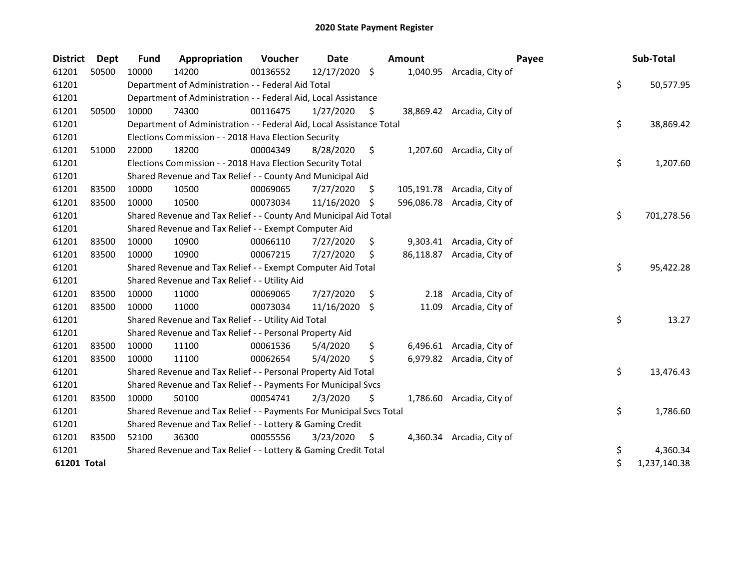# 2020 State Payment Register

| District | Dept | Fund | Appropriation | Voucher | Date | Amount | Payee | Sub-Total |
|---|---|---|---|---|---|---|---|---|
| 61201 | 50500 | 10000 | 14200 | 00136552 | 12/17/2020 | $ 1,040.95 | Arcadia, City of | |
| 61201 | | Department of Administration - - Federal Aid Total | | | | | | $ 50,577.95 |
| 61201 | | Department of Administration - - Federal Aid, Local Assistance | | | | | | |
| 61201 | 50500 | 10000 | 74300 | 00116475 | 1/27/2020 | $ 38,869.42 | Arcadia, City of | |
| 61201 | | Department of Administration - - Federal Aid, Local Assistance Total | | | | | | $ 38,869.42 |
| 61201 | | Elections Commission - - 2018 Hava Election Security | | | | | | |
| 61201 | 51000 | 22000 | 18200 | 00004349 | 8/28/2020 | $ 1,207.60 | Arcadia, City of | |
| 61201 | | Elections Commission - - 2018 Hava Election Security Total | | | | | | $ 1,207.60 |
| 61201 | | Shared Revenue and Tax Relief - - County And Municipal Aid | | | | | | |
| 61201 | 83500 | 10000 | 10500 | 00069065 | 7/27/2020 | $ 105,191.78 | Arcadia, City of | |
| 61201 | 83500 | 10000 | 10500 | 00073034 | 11/16/2020 | $ 596,086.78 | Arcadia, City of | |
| 61201 | | Shared Revenue and Tax Relief - - County And Municipal Aid Total | | | | | | $ 701,278.56 |
| 61201 | | Shared Revenue and Tax Relief - - Exempt Computer Aid | | | | | | |
| 61201 | 83500 | 10000 | 10900 | 00066110 | 7/27/2020 | $ 9,303.41 | Arcadia, City of | |
| 61201 | 83500 | 10000 | 10900 | 00067215 | 7/27/2020 | $ 86,118.87 | Arcadia, City of | |
| 61201 | | Shared Revenue and Tax Relief - - Exempt Computer Aid Total | | | | | | $ 95,422.28 |
| 61201 | | Shared Revenue and Tax Relief - - Utility Aid | | | | | | |
| 61201 | 83500 | 10000 | 11000 | 00069065 | 7/27/2020 | $ 2.18 | Arcadia, City of | |
| 61201 | 83500 | 10000 | 11000 | 00073034 | 11/16/2020 | $ 11.09 | Arcadia, City of | |
| 61201 | | Shared Revenue and Tax Relief - - Utility Aid Total | | | | | | $ 13.27 |
| 61201 | | Shared Revenue and Tax Relief - - Personal Property Aid | | | | | | |
| 61201 | 83500 | 10000 | 11100 | 00061536 | 5/4/2020 | $ 6,496.61 | Arcadia, City of | |
| 61201 | 83500 | 10000 | 11100 | 00062654 | 5/4/2020 | $ 6,979.82 | Arcadia, City of | |
| 61201 | | Shared Revenue and Tax Relief - - Personal Property Aid Total | | | | | | $ 13,476.43 |
| 61201 | | Shared Revenue and Tax Relief - - Payments For Municipal Svcs | | | | | | |
| 61201 | 83500 | 10000 | 50100 | 00054741 | 2/3/2020 | $ 1,786.60 | Arcadia, City of | |
| 61201 | | Shared Revenue and Tax Relief - - Payments For Municipal Svcs Total | | | | | | $ 1,786.60 |
| 61201 | | Shared Revenue and Tax Relief - - Lottery & Gaming Credit | | | | | | |
| 61201 | 83500 | 52100 | 36300 | 00055556 | 3/23/2020 | $ 4,360.34 | Arcadia, City of | |
| 61201 | | Shared Revenue and Tax Relief - - Lottery & Gaming Credit Total | | | | | | $ 4,360.34 |
| **61201 Total** | | | | | | | | $ 1,237,140.38 |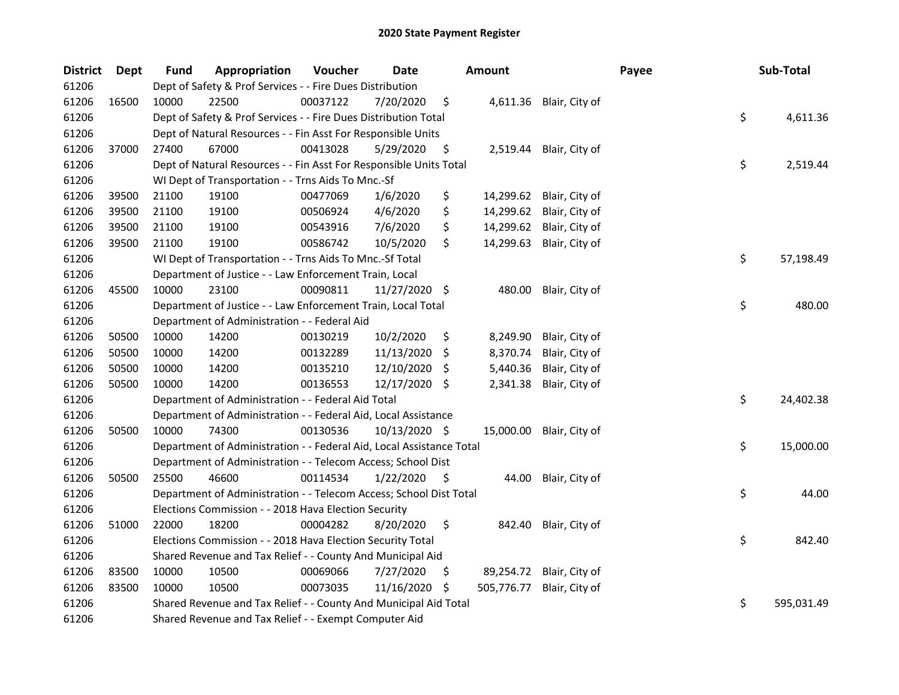# 2020 State Payment Register

| District | Dept | Fund | Appropriation | Voucher | Date | Amount | | Payee | Sub-Total |
|---|---|---|---|---|---|---|---|---|---|
| 61206 | | Dept of Safety & Prof Services - - Fire Dues Distribution | | | | | | | |
| 61206 | 16500 | 10000 | 22500 | 00037122 | 7/20/2020 | $ 4,611.36 | Blair, City of | | |
| 61206 | | Dept of Safety & Prof Services - - Fire Dues Distribution Total | | | | | | | $ 4,611.36 |
| 61206 | | Dept of Natural Resources - - Fin Asst For Responsible Units | | | | | | | |
| 61206 | 37000 | 27400 | 67000 | 00413028 | 5/29/2020 | $ 2,519.44 | Blair, City of | | |
| 61206 | | Dept of Natural Resources - - Fin Asst For Responsible Units Total | | | | | | | $ 2,519.44 |
| 61206 | | WI Dept of Transportation - - Trns Aids To Mnc.-Sf | | | | | | | |
| 61206 | 39500 | 21100 | 19100 | 00477069 | 1/6/2020 | $ 14,299.62 | Blair, City of | | |
| 61206 | 39500 | 21100 | 19100 | 00506924 | 4/6/2020 | $ 14,299.62 | Blair, City of | | |
| 61206 | 39500 | 21100 | 19100 | 00543916 | 7/6/2020 | $ 14,299.62 | Blair, City of | | |
| 61206 | 39500 | 21100 | 19100 | 00586742 | 10/5/2020 | $ 14,299.63 | Blair, City of | | |
| 61206 | | WI Dept of Transportation - - Trns Aids To Mnc.-Sf Total | | | | | | | $ 57,198.49 |
| 61206 | | Department of Justice - - Law Enforcement Train, Local | | | | | | | |
| 61206 | 45500 | 10000 | 23100 | 00090811 | 11/27/2020 | $ 480.00 | Blair, City of | | |
| 61206 | | Department of Justice - - Law Enforcement Train, Local Total | | | | | | | $ 480.00 |
| 61206 | | Department of Administration - - Federal Aid | | | | | | | |
| 61206 | 50500 | 10000 | 14200 | 00130219 | 10/2/2020 | $ 8,249.90 | Blair, City of | | |
| 61206 | 50500 | 10000 | 14200 | 00132289 | 11/13/2020 | $ 8,370.74 | Blair, City of | | |
| 61206 | 50500 | 10000 | 14200 | 00135210 | 12/10/2020 | $ 5,440.36 | Blair, City of | | |
| 61206 | 50500 | 10000 | 14200 | 00136553 | 12/17/2020 | $ 2,341.38 | Blair, City of | | |
| 61206 | | Department of Administration - - Federal Aid Total | | | | | | | $ 24,402.38 |
| 61206 | | Department of Administration - - Federal Aid, Local Assistance | | | | | | | |
| 61206 | 50500 | 10000 | 74300 | 00130536 | 10/13/2020 | $ 15,000.00 | Blair, City of | | |
| 61206 | | Department of Administration - - Federal Aid, Local Assistance Total | | | | | | | $ 15,000.00 |
| 61206 | | Department of Administration - - Telecom Access; School Dist | | | | | | | |
| 61206 | 50500 | 25500 | 46600 | 00114534 | 1/22/2020 | $ 44.00 | Blair, City of | | |
| 61206 | | Department of Administration - - Telecom Access; School Dist Total | | | | | | | $ 44.00 |
| 61206 | | Elections Commission - - 2018 Hava Election Security | | | | | | | |
| 61206 | 51000 | 22000 | 18200 | 00004282 | 8/20/2020 | $ 842.40 | Blair, City of | | |
| 61206 | | Elections Commission - - 2018 Hava Election Security Total | | | | | | | $ 842.40 |
| 61206 | | Shared Revenue and Tax Relief - - County And Municipal Aid | | | | | | | |
| 61206 | 83500 | 10000 | 10500 | 00069066 | 7/27/2020 | $ 89,254.72 | Blair, City of | | |
| 61206 | 83500 | 10000 | 10500 | 00073035 | 11/16/2020 | $ 505,776.77 | Blair, City of | | |
| 61206 | | Shared Revenue and Tax Relief - - County And Municipal Aid Total | | | | | | | $ 595,031.49 |
| 61206 | | Shared Revenue and Tax Relief - - Exempt Computer Aid | | | | | | | |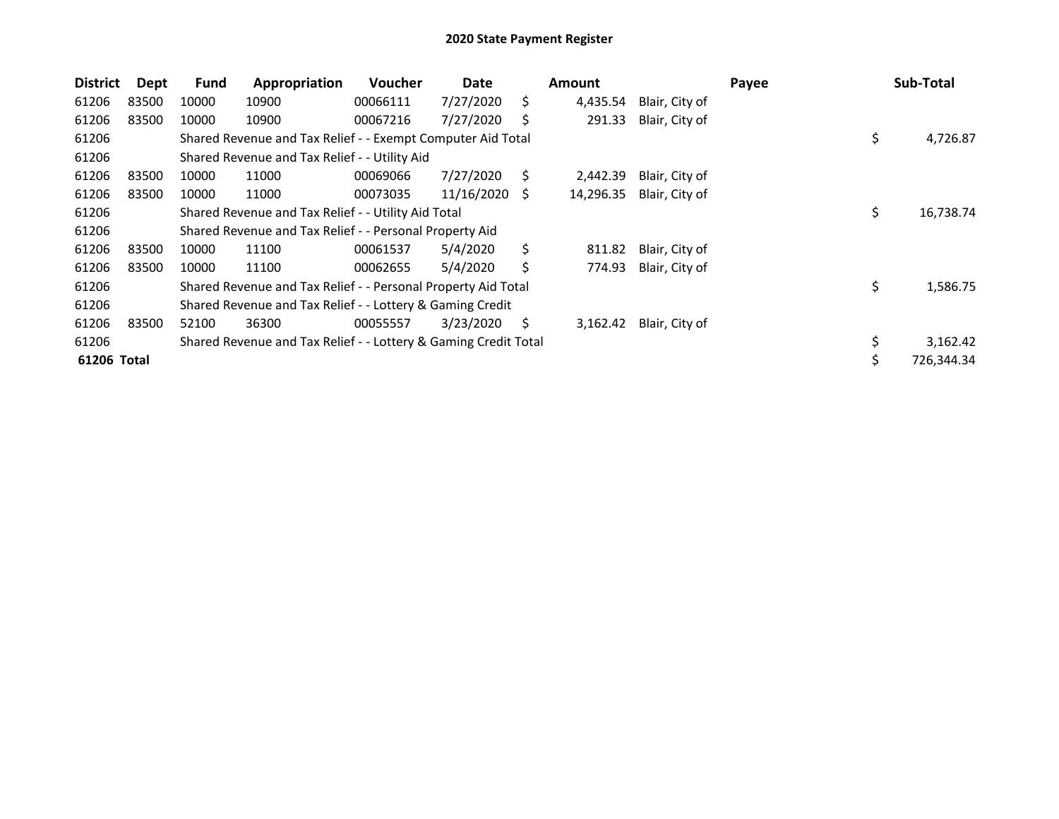# 2020 State Payment Register

| District | Dept | Fund | Appropriation | Voucher | Date | Amount | Payee | Sub-Total |
|---|---|---|---|---|---|---|---|---|
| 61206 | 83500 | 10000 | 10900 | 00066111 | 7/27/2020 | $ 4,435.54 | Blair, City of | |
| 61206 | 83500 | 10000 | 10900 | 00067216 | 7/27/2020 | $ 291.33 | Blair, City of | |
| 61206 | | Shared Revenue and Tax Relief - - Exempt Computer Aid Total | | | | | | $ 4,726.87 |
| 61206 | | Shared Revenue and Tax Relief - - Utility Aid | | | | | | |
| 61206 | 83500 | 10000 | 11000 | 00069066 | 7/27/2020 | $ 2,442.39 | Blair, City of | |
| 61206 | 83500 | 10000 | 11000 | 00073035 | 11/16/2020 | $ 14,296.35 | Blair, City of | |
| 61206 | | Shared Revenue and Tax Relief - - Utility Aid Total | | | | | | $ 16,738.74 |
| 61206 | | Shared Revenue and Tax Relief - - Personal Property Aid | | | | | | |
| 61206 | 83500 | 10000 | 11100 | 00061537 | 5/4/2020 | $ 811.82 | Blair, City of | |
| 61206 | 83500 | 10000 | 11100 | 00062655 | 5/4/2020 | $ 774.93 | Blair, City of | |
| 61206 | | Shared Revenue and Tax Relief - - Personal Property Aid Total | | | | | | $ 1,586.75 |
| 61206 | | Shared Revenue and Tax Relief - - Lottery & Gaming Credit | | | | | | |
| 61206 | 83500 | 52100 | 36300 | 00055557 | 3/23/2020 | $ 3,162.42 | Blair, City of | |
| 61206 | | Shared Revenue and Tax Relief - - Lottery & Gaming Credit Total | | | | | | $ 3,162.42 |
| **61206 Total** | | | | | | | | $ 726,344.34 |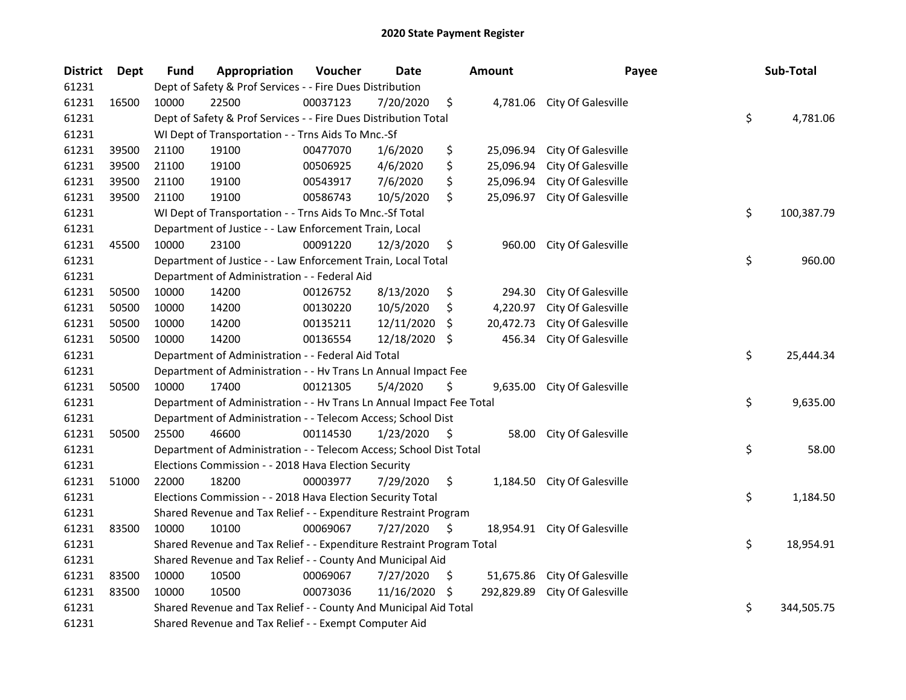# 2020 State Payment Register

| District | Dept | Fund | Appropriation | Voucher | Date | Amount | Payee | Sub-Total |
|---|---|---|---|---|---|---|---|---|
| 61231 | | Dept of Safety & Prof Services - - Fire Dues Distribution | | | | | | |
| 61231 | 16500 | 10000 | 22500 | 00037123 | 7/20/2020 | $ 4,781.06 | City Of Galesville | |
| 61231 | | Dept of Safety & Prof Services - - Fire Dues Distribution Total | | | | | | $ 4,781.06 |
| 61231 | | WI Dept of Transportation - - Trns Aids To Mnc.-Sf | | | | | | |
| 61231 | 39500 | 21100 | 19100 | 00477070 | 1/6/2020 | $ 25,096.94 | City Of Galesville | |
| 61231 | 39500 | 21100 | 19100 | 00506925 | 4/6/2020 | $ 25,096.94 | City Of Galesville | |
| 61231 | 39500 | 21100 | 19100 | 00543917 | 7/6/2020 | $ 25,096.94 | City Of Galesville | |
| 61231 | 39500 | 21100 | 19100 | 00586743 | 10/5/2020 | $ 25,096.97 | City Of Galesville | |
| 61231 | | WI Dept of Transportation - - Trns Aids To Mnc.-Sf Total | | | | | | $ 100,387.79 |
| 61231 | | Department of Justice - - Law Enforcement Train, Local | | | | | | |
| 61231 | 45500 | 10000 | 23100 | 00091220 | 12/3/2020 | $ 960.00 | City Of Galesville | |
| 61231 | | Department of Justice - - Law Enforcement Train, Local Total | | | | | | $ 960.00 |
| 61231 | | Department of Administration - - Federal Aid | | | | | | |
| 61231 | 50500 | 10000 | 14200 | 00126752 | 8/13/2020 | $ 294.30 | City Of Galesville | |
| 61231 | 50500 | 10000 | 14200 | 00130220 | 10/5/2020 | $ 4,220.97 | City Of Galesville | |
| 61231 | 50500 | 10000 | 14200 | 00135211 | 12/11/2020 | $ 20,472.73 | City Of Galesville | |
| 61231 | 50500 | 10000 | 14200 | 00136554 | 12/18/2020 | $ 456.34 | City Of Galesville | |
| 61231 | | Department of Administration - - Federal Aid Total | | | | | | $ 25,444.34 |
| 61231 | | Department of Administration - - Hv Trans Ln Annual Impact Fee | | | | | | |
| 61231 | 50500 | 10000 | 17400 | 00121305 | 5/4/2020 | $ 9,635.00 | City Of Galesville | |
| 61231 | | Department of Administration - - Hv Trans Ln Annual Impact Fee Total | | | | | | $ 9,635.00 |
| 61231 | | Department of Administration - - Telecom Access; School Dist | | | | | | |
| 61231 | 50500 | 25500 | 46600 | 00114530 | 1/23/2020 | $ 58.00 | City Of Galesville | |
| 61231 | | Department of Administration - - Telecom Access; School Dist Total | | | | | | $ 58.00 |
| 61231 | | Elections Commission - - 2018 Hava Election Security | | | | | | |
| 61231 | 51000 | 22000 | 18200 | 00003977 | 7/29/2020 | $ 1,184.50 | City Of Galesville | |
| 61231 | | Elections Commission - - 2018 Hava Election Security Total | | | | | | $ 1,184.50 |
| 61231 | | Shared Revenue and Tax Relief - - Expenditure Restraint Program | | | | | | |
| 61231 | 83500 | 10000 | 10100 | 00069067 | 7/27/2020 | $ 18,954.91 | City Of Galesville | |
| 61231 | | Shared Revenue and Tax Relief - - Expenditure Restraint Program Total | | | | | | $ 18,954.91 |
| 61231 | | Shared Revenue and Tax Relief - - County And Municipal Aid | | | | | | |
| 61231 | 83500 | 10000 | 10500 | 00069067 | 7/27/2020 | $ 51,675.86 | City Of Galesville | |
| 61231 | 83500 | 10000 | 10500 | 00073036 | 11/16/2020 | $ 292,829.89 | City Of Galesville | |
| 61231 | | Shared Revenue and Tax Relief - - County And Municipal Aid Total | | | | | | $ 344,505.75 |
| 61231 | | Shared Revenue and Tax Relief - - Exempt Computer Aid | | | | | | |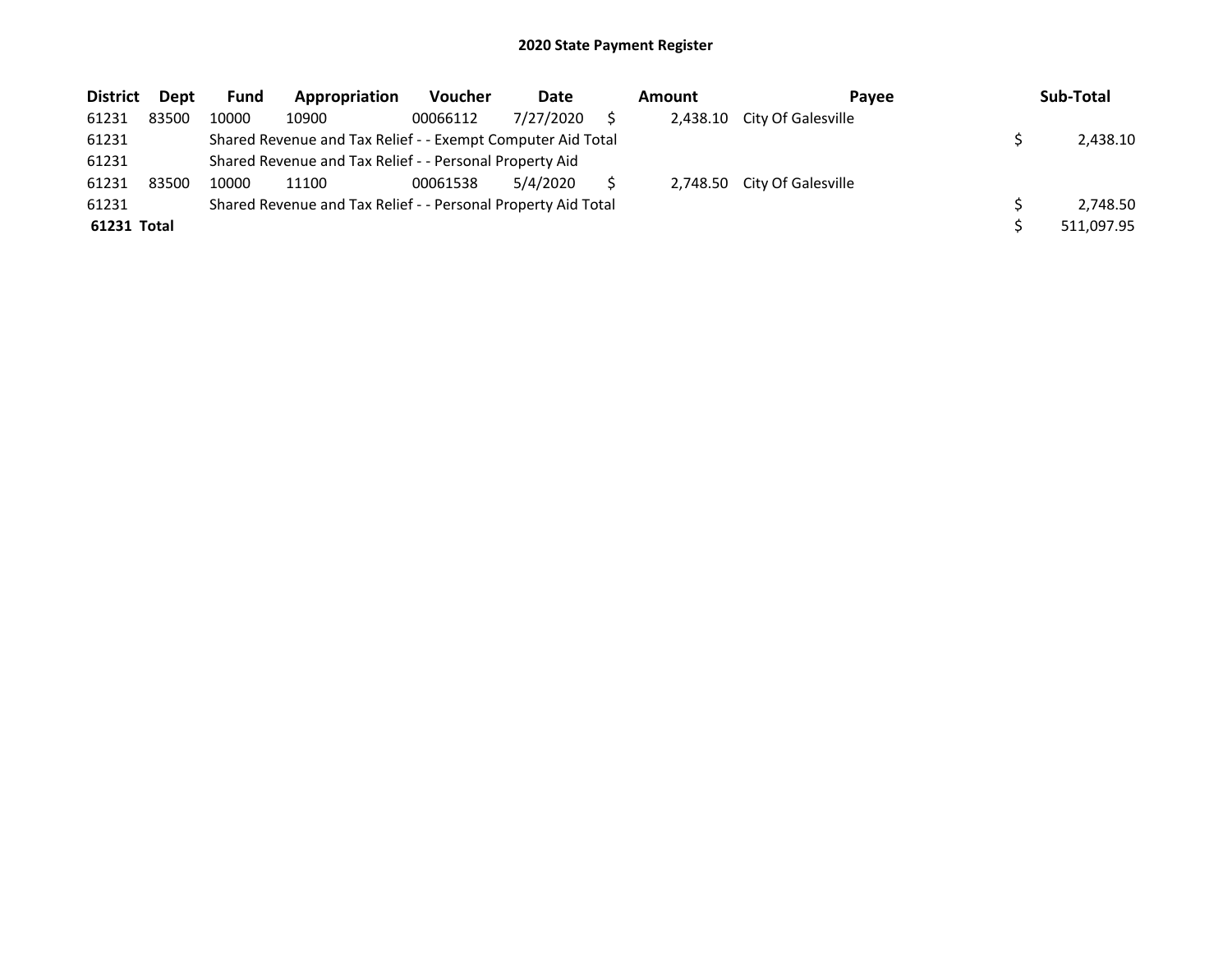# 2020 State Payment Register

| District | Dept | Fund | Appropriation | Voucher | Date | Amount | Payee | Sub-Total |
|---|---|---|---|---|---|---|---|---|
| 61231 | 83500 | 10000 | 10900 | 00066112 | 7/27/2020 | $ 2,438.10 | City Of Galesville | |
| 61231 | | Shared Revenue and Tax Relief - - Exempt Computer Aid Total | | | | | | $ 2,438.10 |
| 61231 | | Shared Revenue and Tax Relief - - Personal Property Aid | | | | | | |
| 61231 | 83500 | 10000 | 11100 | 00061538 | 5/4/2020 | $ 2,748.50 | City Of Galesville | |
| 61231 | | Shared Revenue and Tax Relief - - Personal Property Aid Total | | | | | | $ 2,748.50 |
| **61231 Total** | | | | | | | | $ 511,097.95 |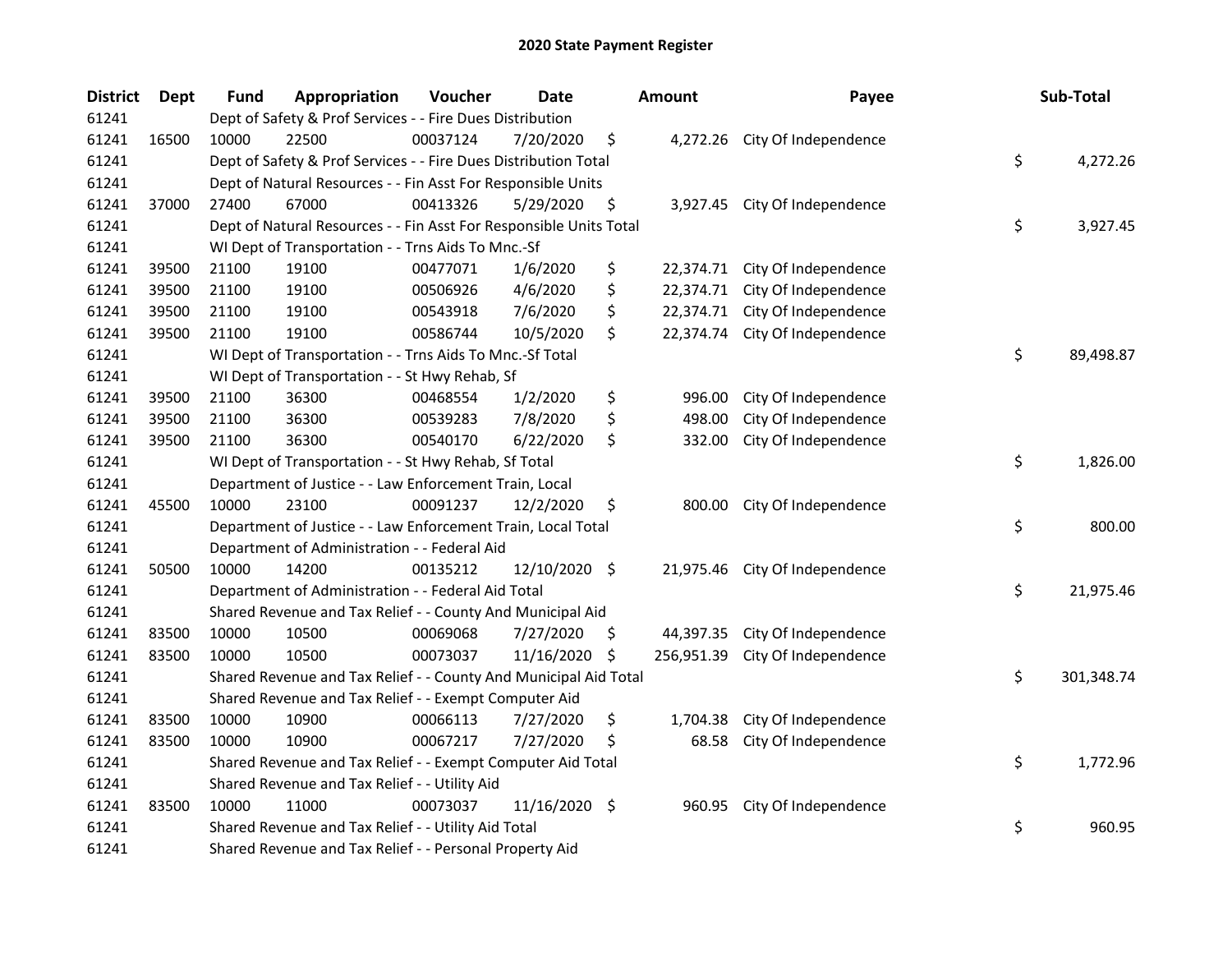# 2020 State Payment Register

| District | Dept | Fund | Appropriation | Voucher | Date | Amount | Payee | Sub-Total |
|---|---|---|---|---|---|---|---|---|
| 61241 | | Dept of Safety & Prof Services - - Fire Dues Distribution | | | | | | |
| 61241 | 16500 | 10000 | 22500 | 00037124 | 7/20/2020 | $ 4,272.26 | City Of Independence | |
| 61241 | | Dept of Safety & Prof Services - - Fire Dues Distribution Total | | | | | | $ 4,272.26 |
| 61241 | | Dept of Natural Resources - - Fin Asst For Responsible Units | | | | | | |
| 61241 | 37000 | 27400 | 67000 | 00413326 | 5/29/2020 | $ 3,927.45 | City Of Independence | |
| 61241 | | Dept of Natural Resources - - Fin Asst For Responsible Units Total | | | | | | $ 3,927.45 |
| 61241 | | WI Dept of Transportation - - Trns Aids To Mnc.-Sf | | | | | | |
| 61241 | 39500 | 21100 | 19100 | 00477071 | 1/6/2020 | $ 22,374.71 | City Of Independence | |
| 61241 | 39500 | 21100 | 19100 | 00506926 | 4/6/2020 | $ 22,374.71 | City Of Independence | |
| 61241 | 39500 | 21100 | 19100 | 00543918 | 7/6/2020 | $ 22,374.71 | City Of Independence | |
| 61241 | 39500 | 21100 | 19100 | 00586744 | 10/5/2020 | $ 22,374.74 | City Of Independence | |
| 61241 | | WI Dept of Transportation - - Trns Aids To Mnc.-Sf Total | | | | | | $ 89,498.87 |
| 61241 | | WI Dept of Transportation - - St Hwy Rehab, Sf | | | | | | |
| 61241 | 39500 | 21100 | 36300 | 00468554 | 1/2/2020 | $ 996.00 | City Of Independence | |
| 61241 | 39500 | 21100 | 36300 | 00539283 | 7/8/2020 | $ 498.00 | City Of Independence | |
| 61241 | 39500 | 21100 | 36300 | 00540170 | 6/22/2020 | $ 332.00 | City Of Independence | |
| 61241 | | WI Dept of Transportation - - St Hwy Rehab, Sf Total | | | | | | $ 1,826.00 |
| 61241 | | Department of Justice - - Law Enforcement Train, Local | | | | | | |
| 61241 | 45500 | 10000 | 23100 | 00091237 | 12/2/2020 | $ 800.00 | City Of Independence | |
| 61241 | | Department of Justice - - Law Enforcement Train, Local Total | | | | | | $ 800.00 |
| 61241 | | Department of Administration - - Federal Aid | | | | | | |
| 61241 | 50500 | 10000 | 14200 | 00135212 | 12/10/2020 | $ 21,975.46 | City Of Independence | |
| 61241 | | Department of Administration - - Federal Aid Total | | | | | | $ 21,975.46 |
| 61241 | | Shared Revenue and Tax Relief - - County And Municipal Aid | | | | | | |
| 61241 | 83500 | 10000 | 10500 | 00069068 | 7/27/2020 | $ 44,397.35 | City Of Independence | |
| 61241 | 83500 | 10000 | 10500 | 00073037 | 11/16/2020 | $ 256,951.39 | City Of Independence | |
| 61241 | | Shared Revenue and Tax Relief - - County And Municipal Aid Total | | | | | | $ 301,348.74 |
| 61241 | | Shared Revenue and Tax Relief - - Exempt Computer Aid | | | | | | |
| 61241 | 83500 | 10000 | 10900 | 00066113 | 7/27/2020 | $ 1,704.38 | City Of Independence | |
| 61241 | 83500 | 10000 | 10900 | 00067217 | 7/27/2020 | $ 68.58 | City Of Independence | |
| 61241 | | Shared Revenue and Tax Relief - - Exempt Computer Aid Total | | | | | | $ 1,772.96 |
| 61241 | | Shared Revenue and Tax Relief - - Utility Aid | | | | | | |
| 61241 | 83500 | 10000 | 11000 | 00073037 | 11/16/2020 | $ 960.95 | City Of Independence | |
| 61241 | | Shared Revenue and Tax Relief - - Utility Aid Total | | | | | | $ 960.95 |
| 61241 | | Shared Revenue and Tax Relief - - Personal Property Aid | | | | | | |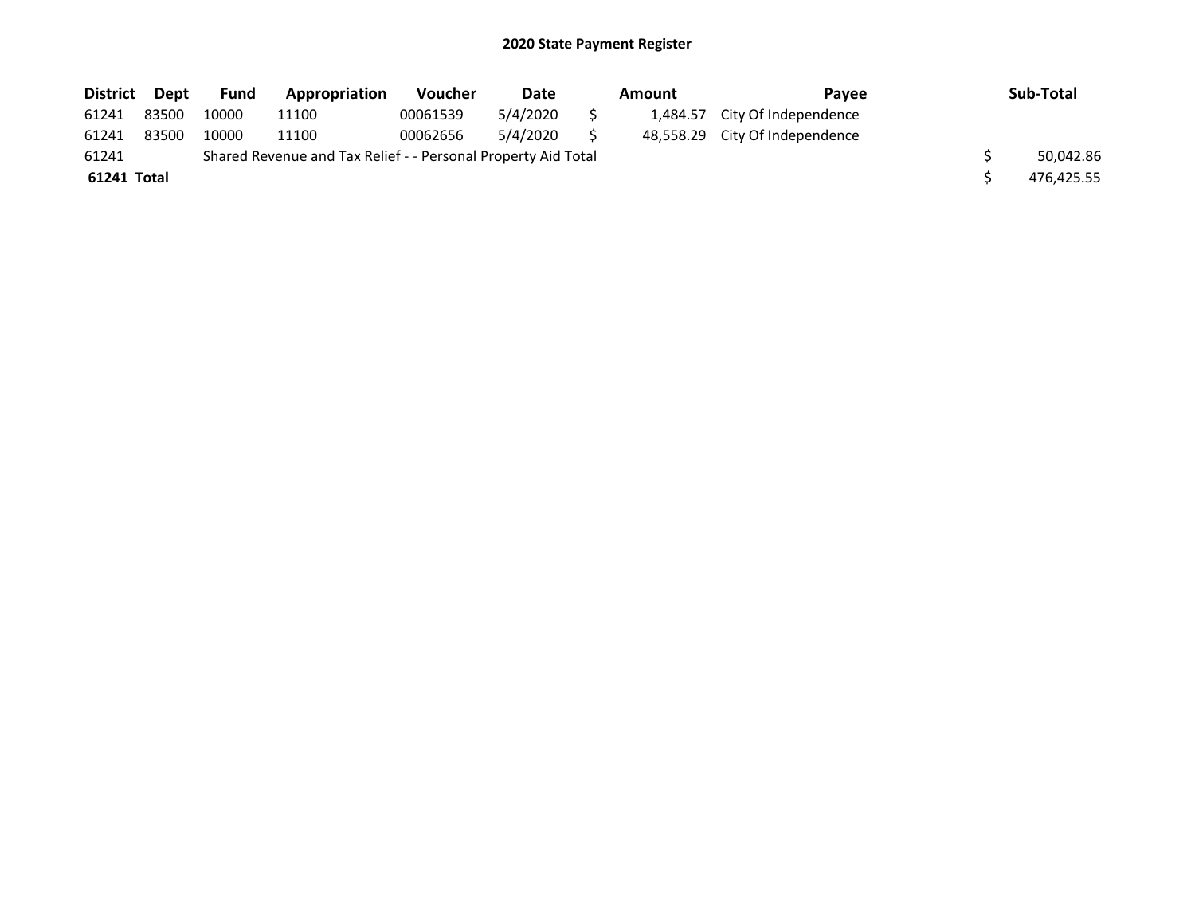## 2020 State Payment Register

| District | Dept | Fund | Appropriation | Voucher | Date | Amount | Payee | Sub-Total |
|---|---|---|---|---|---|---|---|---|
| 61241 | 83500 | 10000 | 11100 | 00061539 | 5/4/2020 | $ 1,484.57 | City Of Independence | |
| 61241 | 83500 | 10000 | 11100 | 00062656 | 5/4/2020 | $ 48,558.29 | City Of Independence | |
| 61241 | | Shared Revenue and Tax Relief - - Personal Property Aid Total | | | | | | $ 50,042.86 |
| **61241 Total** | | | | | | | | $ 476,425.55 |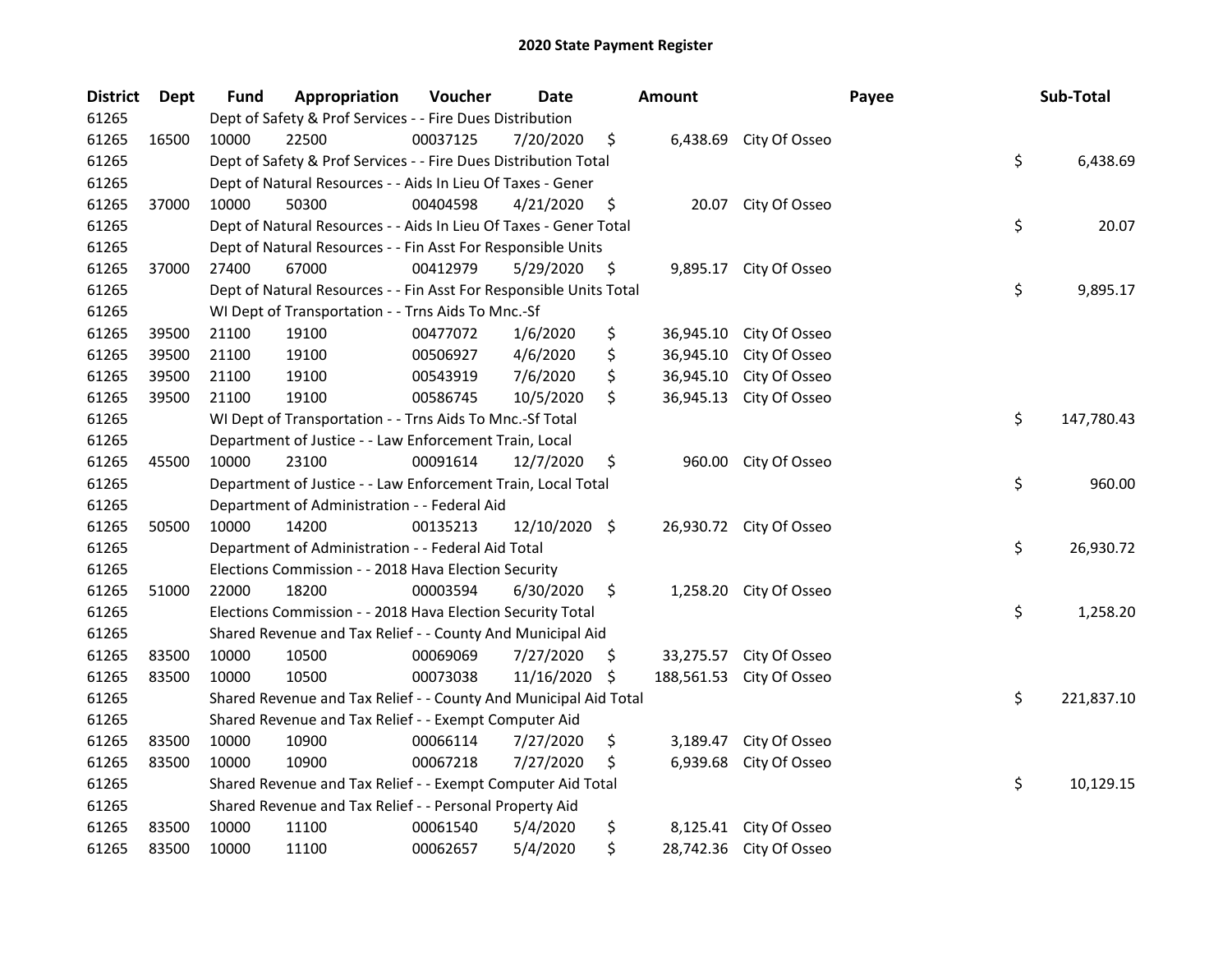# 2020 State Payment Register

| District | Dept | Fund | Appropriation | Voucher | Date | Amount | Payee | Sub-Total |
|---|---|---|---|---|---|---|---|---|
| 61265 | Dept of Safety & Prof Services - - Fire Dues Distribution | | | | | | | |
| 61265 | 16500 | 10000 | 22500 | 00037125 | 7/20/2020 | $ 6,438.69 | City Of Osseo | |
| 61265 | Dept of Safety & Prof Services - - Fire Dues Distribution Total | | | | | | | $ 6,438.69 |
| 61265 | Dept of Natural Resources - - Aids In Lieu Of Taxes - Gener | | | | | | | |
| 61265 | 37000 | 10000 | 50300 | 00404598 | 4/21/2020 | $ 20.07 | City Of Osseo | |
| 61265 | Dept of Natural Resources - - Aids In Lieu Of Taxes - Gener Total | | | | | | | $ 20.07 |
| 61265 | Dept of Natural Resources - - Fin Asst For Responsible Units | | | | | | | |
| 61265 | 37000 | 27400 | 67000 | 00412979 | 5/29/2020 | $ 9,895.17 | City Of Osseo | |
| 61265 | Dept of Natural Resources - - Fin Asst For Responsible Units Total | | | | | | | $ 9,895.17 |
| 61265 | WI Dept of Transportation - - Trns Aids To Mnc.-Sf | | | | | | | |
| 61265 | 39500 | 21100 | 19100 | 00477072 | 1/6/2020 | $ 36,945.10 | City Of Osseo | |
| 61265 | 39500 | 21100 | 19100 | 00506927 | 4/6/2020 | $ 36,945.10 | City Of Osseo | |
| 61265 | 39500 | 21100 | 19100 | 00543919 | 7/6/2020 | $ 36,945.10 | City Of Osseo | |
| 61265 | 39500 | 21100 | 19100 | 00586745 | 10/5/2020 | $ 36,945.13 | City Of Osseo | |
| 61265 | WI Dept of Transportation - - Trns Aids To Mnc.-Sf Total | | | | | | | $ 147,780.43 |
| 61265 | Department of Justice - - Law Enforcement Train, Local | | | | | | | |
| 61265 | 45500 | 10000 | 23100 | 00091614 | 12/7/2020 | $ 960.00 | City Of Osseo | |
| 61265 | Department of Justice - - Law Enforcement Train, Local Total | | | | | | | $ 960.00 |
| 61265 | Department of Administration - - Federal Aid | | | | | | | |
| 61265 | 50500 | 10000 | 14200 | 00135213 | 12/10/2020 | $ 26,930.72 | City Of Osseo | |
| 61265 | Department of Administration - - Federal Aid Total | | | | | | | $ 26,930.72 |
| 61265 | Elections Commission - - 2018 Hava Election Security | | | | | | | |
| 61265 | 51000 | 22000 | 18200 | 00003594 | 6/30/2020 | $ 1,258.20 | City Of Osseo | |
| 61265 | Elections Commission - - 2018 Hava Election Security Total | | | | | | | $ 1,258.20 |
| 61265 | Shared Revenue and Tax Relief - - County And Municipal Aid | | | | | | | |
| 61265 | 83500 | 10000 | 10500 | 00069069 | 7/27/2020 | $ 33,275.57 | City Of Osseo | |
| 61265 | 83500 | 10000 | 10500 | 00073038 | 11/16/2020 | $ 188,561.53 | City Of Osseo | |
| 61265 | Shared Revenue and Tax Relief - - County And Municipal Aid Total | | | | | | | $ 221,837.10 |
| 61265 | Shared Revenue and Tax Relief - - Exempt Computer Aid | | | | | | | |
| 61265 | 83500 | 10000 | 10900 | 00066114 | 7/27/2020 | $ 3,189.47 | City Of Osseo | |
| 61265 | 83500 | 10000 | 10900 | 00067218 | 7/27/2020 | $ 6,939.68 | City Of Osseo | |
| 61265 | Shared Revenue and Tax Relief - - Exempt Computer Aid Total | | | | | | | $ 10,129.15 |
| 61265 | Shared Revenue and Tax Relief - - Personal Property Aid | | | | | | | |
| 61265 | 83500 | 10000 | 11100 | 00061540 | 5/4/2020 | $ 8,125.41 | City Of Osseo | |
| 61265 | 83500 | 10000 | 11100 | 00062657 | 5/4/2020 | $ 28,742.36 | City Of Osseo | |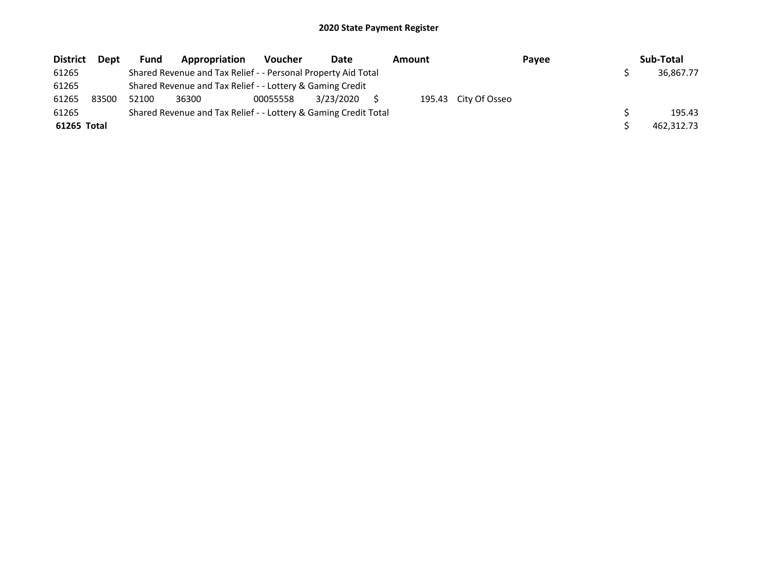## 2020 State Payment Register

| District | Dept | Fund | Appropriation | Voucher | Date | Amount | Payee | Sub-Total |
|---|---|---|---|---|---|---|---|---|
| 61265 | | Shared Revenue and Tax Relief - - Personal Property Aid Total | | | | | | $ 36,867.77 |
| 61265 | | Shared Revenue and Tax Relief - - Lottery & Gaming Credit | | | | | | |
| 61265 | 83500 | 52100 | 36300 | 00055558 | 3/23/2020 | $ 195.43 | City Of Osseo | |
| 61265 | | Shared Revenue and Tax Relief - - Lottery & Gaming Credit Total | | | | | | $ 195.43 |
| **61265 Total** | | | | | | | | $ 462,312.73 |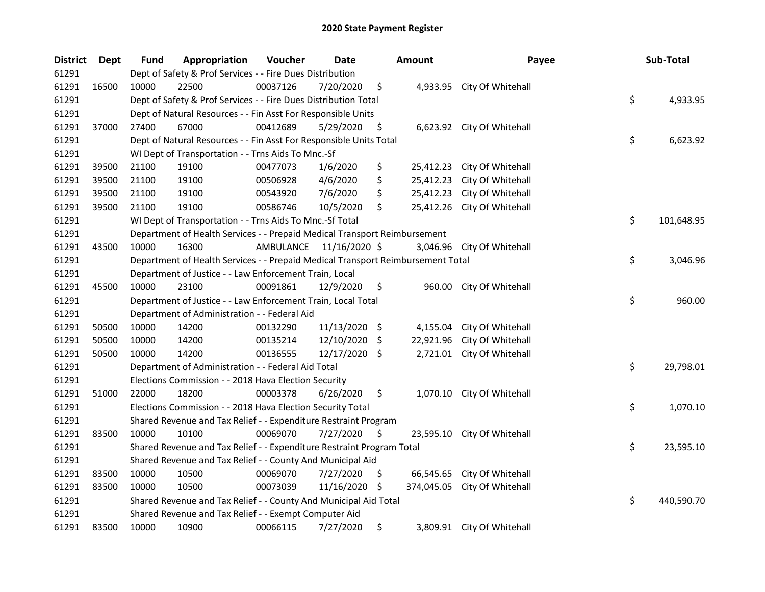# 2020 State Payment Register

| District | Dept | Fund | Appropriation | Voucher | Date | Amount | Payee | Sub-Total |
|---|---|---|---|---|---|---|---|---|
| 61291 | | Dept of Safety & Prof Services - - Fire Dues Distribution | | | | | | |
| 61291 | 16500 | 10000 | 22500 | 00037126 | 7/20/2020 | $ 4,933.95 | City Of Whitehall | |
| 61291 | | Dept of Safety & Prof Services - - Fire Dues Distribution Total | | | | | | $ 4,933.95 |
| 61291 | | Dept of Natural Resources - - Fin Asst For Responsible Units | | | | | | |
| 61291 | 37000 | 27400 | 67000 | 00412689 | 5/29/2020 | $ 6,623.92 | City Of Whitehall | |
| 61291 | | Dept of Natural Resources - - Fin Asst For Responsible Units Total | | | | | | $ 6,623.92 |
| 61291 | | WI Dept of Transportation - - Trns Aids To Mnc.-Sf | | | | | | |
| 61291 | 39500 | 21100 | 19100 | 00477073 | 1/6/2020 | $ 25,412.23 | City Of Whitehall | |
| 61291 | 39500 | 21100 | 19100 | 00506928 | 4/6/2020 | $ 25,412.23 | City Of Whitehall | |
| 61291 | 39500 | 21100 | 19100 | 00543920 | 7/6/2020 | $ 25,412.23 | City Of Whitehall | |
| 61291 | 39500 | 21100 | 19100 | 00586746 | 10/5/2020 | $ 25,412.26 | City Of Whitehall | |
| 61291 | | WI Dept of Transportation - - Trns Aids To Mnc.-Sf Total | | | | | | $ 101,648.95 |
| 61291 | | Department of Health Services - - Prepaid Medical Transport Reimbursement | | | | | | |
| 61291 | 43500 | 10000 | 16300 | AMBULANCE | 11/16/2020 | $ 3,046.96 | City Of Whitehall | |
| 61291 | | Department of Health Services - - Prepaid Medical Transport Reimbursement Total | | | | | | $ 3,046.96 |
| 61291 | | Department of Justice - - Law Enforcement Train, Local | | | | | | |
| 61291 | 45500 | 10000 | 23100 | 00091861 | 12/9/2020 | $ 960.00 | City Of Whitehall | |
| 61291 | | Department of Justice - - Law Enforcement Train, Local Total | | | | | | $ 960.00 |
| 61291 | | Department of Administration - - Federal Aid | | | | | | |
| 61291 | 50500 | 10000 | 14200 | 00132290 | 11/13/2020 | $ 4,155.04 | City Of Whitehall | |
| 61291 | 50500 | 10000 | 14200 | 00135214 | 12/10/2020 | $ 22,921.96 | City Of Whitehall | |
| 61291 | 50500 | 10000 | 14200 | 00136555 | 12/17/2020 | $ 2,721.01 | City Of Whitehall | |
| 61291 | | Department of Administration - - Federal Aid Total | | | | | | $ 29,798.01 |
| 61291 | | Elections Commission - - 2018 Hava Election Security | | | | | | |
| 61291 | 51000 | 22000 | 18200 | 00003378 | 6/26/2020 | $ 1,070.10 | City Of Whitehall | |
| 61291 | | Elections Commission - - 2018 Hava Election Security Total | | | | | | $ 1,070.10 |
| 61291 | | Shared Revenue and Tax Relief - - Expenditure Restraint Program | | | | | | |
| 61291 | 83500 | 10000 | 10100 | 00069070 | 7/27/2020 | $ 23,595.10 | City Of Whitehall | |
| 61291 | | Shared Revenue and Tax Relief - - Expenditure Restraint Program Total | | | | | | $ 23,595.10 |
| 61291 | | Shared Revenue and Tax Relief - - County And Municipal Aid | | | | | | |
| 61291 | 83500 | 10000 | 10500 | 00069070 | 7/27/2020 | $ 66,545.65 | City Of Whitehall | |
| 61291 | 83500 | 10000 | 10500 | 00073039 | 11/16/2020 | $ 374,045.05 | City Of Whitehall | |
| 61291 | | Shared Revenue and Tax Relief - - County And Municipal Aid Total | | | | | | $ 440,590.70 |
| 61291 | | Shared Revenue and Tax Relief - - Exempt Computer Aid | | | | | | |
| 61291 | 83500 | 10000 | 10900 | 00066115 | 7/27/2020 | $ 3,809.91 | City Of Whitehall | |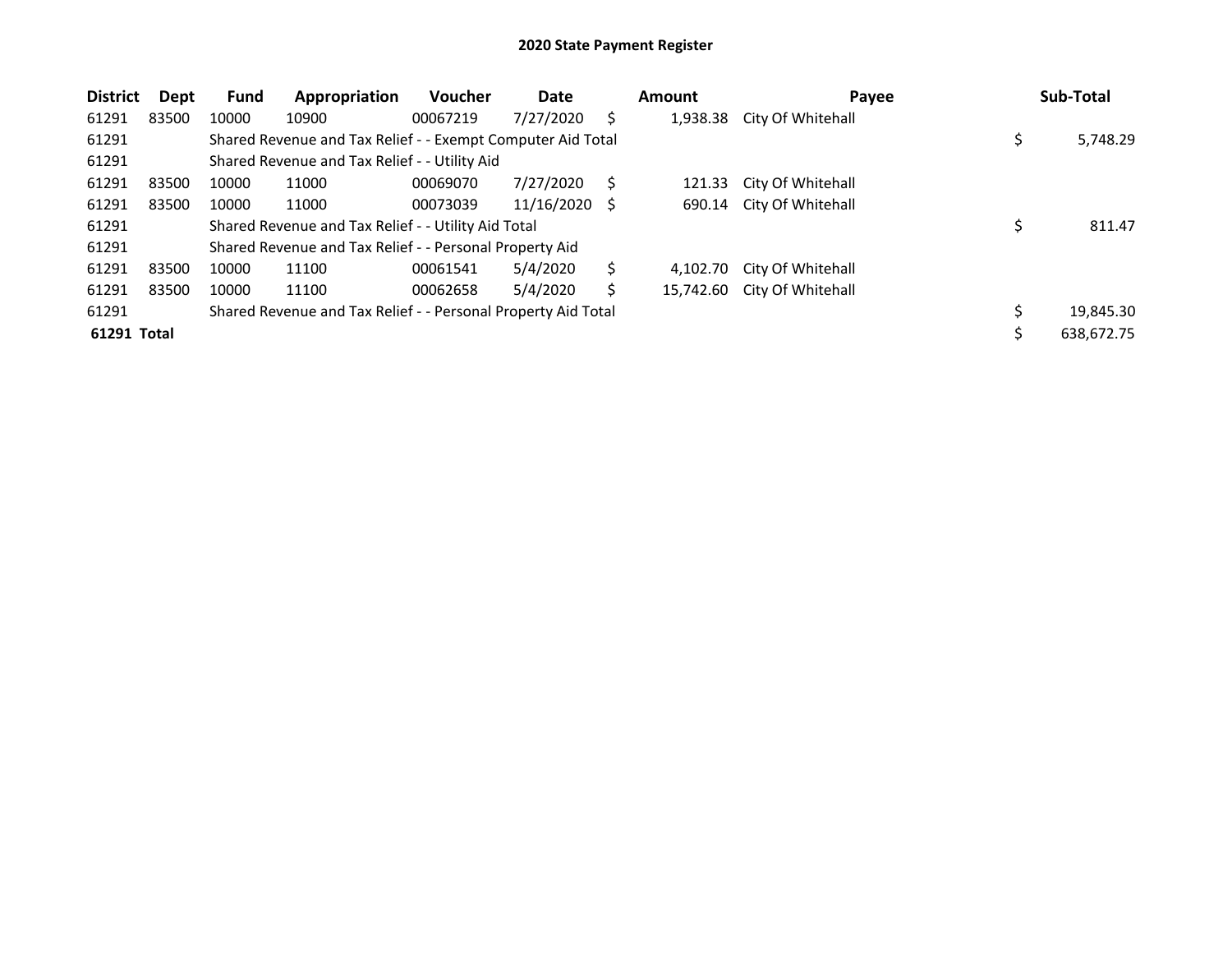## 2020 State Payment Register

| District | Dept | Fund | Appropriation | Voucher | Date | Amount | Payee | Sub-Total |
|---|---|---|---|---|---|---|---|---|
| 61291 | 83500 | 10000 | 10900 | 00067219 | 7/27/2020 | $ 1,938.38 | City Of Whitehall | |
| 61291 | | Shared Revenue and Tax Relief - - Exempt Computer Aid Total | | | | | | $ 5,748.29 |
| 61291 | | Shared Revenue and Tax Relief - - Utility Aid | | | | | | |
| 61291 | 83500 | 10000 | 11000 | 00069070 | 7/27/2020 | $ 121.33 | City Of Whitehall | |
| 61291 | 83500 | 10000 | 11000 | 00073039 | 11/16/2020 | $ 690.14 | City Of Whitehall | |
| 61291 | | Shared Revenue and Tax Relief - - Utility Aid Total | | | | | | $ 811.47 |
| 61291 | | Shared Revenue and Tax Relief - - Personal Property Aid | | | | | | |
| 61291 | 83500 | 10000 | 11100 | 00061541 | 5/4/2020 | $ 4,102.70 | City Of Whitehall | |
| 61291 | 83500 | 10000 | 11100 | 00062658 | 5/4/2020 | $ 15,742.60 | City Of Whitehall | |
| 61291 | | Shared Revenue and Tax Relief - - Personal Property Aid Total | | | | | | $ 19,845.30 |
| **61291 Total** | | | | | | | | $ 638,672.75 |